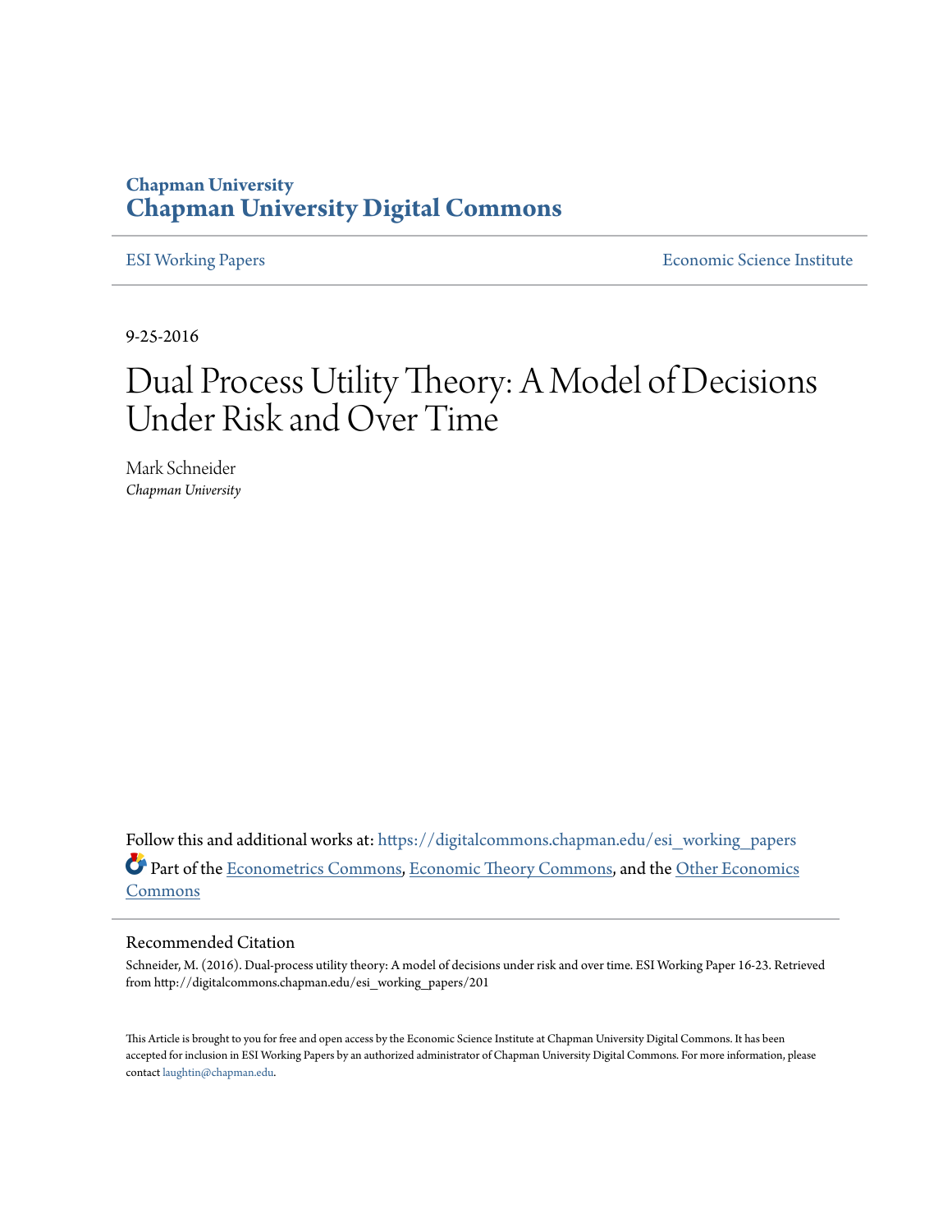Chapman University

# Chapman University Digital Commons

ESI Working Papers

Economic Science Institute

9-25-2016

# Dual Process Utility Theory: A Model of Decisions Under Risk and Over Time

Mark Schneider
*Chapman University*

Follow this and additional works at: https://digitalcommons.chapman.edu/esi_working_papers

Part of the Econometrics Commons, Economic Theory Commons, and the Other Economics Commons

## Recommended Citation

Schneider, M. (2016). Dual-process utility theory: A model of decisions under risk and over time. ESI Working Paper 16-23. Retrieved from http://digitalcommons.chapman.edu/esi_working_papers/201

This Article is brought to you for free and open access by the Economic Science Institute at Chapman University Digital Commons. It has been accepted for inclusion in ESI Working Papers by an authorized administrator of Chapman University Digital Commons. For more information, please contact laughtin@chapman.edu.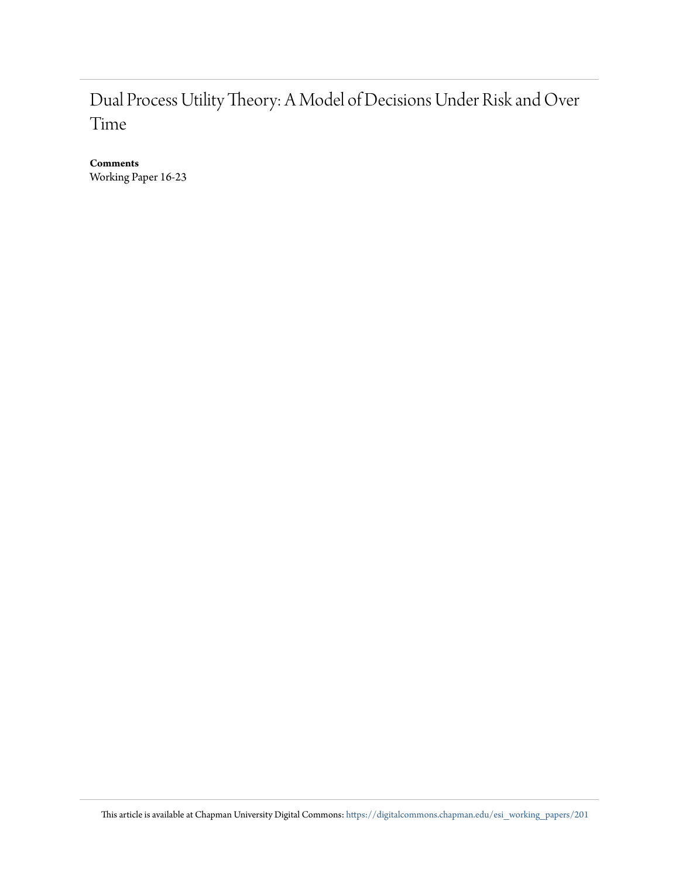# Dual Process Utility Theory: A Model of Decisions Under Risk and Over Time

**Comments**

Working Paper 16-23

This article is available at Chapman University Digital Commons: https://digitalcommons.chapman.edu/esi_working_papers/201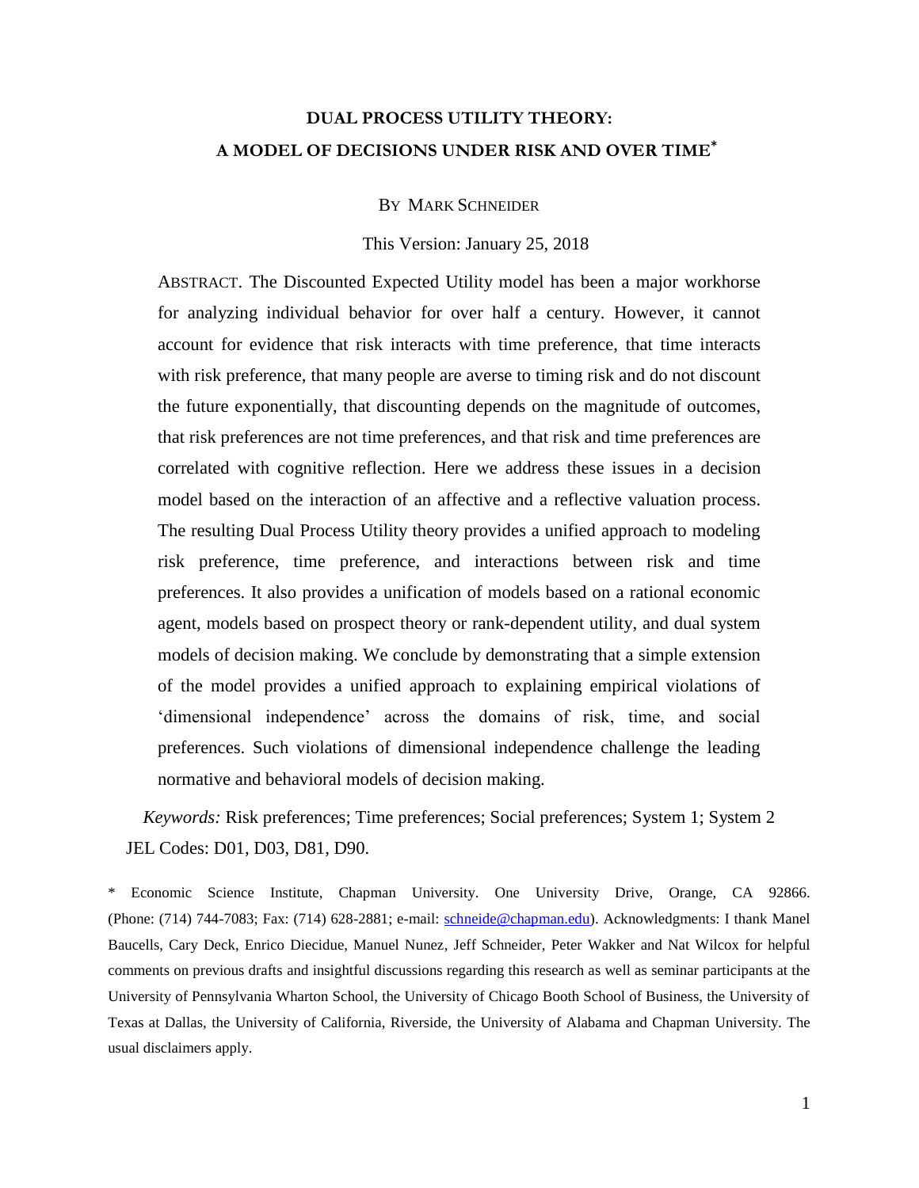# DUAL PROCESS UTILITY THEORY:
# A MODEL OF DECISIONS UNDER RISK AND OVER TIME*

BY MARK SCHNEIDER

This Version: January 25, 2018

ABSTRACT. The Discounted Expected Utility model has been a major workhorse for analyzing individual behavior for over half a century. However, it cannot account for evidence that risk interacts with time preference, that time interacts with risk preference, that many people are averse to timing risk and do not discount the future exponentially, that discounting depends on the magnitude of outcomes, that risk preferences are not time preferences, and that risk and time preferences are correlated with cognitive reflection. Here we address these issues in a decision model based on the interaction of an affective and a reflective valuation process. The resulting Dual Process Utility theory provides a unified approach to modeling risk preference, time preference, and interactions between risk and time preferences. It also provides a unification of models based on a rational economic agent, models based on prospect theory or rank-dependent utility, and dual system models of decision making. We conclude by demonstrating that a simple extension of the model provides a unified approach to explaining empirical violations of 'dimensional independence' across the domains of risk, time, and social preferences. Such violations of dimensional independence challenge the leading normative and behavioral models of decision making.

*Keywords:* Risk preferences; Time preferences; Social preferences; System 1; System 2

JEL Codes: D01, D03, D81, D90.

\* Economic Science Institute, Chapman University. One University Drive, Orange, CA 92866. (Phone: (714) 744-7083; Fax: (714) 628-2881; e-mail: schneide@chapman.edu). Acknowledgments: I thank Manel Baucells, Cary Deck, Enrico Diecidue, Manuel Nunez, Jeff Schneider, Peter Wakker and Nat Wilcox for helpful comments on previous drafts and insightful discussions regarding this research as well as seminar participants at the University of Pennsylvania Wharton School, the University of Chicago Booth School of Business, the University of Texas at Dallas, the University of California, Riverside, the University of Alabama and Chapman University. The usual disclaimers apply.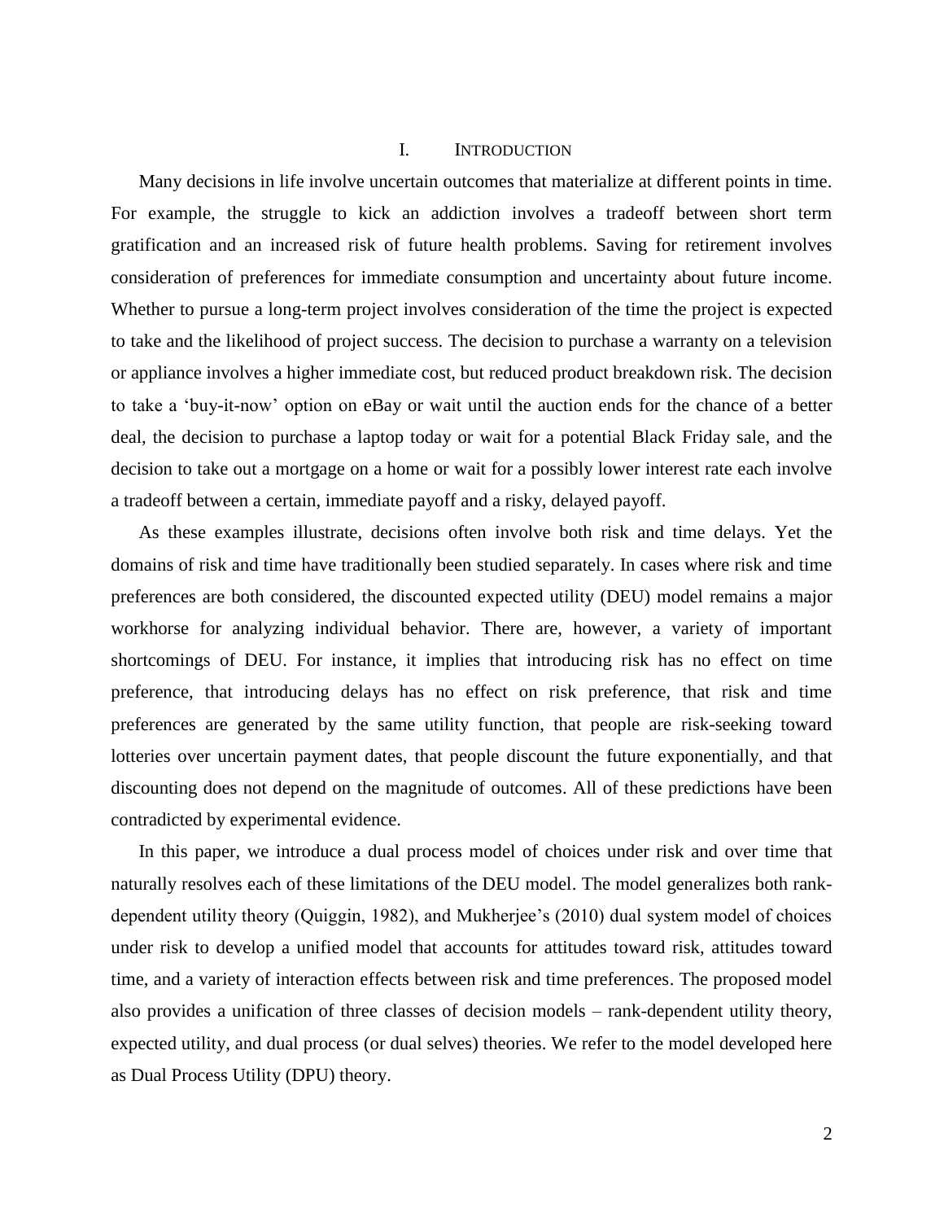# I. INTRODUCTION

Many decisions in life involve uncertain outcomes that materialize at different points in time. For example, the struggle to kick an addiction involves a tradeoff between short term gratification and an increased risk of future health problems. Saving for retirement involves consideration of preferences for immediate consumption and uncertainty about future income. Whether to pursue a long-term project involves consideration of the time the project is expected to take and the likelihood of project success. The decision to purchase a warranty on a television or appliance involves a higher immediate cost, but reduced product breakdown risk. The decision to take a 'buy-it-now' option on eBay or wait until the auction ends for the chance of a better deal, the decision to purchase a laptop today or wait for a potential Black Friday sale, and the decision to take out a mortgage on a home or wait for a possibly lower interest rate each involve a tradeoff between a certain, immediate payoff and a risky, delayed payoff.

As these examples illustrate, decisions often involve both risk and time delays. Yet the domains of risk and time have traditionally been studied separately. In cases where risk and time preferences are both considered, the discounted expected utility (DEU) model remains a major workhorse for analyzing individual behavior. There are, however, a variety of important shortcomings of DEU. For instance, it implies that introducing risk has no effect on time preference, that introducing delays has no effect on risk preference, that risk and time preferences are generated by the same utility function, that people are risk-seeking toward lotteries over uncertain payment dates, that people discount the future exponentially, and that discounting does not depend on the magnitude of outcomes. All of these predictions have been contradicted by experimental evidence.

In this paper, we introduce a dual process model of choices under risk and over time that naturally resolves each of these limitations of the DEU model. The model generalizes both rank-dependent utility theory (Quiggin, 1982), and Mukherjee's (2010) dual system model of choices under risk to develop a unified model that accounts for attitudes toward risk, attitudes toward time, and a variety of interaction effects between risk and time preferences. The proposed model also provides a unification of three classes of decision models – rank-dependent utility theory, expected utility, and dual process (or dual selves) theories. We refer to the model developed here as Dual Process Utility (DPU) theory.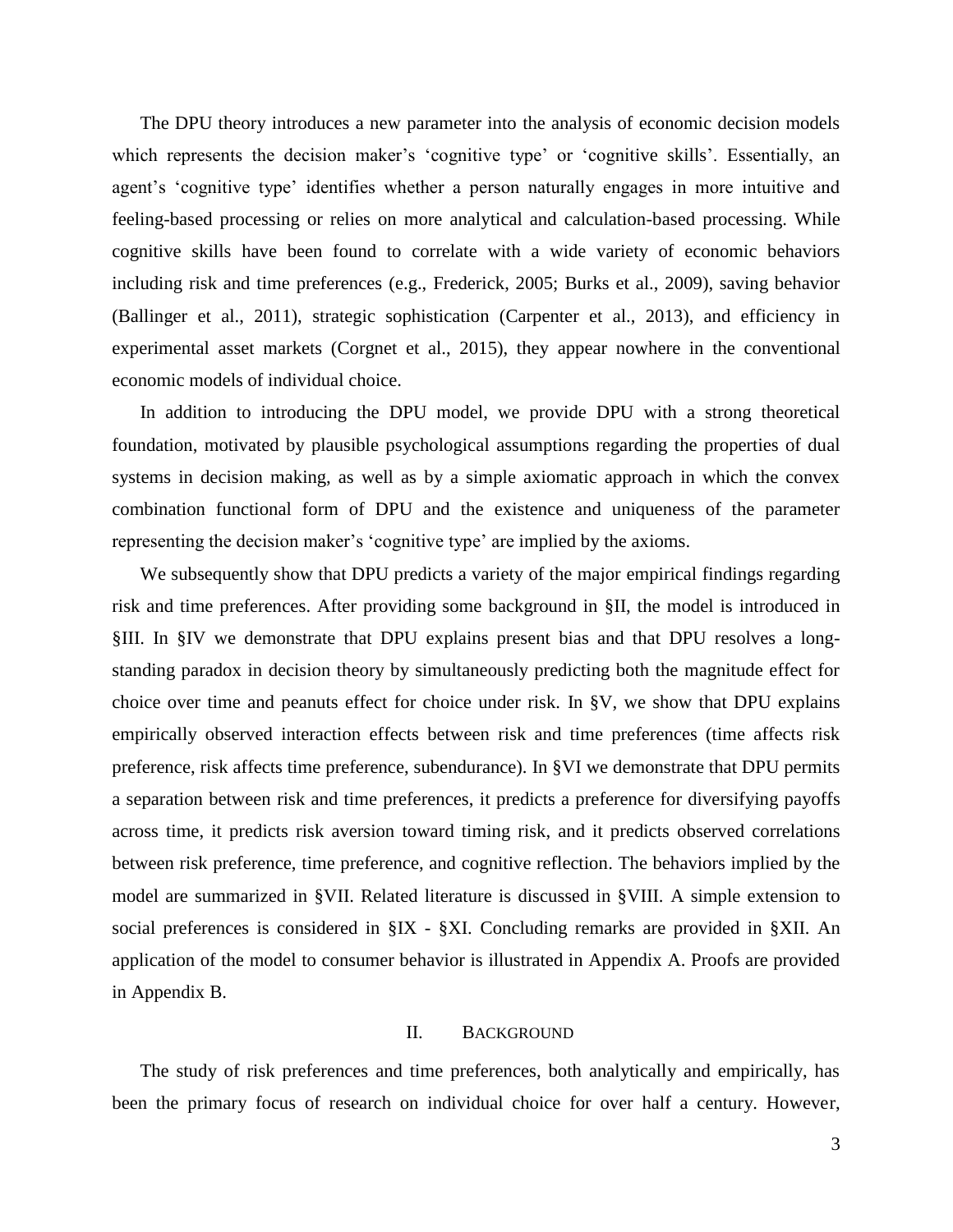The DPU theory introduces a new parameter into the analysis of economic decision models which represents the decision maker's 'cognitive type' or 'cognitive skills'. Essentially, an agent's 'cognitive type' identifies whether a person naturally engages in more intuitive and feeling-based processing or relies on more analytical and calculation-based processing. While cognitive skills have been found to correlate with a wide variety of economic behaviors including risk and time preferences (e.g., Frederick, 2005; Burks et al., 2009), saving behavior (Ballinger et al., 2011), strategic sophistication (Carpenter et al., 2013), and efficiency in experimental asset markets (Corgnet et al., 2015), they appear nowhere in the conventional economic models of individual choice.

In addition to introducing the DPU model, we provide DPU with a strong theoretical foundation, motivated by plausible psychological assumptions regarding the properties of dual systems in decision making, as well as by a simple axiomatic approach in which the convex combination functional form of DPU and the existence and uniqueness of the parameter representing the decision maker's 'cognitive type' are implied by the axioms.

We subsequently show that DPU predicts a variety of the major empirical findings regarding risk and time preferences. After providing some background in §II, the model is introduced in §III. In §IV we demonstrate that DPU explains present bias and that DPU resolves a long-standing paradox in decision theory by simultaneously predicting both the magnitude effect for choice over time and peanuts effect for choice under risk. In §V, we show that DPU explains empirically observed interaction effects between risk and time preferences (time affects risk preference, risk affects time preference, subendurance). In §VI we demonstrate that DPU permits a separation between risk and time preferences, it predicts a preference for diversifying payoffs across time, it predicts risk aversion toward timing risk, and it predicts observed correlations between risk preference, time preference, and cognitive reflection. The behaviors implied by the model are summarized in §VII. Related literature is discussed in §VIII. A simple extension to social preferences is considered in §IX - §XI. Concluding remarks are provided in §XII. An application of the model to consumer behavior is illustrated in Appendix A. Proofs are provided in Appendix B.

## II. Background

The study of risk preferences and time preferences, both analytically and empirically, has been the primary focus of research on individual choice for over half a century. However,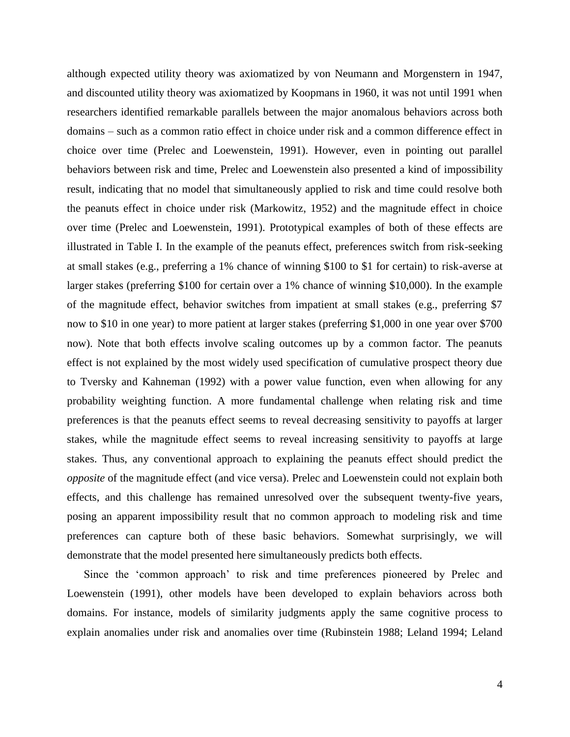although expected utility theory was axiomatized by von Neumann and Morgenstern in 1947, and discounted utility theory was axiomatized by Koopmans in 1960, it was not until 1991 when researchers identified remarkable parallels between the major anomalous behaviors across both domains – such as a common ratio effect in choice under risk and a common difference effect in choice over time (Prelec and Loewenstein, 1991). However, even in pointing out parallel behaviors between risk and time, Prelec and Loewenstein also presented a kind of impossibility result, indicating that no model that simultaneously applied to risk and time could resolve both the peanuts effect in choice under risk (Markowitz, 1952) and the magnitude effect in choice over time (Prelec and Loewenstein, 1991). Prototypical examples of both of these effects are illustrated in Table I. In the example of the peanuts effect, preferences switch from risk-seeking at small stakes (e.g., preferring a 1% chance of winning $100 to $1 for certain) to risk-averse at larger stakes (preferring $100 for certain over a 1% chance of winning $10,000). In the example of the magnitude effect, behavior switches from impatient at small stakes (e.g., preferring $7 now to $10 in one year) to more patient at larger stakes (preferring $1,000 in one year over $700 now). Note that both effects involve scaling outcomes up by a common factor. The peanuts effect is not explained by the most widely used specification of cumulative prospect theory due to Tversky and Kahneman (1992) with a power value function, even when allowing for any probability weighting function. A more fundamental challenge when relating risk and time preferences is that the peanuts effect seems to reveal decreasing sensitivity to payoffs at larger stakes, while the magnitude effect seems to reveal increasing sensitivity to payoffs at large stakes. Thus, any conventional approach to explaining the peanuts effect should predict the *opposite* of the magnitude effect (and vice versa). Prelec and Loewenstein could not explain both effects, and this challenge has remained unresolved over the subsequent twenty-five years, posing an apparent impossibility result that no common approach to modeling risk and time preferences can capture both of these basic behaviors. Somewhat surprisingly, we will demonstrate that the model presented here simultaneously predicts both effects.

Since the 'common approach' to risk and time preferences pioneered by Prelec and Loewenstein (1991), other models have been developed to explain behaviors across both domains. For instance, models of similarity judgments apply the same cognitive process to explain anomalies under risk and anomalies over time (Rubinstein 1988; Leland 1994; Leland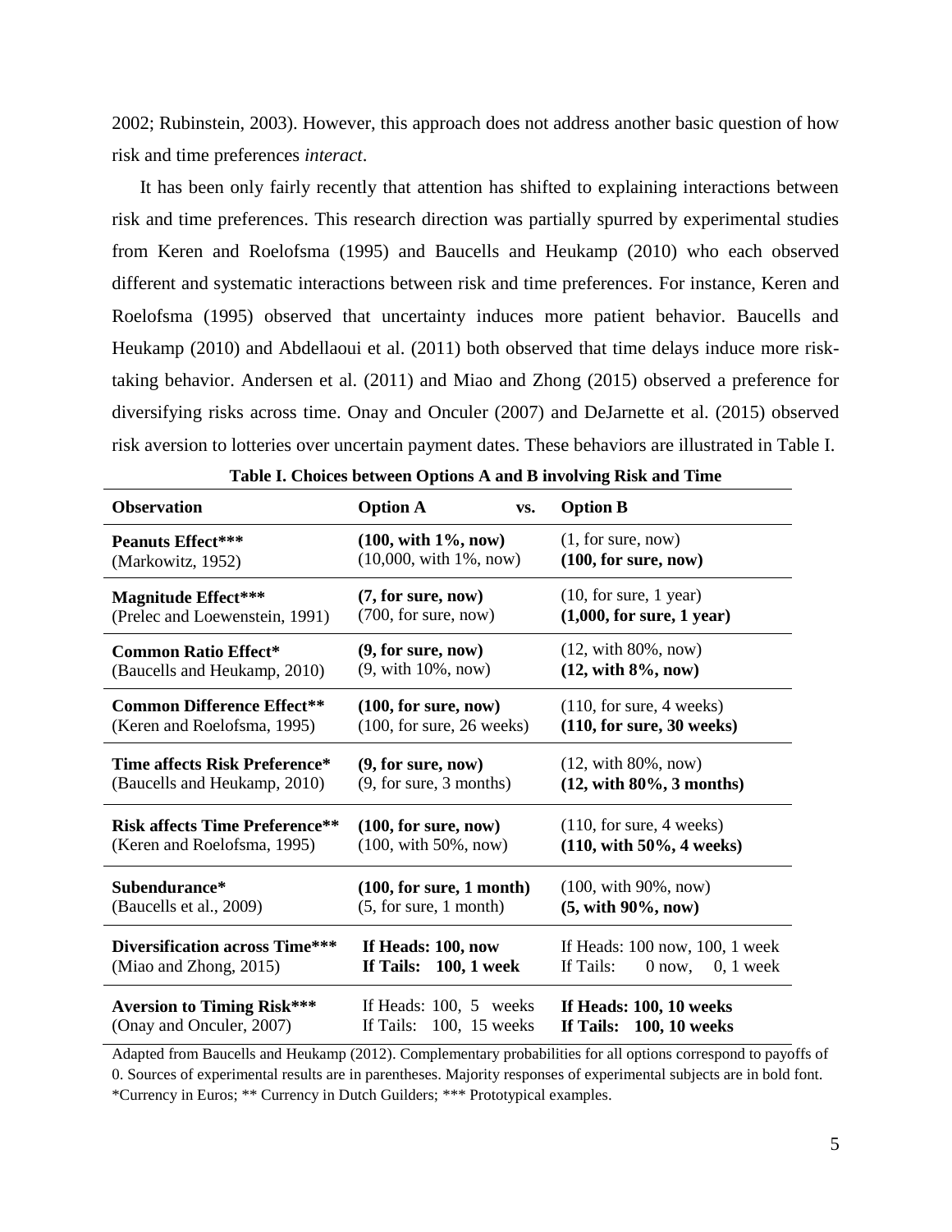2002; Rubinstein, 2003). However, this approach does not address another basic question of how risk and time preferences *interact*.

It has been only fairly recently that attention has shifted to explaining interactions between risk and time preferences. This research direction was partially spurred by experimental studies from Keren and Roelofsma (1995) and Baucells and Heukamp (2010) who each observed different and systematic interactions between risk and time preferences. For instance, Keren and Roelofsma (1995) observed that uncertainty induces more patient behavior. Baucells and Heukamp (2010) and Abdellaoui et al. (2011) both observed that time delays induce more risk-taking behavior. Andersen et al. (2011) and Miao and Zhong (2015) observed a preference for diversifying risks across time. Onay and Onculer (2007) and DeJarnette et al. (2015) observed risk aversion to lotteries over uncertain payment dates. These behaviors are illustrated in Table I.

**Table I. Choices between Options A and B involving Risk and Time**

| Observation | Option A vs. | Option B |
|---|---|---|
| **Peanuts Effect*****<br>(Markowitz, 1952) | **(100, with 1%, now)**<br>(10,000, with 1%, now) | (1, for sure, now)<br>**(100, for sure, now)** |
| **Magnitude Effect*****<br>(Prelec and Loewenstein, 1991) | **(7, for sure, now)**<br>(700, for sure, now) | (10, for sure, 1 year)<br>**(1,000, for sure, 1 year)** |
| **Common Ratio Effect***<br>(Baucells and Heukamp, 2010) | **(9, for sure, now)**<br>(9, with 10%, now) | (12, with 80%, now)<br>**(12, with 8%, now)** |
| **Common Difference Effect****<br>(Keren and Roelofsma, 1995) | **(100, for sure, now)**<br>(100, for sure, 26 weeks) | (110, for sure, 4 weeks)<br>**(110, for sure, 30 weeks)** |
| **Time affects Risk Preference***<br>(Baucells and Heukamp, 2010) | **(9, for sure, now)**<br>(9, for sure, 3 months) | (12, with 80%, now)<br>**(12, with 80%, 3 months)** |
| **Risk affects Time Preference****<br>(Keren and Roelofsma, 1995) | **(100, for sure, now)**<br>(100, with 50%, now) | (110, for sure, 4 weeks)<br>**(110, with 50%, 4 weeks)** |
| **Subendurance***<br>(Baucells et al., 2009) | **(100, for sure, 1 month)**<br>(5, for sure, 1 month) | (100, with 90%, now)<br>**(5, with 90%, now)** |
| **Diversification across Time*****<br>(Miao and Zhong, 2015) | **If Heads: 100, now**<br>**If Tails: 100, 1 week** | If Heads: 100 now, 100, 1 week<br>If Tails: 0 now, 0, 1 week |
| **Aversion to Timing Risk*****<br>(Onay and Onculer, 2007) | If Heads: 100, 5 weeks<br>If Tails: 100, 15 weeks | **If Heads: 100, 10 weeks**<br>**If Tails: 100, 10 weeks** |

Adapted from Baucells and Heukamp (2012). Complementary probabilities for all options correspond to payoffs of 0. Sources of experimental results are in parentheses. Majority responses of experimental subjects are in bold font.
*Currency in Euros; ** Currency in Dutch Guilders; *** Prototypical examples.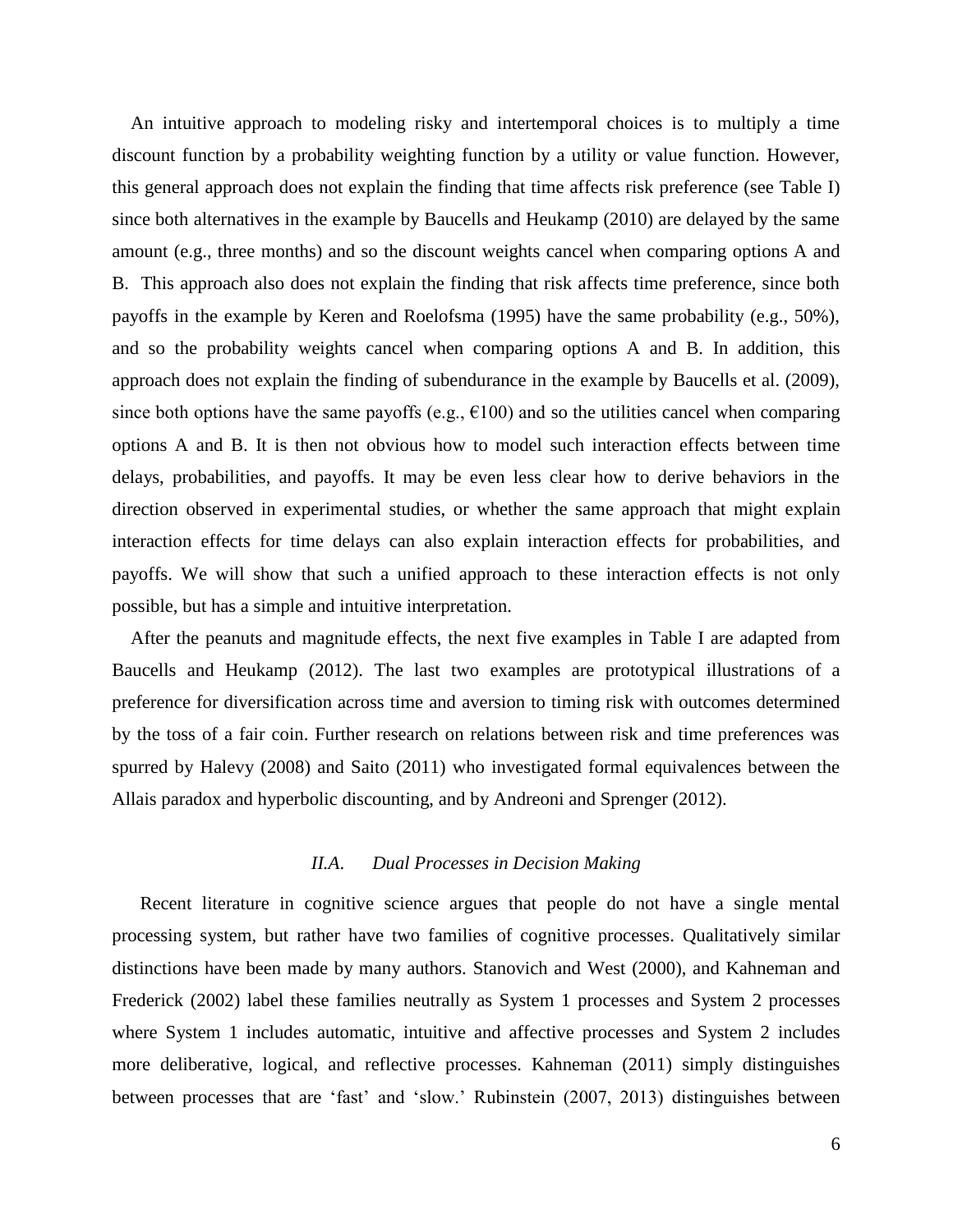An intuitive approach to modeling risky and intertemporal choices is to multiply a time discount function by a probability weighting function by a utility or value function. However, this general approach does not explain the finding that time affects risk preference (see Table I) since both alternatives in the example by Baucells and Heukamp (2010) are delayed by the same amount (e.g., three months) and so the discount weights cancel when comparing options A and B. This approach also does not explain the finding that risk affects time preference, since both payoffs in the example by Keren and Roelofsma (1995) have the same probability (e.g., 50%), and so the probability weights cancel when comparing options A and B. In addition, this approach does not explain the finding of subendurance in the example by Baucells et al. (2009), since both options have the same payoffs (e.g., €100) and so the utilities cancel when comparing options A and B. It is then not obvious how to model such interaction effects between time delays, probabilities, and payoffs. It may be even less clear how to derive behaviors in the direction observed in experimental studies, or whether the same approach that might explain interaction effects for time delays can also explain interaction effects for probabilities, and payoffs. We will show that such a unified approach to these interaction effects is not only possible, but has a simple and intuitive interpretation.

After the peanuts and magnitude effects, the next five examples in Table I are adapted from Baucells and Heukamp (2012). The last two examples are prototypical illustrations of a preference for diversification across time and aversion to timing risk with outcomes determined by the toss of a fair coin. Further research on relations between risk and time preferences was spurred by Halevy (2008) and Saito (2011) who investigated formal equivalences between the Allais paradox and hyperbolic discounting, and by Andreoni and Sprenger (2012).

### *II.A. Dual Processes in Decision Making*

Recent literature in cognitive science argues that people do not have a single mental processing system, but rather have two families of cognitive processes. Qualitatively similar distinctions have been made by many authors. Stanovich and West (2000), and Kahneman and Frederick (2002) label these families neutrally as System 1 processes and System 2 processes where System 1 includes automatic, intuitive and affective processes and System 2 includes more deliberative, logical, and reflective processes. Kahneman (2011) simply distinguishes between processes that are 'fast' and 'slow.' Rubinstein (2007, 2013) distinguishes between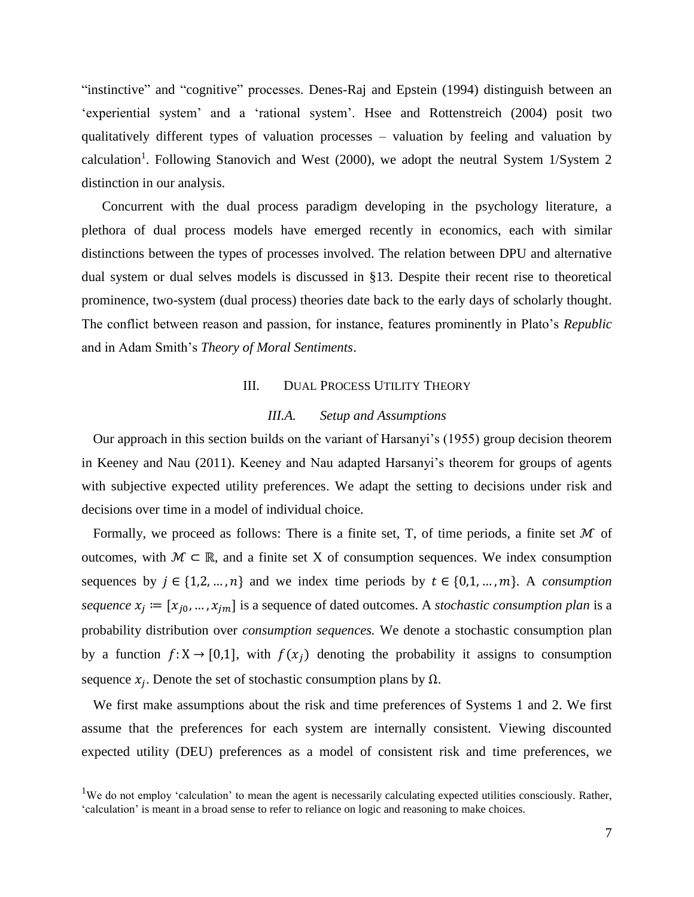"instinctive" and "cognitive" processes. Denes-Raj and Epstein (1994) distinguish between an 'experiential system' and a 'rational system'. Hsee and Rottenstreich (2004) posit two qualitatively different types of valuation processes – valuation by feeling and valuation by calculation[1]. Following Stanovich and West (2000), we adopt the neutral System 1/System 2 distinction in our analysis.

Concurrent with the dual process paradigm developing in the psychology literature, a plethora of dual process models have emerged recently in economics, each with similar distinctions between the types of processes involved. The relation between DPU and alternative dual system or dual selves models is discussed in §13. Despite their recent rise to theoretical prominence, two-system (dual process) theories date back to the early days of scholarly thought. The conflict between reason and passion, for instance, features prominently in Plato's *Republic* and in Adam Smith's *Theory of Moral Sentiments*.

## III. Dual Process Utility Theory

### *III.A. Setup and Assumptions*

Our approach in this section builds on the variant of Harsanyi's (1955) group decision theorem in Keeney and Nau (2011). Keeney and Nau adapted Harsanyi's theorem for groups of agents with subjective expected utility preferences. We adapt the setting to decisions under risk and decisions over time in a model of individual choice.

Formally, we proceed as follows: There is a finite set, T, of time periods, a finite set $\mathcal{M}$ of outcomes, with $\mathcal{M} \subset \mathbb{R}$, and a finite set X of consumption sequences. We index consumption sequences by $j \in \{1,2,\dots,n\}$ and we index time periods by $t \in \{0,1,\dots,m\}$. A *consumption sequence* $x_j := [x_{j0},\dots,x_{jm}]$ is a sequence of dated outcomes. A *stochastic consumption plan* is a probability distribution over *consumption sequences.* We denote a stochastic consumption plan by a function $f\colon \mathrm{X} \to [0,1]$, with $f(x_j)$ denoting the probability it assigns to consumption sequence $x_j$. Denote the set of stochastic consumption plans by $\Omega$.

We first make assumptions about the risk and time preferences of Systems 1 and 2. We first assume that the preferences for each system are internally consistent. Viewing discounted expected utility (DEU) preferences as a model of consistent risk and time preferences, we

[1]We do not employ 'calculation' to mean the agent is necessarily calculating expected utilities consciously. Rather, 'calculation' is meant in a broad sense to refer to reliance on logic and reasoning to make choices.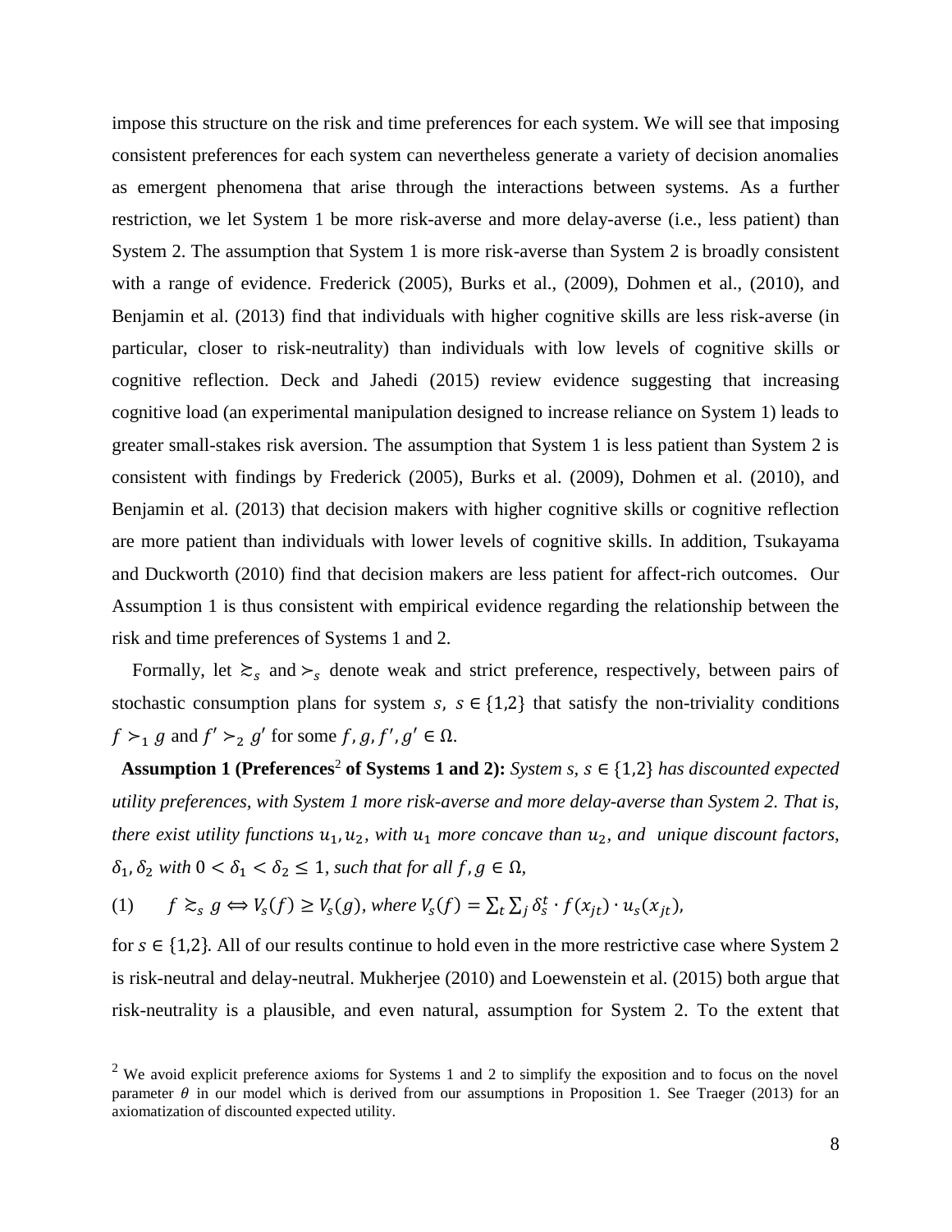impose this structure on the risk and time preferences for each system. We will see that imposing consistent preferences for each system can nevertheless generate a variety of decision anomalies as emergent phenomena that arise through the interactions between systems. As a further restriction, we let System 1 be more risk-averse and more delay-averse (i.e., less patient) than System 2. The assumption that System 1 is more risk-averse than System 2 is broadly consistent with a range of evidence. Frederick (2005), Burks et al., (2009), Dohmen et al., (2010), and Benjamin et al. (2013) find that individuals with higher cognitive skills are less risk-averse (in particular, closer to risk-neutrality) than individuals with low levels of cognitive skills or cognitive reflection. Deck and Jahedi (2015) review evidence suggesting that increasing cognitive load (an experimental manipulation designed to increase reliance on System 1) leads to greater small-stakes risk aversion. The assumption that System 1 is less patient than System 2 is consistent with findings by Frederick (2005), Burks et al. (2009), Dohmen et al. (2010), and Benjamin et al. (2013) that decision makers with higher cognitive skills or cognitive reflection are more patient than individuals with lower levels of cognitive skills. In addition, Tsukayama and Duckworth (2010) find that decision makers are less patient for affect-rich outcomes. Our Assumption 1 is thus consistent with empirical evidence regarding the relationship between the risk and time preferences of Systems 1 and 2.

Formally, let $\succsim_s$ and $\succ_s$ denote weak and strict preference, respectively, between pairs of stochastic consumption plans for system $s$, $s \in \{1,2\}$ that satisfy the non-triviality conditions $f \succ_1 g$ and $f' \succ_2 g'$ for some $f, g, f', g' \in \Omega$.

**Assumption 1 (Preferences[2] of Systems 1 and 2):** *System s, $s \in \{1,2\}$ has discounted expected utility preferences, with System 1 more risk-averse and more delay-averse than System 2. That is, there exist utility functions $u_1, u_2$, with $u_1$ more concave than $u_2$, and unique discount factors, $\delta_1, \delta_2$ with $0 < \delta_1 < \delta_2 \leq 1$, such that for all $f, g \in \Omega$,*

(1) $\quad f \succsim_s g \Leftrightarrow V_s(f) \geq V_s(g)$, *where* $V_s(f) = \sum_t \sum_j \delta_s^t \cdot f(x_{jt}) \cdot u_s(x_{jt})$,

for $s \in \{1,2\}$. All of our results continue to hold even in the more restrictive case where System 2 is risk-neutral and delay-neutral. Mukherjee (2010) and Loewenstein et al. (2015) both argue that risk-neutrality is a plausible, and even natural, assumption for System 2. To the extent that

[2] We avoid explicit preference axioms for Systems 1 and 2 to simplify the exposition and to focus on the novel parameter $\theta$ in our model which is derived from our assumptions in Proposition 1. See Traeger (2013) for an axiomatization of discounted expected utility.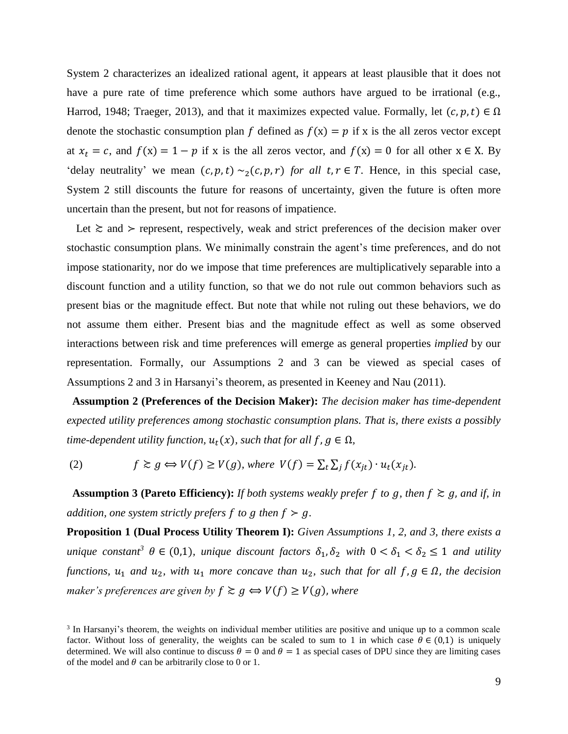System 2 characterizes an idealized rational agent, it appears at least plausible that it does not have a pure rate of time preference which some authors have argued to be irrational (e.g., Harrod, 1948; Traeger, 2013), and that it maximizes expected value. Formally, let $(c, p, t) \in \Omega$ denote the stochastic consumption plan $f$ defined as $f(\mathrm{x}) = p$ if x is the all zeros vector except at $x_t = c$, and $f(\mathrm{x}) = 1 - p$ if x is the all zeros vector, and $f(\mathrm{x}) = 0$ for all other $\mathrm{x} \in \mathrm{X}$. By 'delay neutrality' we mean $(c, p, t) \sim_2 (c, p, r)$ *for all* $t, r \in T$. Hence, in this special case, System 2 still discounts the future for reasons of uncertainty, given the future is often more uncertain than the present, but not for reasons of impatience.

Let $\succsim$ and $\succ$ represent, respectively, weak and strict preferences of the decision maker over stochastic consumption plans. We minimally constrain the agent's time preferences, and do not impose stationarity, nor do we impose that time preferences are multiplicatively separable into a discount function and a utility function, so that we do not rule out common behaviors such as present bias or the magnitude effect. But note that while not ruling out these behaviors, we do not assume them either. Present bias and the magnitude effect as well as some observed interactions between risk and time preferences will emerge as general properties *implied* by our representation. Formally, our Assumptions 2 and 3 can be viewed as special cases of Assumptions 2 and 3 in Harsanyi's theorem, as presented in Keeney and Nau (2011).

**Assumption 2 (Preferences of the Decision Maker):** *The decision maker has time-dependent expected utility preferences among stochastic consumption plans. That is, there exists a possibly time-dependent utility function, $u_t(x)$, such that for all $f, g \in \Omega$,*

$$f \succsim g \Leftrightarrow V(f) \geq V(g), \text{ where } V(f) = \sum_t \sum_j f(x_{jt}) \cdot u_t(x_{jt}). \tag{2}$$

**Assumption 3 (Pareto Efficiency):** *If both systems weakly prefer $f$ to $g$, then $f \succsim g$, and if, in addition, one system strictly prefers $f$ to $g$ then $f \succ g$.*

**Proposition 1 (Dual Process Utility Theorem I):** *Given Assumptions 1, 2, and 3, there exists a unique constant*[3] *$\theta \in (0,1)$, unique discount factors $\delta_1, \delta_2$ with $0 < \delta_1 < \delta_2 \leq 1$ and utility functions, $u_1$ and $u_2$, with $u_1$ more concave than $u_2$, such that for all $f, g \in \Omega$, the decision maker's preferences are given by $f \succsim g \Leftrightarrow V(f) \geq V(g)$, where*

[3] In Harsanyi's theorem, the weights on individual member utilities are positive and unique up to a common scale factor. Without loss of generality, the weights can be scaled to sum to 1 in which case $\theta \in (0,1)$ is uniquely determined. We will also continue to discuss $\theta = 0$ and $\theta = 1$ as special cases of DPU since they are limiting cases of the model and $\theta$ can be arbitrarily close to 0 or 1.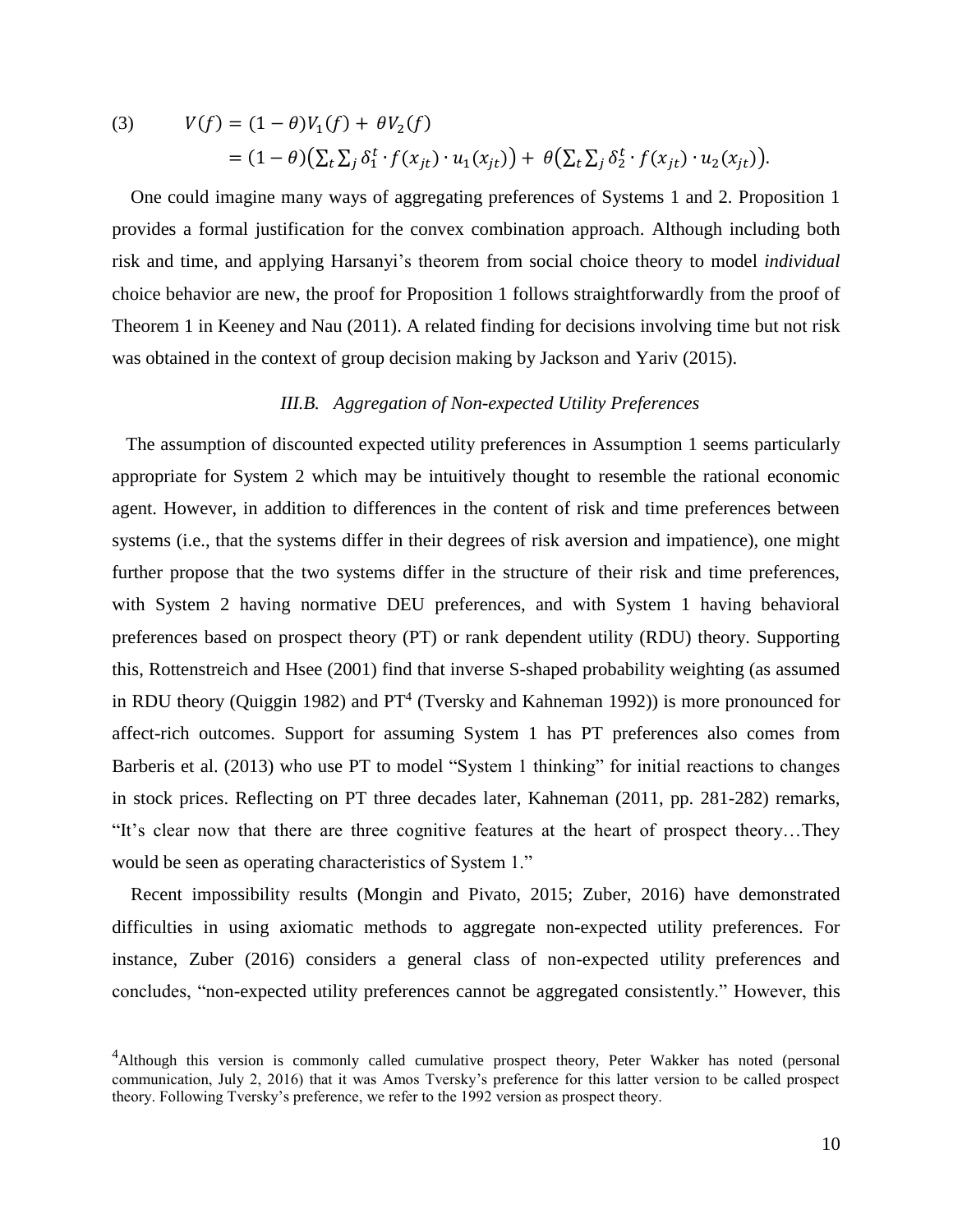$$(3) \qquad V(f) = (1-\theta)V_1(f) + \theta V_2(f)$$
$$= (1-\theta)\left(\sum_t \sum_j \delta_1^t \cdot f(x_{jt}) \cdot u_1(x_{jt})\right) + \theta\left(\sum_t \sum_j \delta_2^t \cdot f(x_{jt}) \cdot u_2(x_{jt})\right).$$

One could imagine many ways of aggregating preferences of Systems 1 and 2. Proposition 1 provides a formal justification for the convex combination approach. Although including both risk and time, and applying Harsanyi's theorem from social choice theory to model *individual* choice behavior are new, the proof for Proposition 1 follows straightforwardly from the proof of Theorem 1 in Keeney and Nau (2011). A related finding for decisions involving time but not risk was obtained in the context of group decision making by Jackson and Yariv (2015).

### *III.B. Aggregation of Non-expected Utility Preferences*

The assumption of discounted expected utility preferences in Assumption 1 seems particularly appropriate for System 2 which may be intuitively thought to resemble the rational economic agent. However, in addition to differences in the content of risk and time preferences between systems (i.e., that the systems differ in their degrees of risk aversion and impatience), one might further propose that the two systems differ in the structure of their risk and time preferences, with System 2 having normative DEU preferences, and with System 1 having behavioral preferences based on prospect theory (PT) or rank dependent utility (RDU) theory. Supporting this, Rottenstreich and Hsee (2001) find that inverse S-shaped probability weighting (as assumed in RDU theory (Quiggin 1982) and PT[4] (Tversky and Kahneman 1992)) is more pronounced for affect-rich outcomes. Support for assuming System 1 has PT preferences also comes from Barberis et al. (2013) who use PT to model "System 1 thinking" for initial reactions to changes in stock prices. Reflecting on PT three decades later, Kahneman (2011, pp. 281-282) remarks, "It's clear now that there are three cognitive features at the heart of prospect theory…They would be seen as operating characteristics of System 1."

Recent impossibility results (Mongin and Pivato, 2015; Zuber, 2016) have demonstrated difficulties in using axiomatic methods to aggregate non-expected utility preferences. For instance, Zuber (2016) considers a general class of non-expected utility preferences and concludes, "non-expected utility preferences cannot be aggregated consistently." However, this

[4] Although this version is commonly called cumulative prospect theory, Peter Wakker has noted (personal communication, July 2, 2016) that it was Amos Tversky's preference for this latter version to be called prospect theory. Following Tversky's preference, we refer to the 1992 version as prospect theory.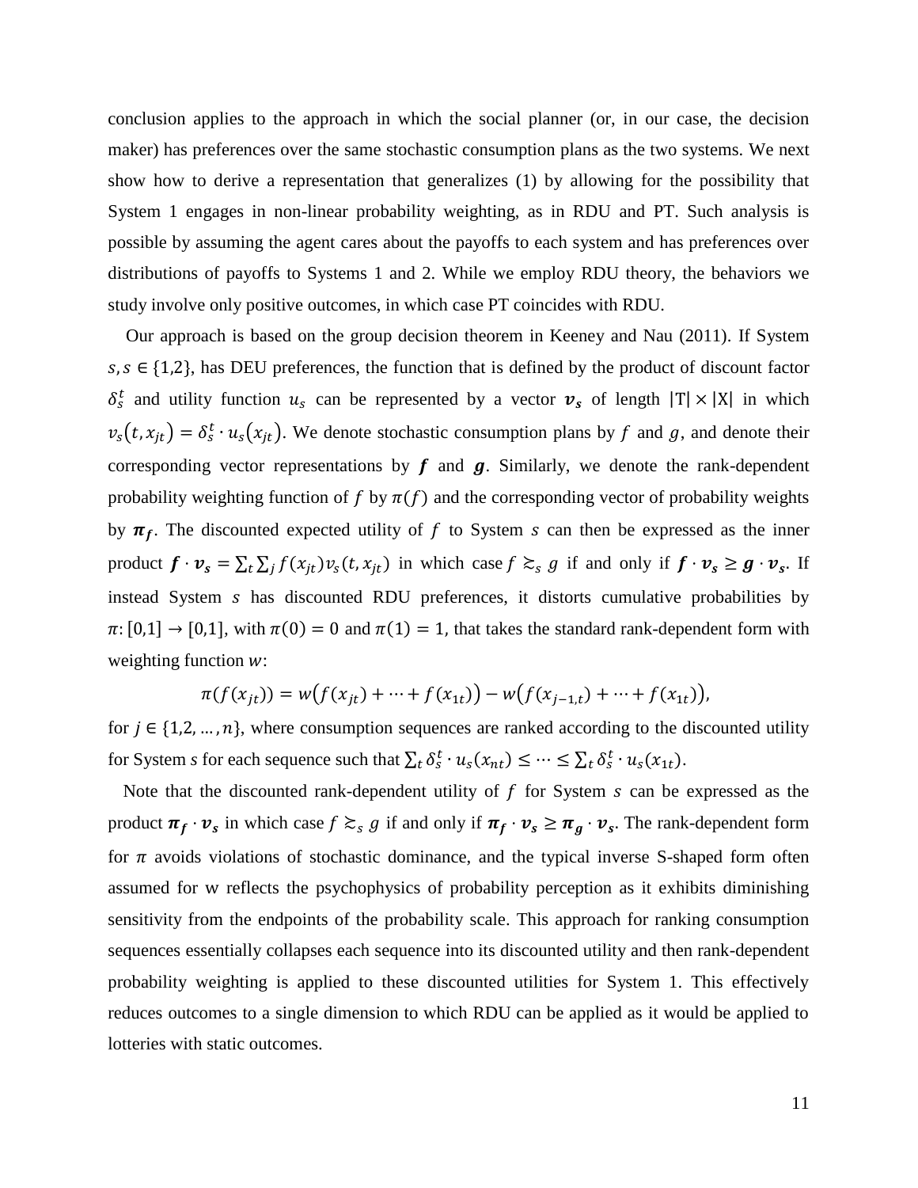conclusion applies to the approach in which the social planner (or, in our case, the decision maker) has preferences over the same stochastic consumption plans as the two systems. We next show how to derive a representation that generalizes (1) by allowing for the possibility that System 1 engages in non-linear probability weighting, as in RDU and PT. Such analysis is possible by assuming the agent cares about the payoffs to each system and has preferences over distributions of payoffs to Systems 1 and 2. While we employ RDU theory, the behaviors we study involve only positive outcomes, in which case PT coincides with RDU.

Our approach is based on the group decision theorem in Keeney and Nau (2011). If System $s, s \in \{1,2\}$, has DEU preferences, the function that is defined by the product of discount factor $\delta_s^t$ and utility function $u_s$ can be represented by a vector $\boldsymbol{v_s}$ of length $|\mathrm{T}| \times |\mathrm{X}|$ in which $v_s(t, x_{jt}) = \delta_s^t \cdot u_s(x_{jt})$. We denote stochastic consumption plans by $f$ and $g$, and denote their corresponding vector representations by $\boldsymbol{f}$ and $\boldsymbol{g}$. Similarly, we denote the rank-dependent probability weighting function of $f$ by $\pi(f)$ and the corresponding vector of probability weights by $\boldsymbol{\pi_f}$. The discounted expected utility of $f$ to System $s$ can then be expressed as the inner product $\boldsymbol{f} \cdot \boldsymbol{v_s} = \sum_t \sum_j f(x_{jt}) v_s(t, x_{jt})$ in which case $f \succsim_s g$ if and only if $\boldsymbol{f} \cdot \boldsymbol{v_s} \geq \boldsymbol{g} \cdot \boldsymbol{v_s}$. If instead System $s$ has discounted RDU preferences, it distorts cumulative probabilities by $\pi: [0,1] \rightarrow [0,1]$, with $\pi(0) = 0$ and $\pi(1) = 1$, that takes the standard rank-dependent form with weighting function $w$:

$$\pi(f(x_{jt})) = w\big(f(x_{jt}) + \cdots + f(x_{1t})\big) - w\big(f(x_{j-1,t}) + \cdots + f(x_{1t})\big),$$

for $j \in \{1,2,\ldots,n\}$, where consumption sequences are ranked according to the discounted utility for System *s* for each sequence such that $\sum_t \delta_s^t \cdot u_s(x_{nt}) \leq \cdots \leq \sum_t \delta_s^t \cdot u_s(x_{1t})$.

Note that the discounted rank-dependent utility of $f$ for System $s$ can be expressed as the product $\boldsymbol{\pi_f} \cdot \boldsymbol{v_s}$ in which case $f \succsim_s g$ if and only if $\boldsymbol{\pi_f} \cdot \boldsymbol{v_s} \geq \boldsymbol{\pi_g} \cdot \boldsymbol{v_s}$. The rank-dependent form for $\pi$ avoids violations of stochastic dominance, and the typical inverse S-shaped form often assumed for w reflects the psychophysics of probability perception as it exhibits diminishing sensitivity from the endpoints of the probability scale. This approach for ranking consumption sequences essentially collapses each sequence into its discounted utility and then rank-dependent probability weighting is applied to these discounted utilities for System 1. This effectively reduces outcomes to a single dimension to which RDU can be applied as it would be applied to lotteries with static outcomes.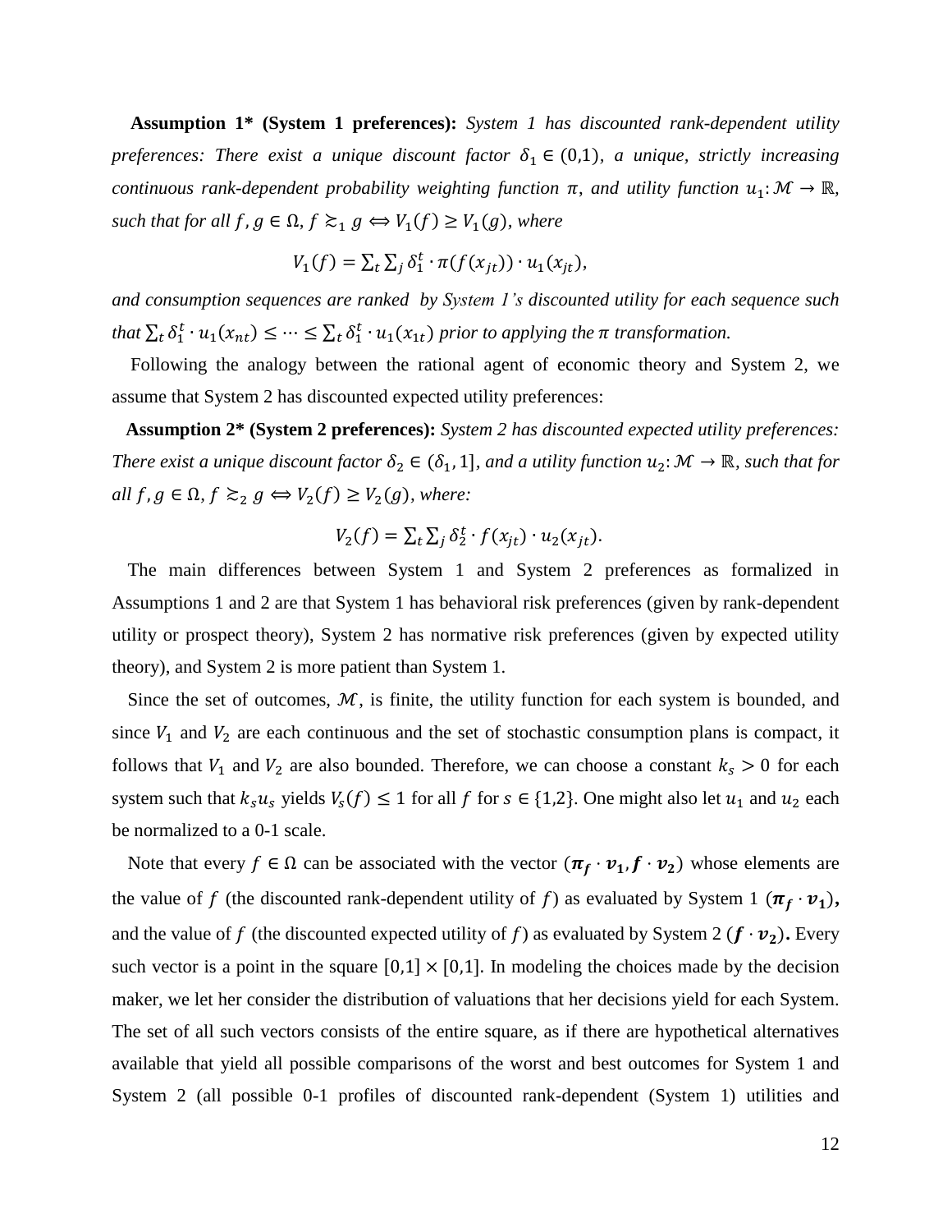**Assumption 1* (System 1 preferences):** *System 1 has discounted rank-dependent utility preferences: There exist a unique discount factor $\delta_1 \in (0,1)$, a unique, strictly increasing continuous rank-dependent probability weighting function $\pi$, and utility function $u_1: \mathcal{M} \rightarrow \mathbb{R}$, such that for all $f, g \in \Omega$, $f \gtrsim_1 g \Leftrightarrow V_1(f) \geq V_1(g)$, where*

$$V_1(f) = \sum_t \sum_j \delta_1^t \cdot \pi(f(x_{jt})) \cdot u_1(x_{jt}),$$

*and consumption sequences are ranked by System 1's discounted utility for each sequence such that $\sum_t \delta_1^t \cdot u_1(x_{nt}) \leq \cdots \leq \sum_t \delta_1^t \cdot u_1(x_{1t})$ prior to applying the $\pi$ transformation.*

Following the analogy between the rational agent of economic theory and System 2, we assume that System 2 has discounted expected utility preferences:

**Assumption 2* (System 2 preferences):** *System 2 has discounted expected utility preferences: There exist a unique discount factor $\delta_2 \in (\delta_1, 1]$, and a utility function $u_2: \mathcal{M} \rightarrow \mathbb{R}$, such that for all $f, g \in \Omega$, $f \gtrsim_2 g \Leftrightarrow V_2(f) \geq V_2(g)$, where:*

$$V_2(f) = \sum_t \sum_j \delta_2^t \cdot f(x_{jt}) \cdot u_2(x_{jt}).$$

The main differences between System 1 and System 2 preferences as formalized in Assumptions 1 and 2 are that System 1 has behavioral risk preferences (given by rank-dependent utility or prospect theory), System 2 has normative risk preferences (given by expected utility theory), and System 2 is more patient than System 1.

Since the set of outcomes, $\mathcal{M}$, is finite, the utility function for each system is bounded, and since $V_1$ and $V_2$ are each continuous and the set of stochastic consumption plans is compact, it follows that $V_1$ and $V_2$ are also bounded. Therefore, we can choose a constant $k_s > 0$ for each system such that $k_s u_s$ yields $V_s(f) \leq 1$ for all $f$ for $s \in \{1,2\}$. One might also let $u_1$ and $u_2$ each be normalized to a 0-1 scale.

Note that every $f \in \Omega$ can be associated with the vector $(\boldsymbol{\pi_f} \cdot \boldsymbol{v_1}, \boldsymbol{f} \cdot \boldsymbol{v_2})$ whose elements are the value of $f$ (the discounted rank-dependent utility of $f$) as evaluated by System 1 $(\boldsymbol{\pi_f} \cdot \boldsymbol{v_1})$, and the value of $f$ (the discounted expected utility of $f$) as evaluated by System 2 $(\boldsymbol{f} \cdot \boldsymbol{v_2})$. Every such vector is a point in the square $[0,1] \times [0,1]$. In modeling the choices made by the decision maker, we let her consider the distribution of valuations that her decisions yield for each System. The set of all such vectors consists of the entire square, as if there are hypothetical alternatives available that yield all possible comparisons of the worst and best outcomes for System 1 and System 2 (all possible 0-1 profiles of discounted rank-dependent (System 1) utilities and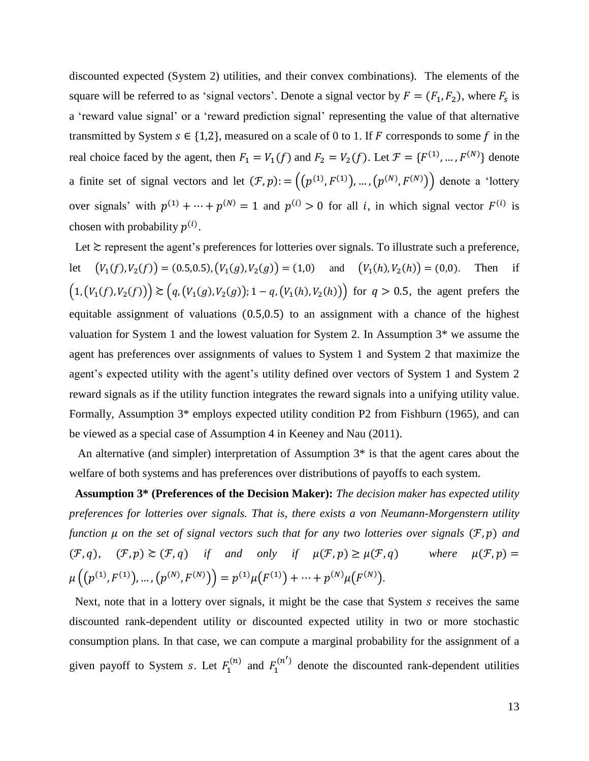discounted expected (System 2) utilities, and their convex combinations). The elements of the square will be referred to as 'signal vectors'. Denote a signal vector by $F = (F_1, F_2)$, where $F_s$ is a 'reward value signal' or a 'reward prediction signal' representing the value of that alternative transmitted by System $s \in \{1,2\}$, measured on a scale of 0 to 1. If $F$ corresponds to some $f$ in the real choice faced by the agent, then $F_1 = V_1(f)$ and $F_2 = V_2(f)$. Let $\mathcal{F} = \{F^{(1)}, \dots, F^{(N)}\}$ denote a finite set of signal vectors and let $(\mathcal{F}, p) := \left((p^{(1)}, F^{(1)}), \dots, (p^{(N)}, F^{(N)})\right)$ denote a 'lottery over signals' with $p^{(1)} + \dots + p^{(N)} = 1$ and $p^{(i)} > 0$ for all $i$, in which signal vector $F^{(i)}$ is chosen with probability $p^{(i)}$.

Let $\succsim$ represent the agent's preferences for lotteries over signals. To illustrate such a preference, let $(V_1(f), V_2(f)) = (0.5, 0.5), (V_1(g), V_2(g)) = (1, 0)$ and $(V_1(h), V_2(h)) = (0, 0)$. Then if $\left(1, (V_1(f), V_2(f))\right) \succsim \left(q, (V_1(g), V_2(g)); 1 - q, (V_1(h), V_2(h))\right)$ for $q > 0.5$, the agent prefers the equitable assignment of valuations $(0.5, 0.5)$ to an assignment with a chance of the highest valuation for System 1 and the lowest valuation for System 2. In Assumption 3* we assume the agent has preferences over assignments of values to System 1 and System 2 that maximize the agent's expected utility with the agent's utility defined over vectors of System 1 and System 2 reward signals as if the utility function integrates the reward signals into a unifying utility value. Formally, Assumption 3* employs expected utility condition P2 from Fishburn (1965), and can be viewed as a special case of Assumption 4 in Keeney and Nau (2011).

An alternative (and simpler) interpretation of Assumption 3* is that the agent cares about the welfare of both systems and has preferences over distributions of payoffs to each system.

**Assumption 3* (Preferences of the Decision Maker):** *The decision maker has expected utility preferences for lotteries over signals. That is, there exists a von Neumann-Morgenstern utility function $\mu$ on the set of signal vectors such that for any two lotteries over signals $(\mathcal{F}, p)$ and $(\mathcal{F}, q)$, $(\mathcal{F}, p) \succsim (\mathcal{F}, q)$ if and only if $\mu(\mathcal{F}, p) \geq \mu(\mathcal{F}, q)$ where $\mu(\mathcal{F}, p) = \mu\left((p^{(1)}, F^{(1)}), \dots, (p^{(N)}, F^{(N)})\right) = p^{(1)}\mu(F^{(1)}) + \dots + p^{(N)}\mu(F^{(N)})$.*

Next, note that in a lottery over signals, it might be the case that System $s$ receives the same discounted rank-dependent utility or discounted expected utility in two or more stochastic consumption plans. In that case, we can compute a marginal probability for the assignment of a given payoff to System $s$. Let $F_1^{(n)}$ and $F_1^{(n')}$ denote the discounted rank-dependent utilities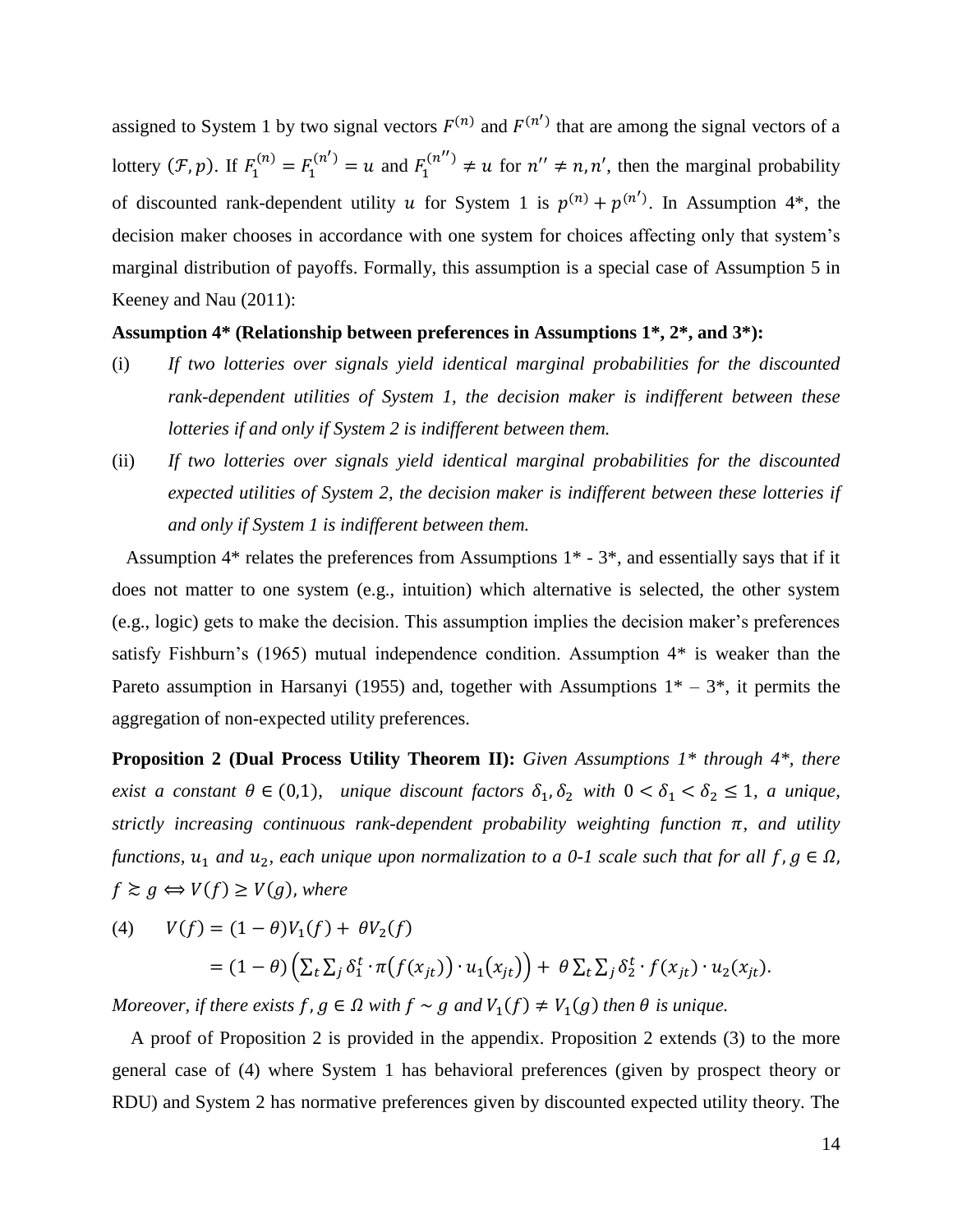assigned to System 1 by two signal vectors $F^{(n)}$ and $F^{(n')}$ that are among the signal vectors of a lottery $(\mathcal{F}, p)$. If $F_1^{(n)} = F_1^{(n')} = u$ and $F_1^{(n'')} \neq u$ for $n'' \neq n, n'$, then the marginal probability of discounted rank-dependent utility $u$ for System 1 is $p^{(n)} + p^{(n')}$. In Assumption 4*, the decision maker chooses in accordance with one system for choices affecting only that system's marginal distribution of payoffs. Formally, this assumption is a special case of Assumption 5 in Keeney and Nau (2011):

**Assumption 4* (Relationship between preferences in Assumptions 1*, 2*, and 3*):**

(i) *If two lotteries over signals yield identical marginal probabilities for the discounted rank-dependent utilities of System 1, the decision maker is indifferent between these lotteries if and only if System 2 is indifferent between them.*

(ii) *If two lotteries over signals yield identical marginal probabilities for the discounted expected utilities of System 2, the decision maker is indifferent between these lotteries if and only if System 1 is indifferent between them.*

Assumption 4* relates the preferences from Assumptions 1* - 3*, and essentially says that if it does not matter to one system (e.g., intuition) which alternative is selected, the other system (e.g., logic) gets to make the decision. This assumption implies the decision maker's preferences satisfy Fishburn's (1965) mutual independence condition. Assumption 4* is weaker than the Pareto assumption in Harsanyi (1955) and, together with Assumptions 1* – 3*, it permits the aggregation of non-expected utility preferences.

**Proposition 2 (Dual Process Utility Theorem II):** *Given Assumptions 1* through 4*, there exist a constant $\theta \in (0,1)$, unique discount factors $\delta_1, \delta_2$ with $0 < \delta_1 < \delta_2 \leq 1$, a unique, strictly increasing continuous rank-dependent probability weighting function $\pi$, and utility functions, $u_1$ and $u_2$, each unique upon normalization to a 0-1 scale such that for all $f, g \in \Omega$, $f \succsim g \Leftrightarrow V(f) \geq V(g)$, where*

$$
\begin{aligned}
(4) \qquad V(f) &= (1-\theta)V_1(f) + \theta V_2(f) \\
&= (1-\theta)\left(\sum_t \sum_j \delta_1^t \cdot \pi\big(f(x_{jt})\big) \cdot u_1(x_{jt})\right) + \theta \sum_t \sum_j \delta_2^t \cdot f(x_{jt}) \cdot u_2(x_{jt}).
\end{aligned}
$$

*Moreover, if there exists $f, g \in \Omega$ with $f \sim g$ and $V_1(f) \neq V_1(g)$ then $\theta$ is unique.*

A proof of Proposition 2 is provided in the appendix. Proposition 2 extends (3) to the more general case of (4) where System 1 has behavioral preferences (given by prospect theory or RDU) and System 2 has normative preferences given by discounted expected utility theory. The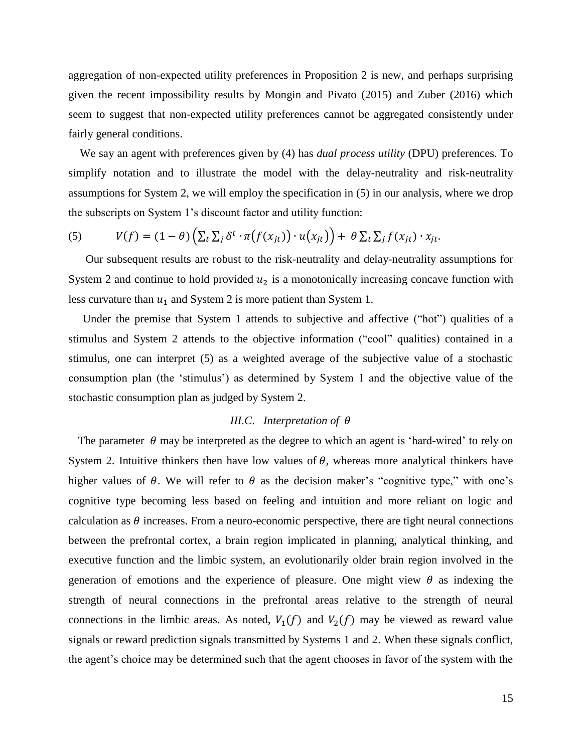aggregation of non-expected utility preferences in Proposition 2 is new, and perhaps surprising given the recent impossibility results by Mongin and Pivato (2015) and Zuber (2016) which seem to suggest that non-expected utility preferences cannot be aggregated consistently under fairly general conditions.

We say an agent with preferences given by (4) has *dual process utility* (DPU) preferences. To simplify notation and to illustrate the model with the delay-neutrality and risk-neutrality assumptions for System 2, we will employ the specification in (5) in our analysis, where we drop the subscripts on System 1's discount factor and utility function:

$$V(f) = (1-\theta)\left(\sum_t \sum_j \delta^t \cdot \pi\big(f(x_{jt})\big) \cdot u(x_{jt})\right) + \theta \sum_t \sum_j f(x_{jt}) \cdot x_{jt}. \tag{5}$$

Our subsequent results are robust to the risk-neutrality and delay-neutrality assumptions for System 2 and continue to hold provided $u_2$ is a monotonically increasing concave function with less curvature than $u_1$ and System 2 is more patient than System 1.

Under the premise that System 1 attends to subjective and affective ("hot") qualities of a stimulus and System 2 attends to the objective information ("cool" qualities) contained in a stimulus, one can interpret (5) as a weighted average of the subjective value of a stochastic consumption plan (the 'stimulus') as determined by System 1 and the objective value of the stochastic consumption plan as judged by System 2.

### *III.C. Interpretation of $\theta$*

The parameter $\theta$ may be interpreted as the degree to which an agent is 'hard-wired' to rely on System 2. Intuitive thinkers then have low values of $\theta$, whereas more analytical thinkers have higher values of $\theta$. We will refer to $\theta$ as the decision maker's "cognitive type," with one's cognitive type becoming less based on feeling and intuition and more reliant on logic and calculation as $\theta$ increases. From a neuro-economic perspective, there are tight neural connections between the prefrontal cortex, a brain region implicated in planning, analytical thinking, and executive function and the limbic system, an evolutionarily older brain region involved in the generation of emotions and the experience of pleasure. One might view $\theta$ as indexing the strength of neural connections in the prefrontal areas relative to the strength of neural connections in the limbic areas. As noted, $V_1(f)$ and $V_2(f)$ may be viewed as reward value signals or reward prediction signals transmitted by Systems 1 and 2. When these signals conflict, the agent's choice may be determined such that the agent chooses in favor of the system with the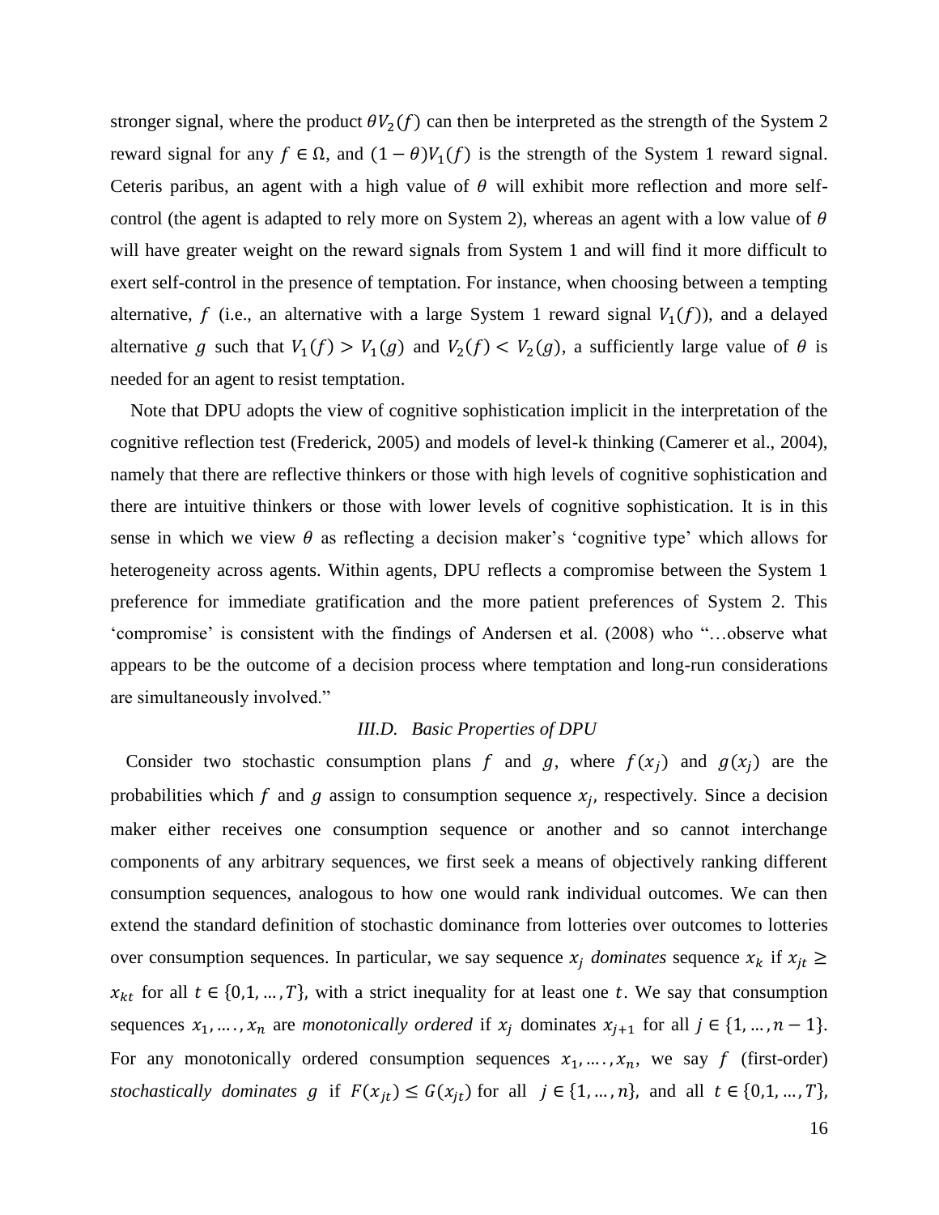stronger signal, where the product $\theta V_2(f)$ can then be interpreted as the strength of the System 2 reward signal for any $f \in \Omega$, and $(1-\theta)V_1(f)$ is the strength of the System 1 reward signal. Ceteris paribus, an agent with a high value of $\theta$ will exhibit more reflection and more self-control (the agent is adapted to rely more on System 2), whereas an agent with a low value of $\theta$ will have greater weight on the reward signals from System 1 and will find it more difficult to exert self-control in the presence of temptation. For instance, when choosing between a tempting alternative, $f$ (i.e., an alternative with a large System 1 reward signal $V_1(f)$), and a delayed alternative $g$ such that $V_1(f) > V_1(g)$ and $V_2(f) < V_2(g)$, a sufficiently large value of $\theta$ is needed for an agent to resist temptation.

Note that DPU adopts the view of cognitive sophistication implicit in the interpretation of the cognitive reflection test (Frederick, 2005) and models of level-k thinking (Camerer et al., 2004), namely that there are reflective thinkers or those with high levels of cognitive sophistication and there are intuitive thinkers or those with lower levels of cognitive sophistication. It is in this sense in which we view $\theta$ as reflecting a decision maker's 'cognitive type' which allows for heterogeneity across agents. Within agents, DPU reflects a compromise between the System 1 preference for immediate gratification and the more patient preferences of System 2. This 'compromise' is consistent with the findings of Andersen et al. (2008) who "…observe what appears to be the outcome of a decision process where temptation and long-run considerations are simultaneously involved."

### *III.D. Basic Properties of DPU*

Consider two stochastic consumption plans $f$ and $g$, where $f(x_j)$ and $g(x_j)$ are the probabilities which $f$ and $g$ assign to consumption sequence $x_j$, respectively. Since a decision maker either receives one consumption sequence or another and so cannot interchange components of any arbitrary sequences, we first seek a means of objectively ranking different consumption sequences, analogous to how one would rank individual outcomes. We can then extend the standard definition of stochastic dominance from lotteries over outcomes to lotteries over consumption sequences. In particular, we say sequence $x_j$ *dominates* sequence $x_k$ if $x_{jt} \geq x_{kt}$ for all $t \in \{0,1,\ldots,T\}$, with a strict inequality for at least one $t$. We say that consumption sequences $x_1,\ldots,x_n$ are *monotonically ordered* if $x_j$ dominates $x_{j+1}$ for all $j \in \{1,\ldots,n-1\}$. For any monotonically ordered consumption sequences $x_1,\ldots,x_n$, we say $f$ (first-order) *stochastically dominates* $g$ if $F(x_{jt}) \leq G(x_{jt})$ for all $j \in \{1,\ldots,n\}$, and all $t \in \{0,1,\ldots,T\}$,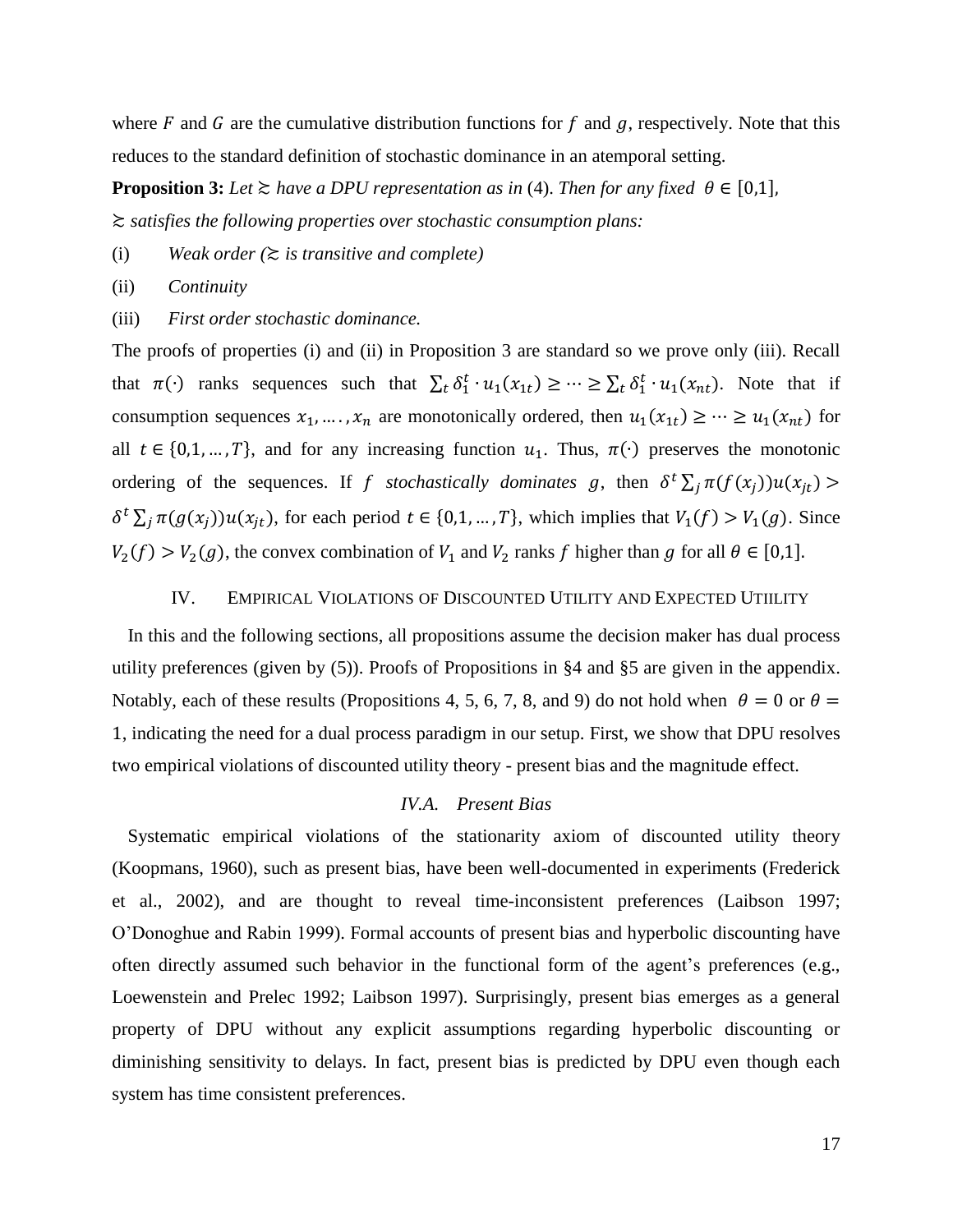where $F$ and $G$ are the cumulative distribution functions for $f$ and $g$, respectively. Note that this reduces to the standard definition of stochastic dominance in an atemporal setting.

**Proposition 3:** *Let $\succsim$ have a DPU representation as in* (4). *Then for any fixed $\theta \in [0,1]$, $\succsim$ satisfies the following properties over stochastic consumption plans:*

(i) *Weak order ($\succsim$ is transitive and complete)*

(ii) *Continuity*

(iii) *First order stochastic dominance.*

The proofs of properties (i) and (ii) in Proposition 3 are standard so we prove only (iii). Recall that $\pi(\cdot)$ ranks sequences such that $\sum_t \delta_1^t \cdot u_1(x_{1t}) \geq \cdots \geq \sum_t \delta_1^t \cdot u_1(x_{nt})$. Note that if consumption sequences $x_1, \ldots, x_n$ are monotonically ordered, then $u_1(x_{1t}) \geq \cdots \geq u_1(x_{nt})$ for all $t \in \{0,1,\ldots,T\}$, and for any increasing function $u_1$. Thus, $\pi(\cdot)$ preserves the monotonic ordering of the sequences. If $f$ *stochastically dominates* $g$, then $\delta^t \sum_j \pi(f(x_j))u(x_{jt}) > \delta^t \sum_j \pi(g(x_j))u(x_{jt})$, for each period $t \in \{0,1,\ldots,T\}$, which implies that $V_1(f) > V_1(g)$. Since $V_2(f) > V_2(g)$, the convex combination of $V_1$ and $V_2$ ranks $f$ higher than $g$ for all $\theta \in [0,1]$.

## IV. Empirical Violations of Discounted Utility and Expected Utiility

In this and the following sections, all propositions assume the decision maker has dual process utility preferences (given by (5)). Proofs of Propositions in §4 and §5 are given in the appendix. Notably, each of these results (Propositions 4, 5, 6, 7, 8, and 9) do not hold when $\theta = 0$ or $\theta = 1$, indicating the need for a dual process paradigm in our setup. First, we show that DPU resolves two empirical violations of discounted utility theory - present bias and the magnitude effect.

### *IV.A. Present Bias*

Systematic empirical violations of the stationarity axiom of discounted utility theory (Koopmans, 1960), such as present bias, have been well-documented in experiments (Frederick et al., 2002), and are thought to reveal time-inconsistent preferences (Laibson 1997; O'Donoghue and Rabin 1999). Formal accounts of present bias and hyperbolic discounting have often directly assumed such behavior in the functional form of the agent's preferences (e.g., Loewenstein and Prelec 1992; Laibson 1997). Surprisingly, present bias emerges as a general property of DPU without any explicit assumptions regarding hyperbolic discounting or diminishing sensitivity to delays. In fact, present bias is predicted by DPU even though each system has time consistent preferences.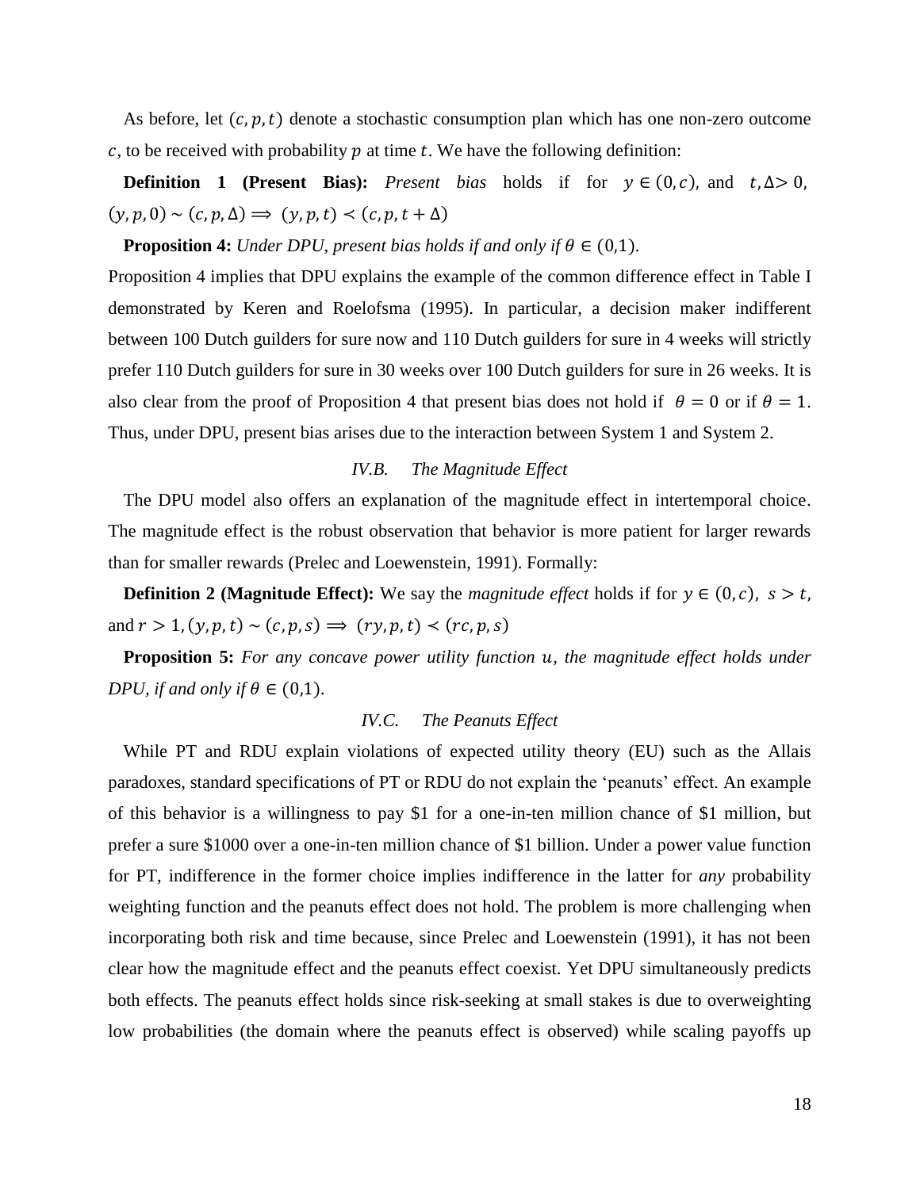As before, let $(c, p, t)$ denote a stochastic consumption plan which has one non-zero outcome $c$, to be received with probability $p$ at time $t$. We have the following definition:

**Definition 1 (Present Bias):** *Present bias* holds if for $y \in (0, c)$, and $t, \Delta > 0$, $(y, p, 0) \sim (c, p, \Delta) \Longrightarrow (y, p, t) \prec (c, p, t + \Delta)$

**Proposition 4:** *Under DPU, present bias holds if and only if $\theta \in (0,1)$.*

Proposition 4 implies that DPU explains the example of the common difference effect in Table I demonstrated by Keren and Roelofsma (1995). In particular, a decision maker indifferent between 100 Dutch guilders for sure now and 110 Dutch guilders for sure in 4 weeks will strictly prefer 110 Dutch guilders for sure in 30 weeks over 100 Dutch guilders for sure in 26 weeks. It is also clear from the proof of Proposition 4 that present bias does not hold if $\theta = 0$ or if $\theta = 1$. Thus, under DPU, present bias arises due to the interaction between System 1 and System 2.

### *IV.B. The Magnitude Effect*

The DPU model also offers an explanation of the magnitude effect in intertemporal choice. The magnitude effect is the robust observation that behavior is more patient for larger rewards than for smaller rewards (Prelec and Loewenstein, 1991). Formally:

**Definition 2 (Magnitude Effect):** We say the *magnitude effect* holds if for $y \in (0, c)$, $s > t$, and $r > 1, (y, p, t) \sim (c, p, s) \Longrightarrow (ry, p, t) \prec (rc, p, s)$

**Proposition 5:** *For any concave power utility function $u$, the magnitude effect holds under DPU, if and only if $\theta \in (0,1)$.*

### *IV.C. The Peanuts Effect*

While PT and RDU explain violations of expected utility theory (EU) such as the Allais paradoxes, standard specifications of PT or RDU do not explain the 'peanuts' effect. An example of this behavior is a willingness to pay \$1 for a one-in-ten million chance of \$1 million, but prefer a sure \$1000 over a one-in-ten million chance of \$1 billion. Under a power value function for PT, indifference in the former choice implies indifference in the latter for *any* probability weighting function and the peanuts effect does not hold. The problem is more challenging when incorporating both risk and time because, since Prelec and Loewenstein (1991), it has not been clear how the magnitude effect and the peanuts effect coexist. Yet DPU simultaneously predicts both effects. The peanuts effect holds since risk-seeking at small stakes is due to overweighting low probabilities (the domain where the peanuts effect is observed) while scaling payoffs up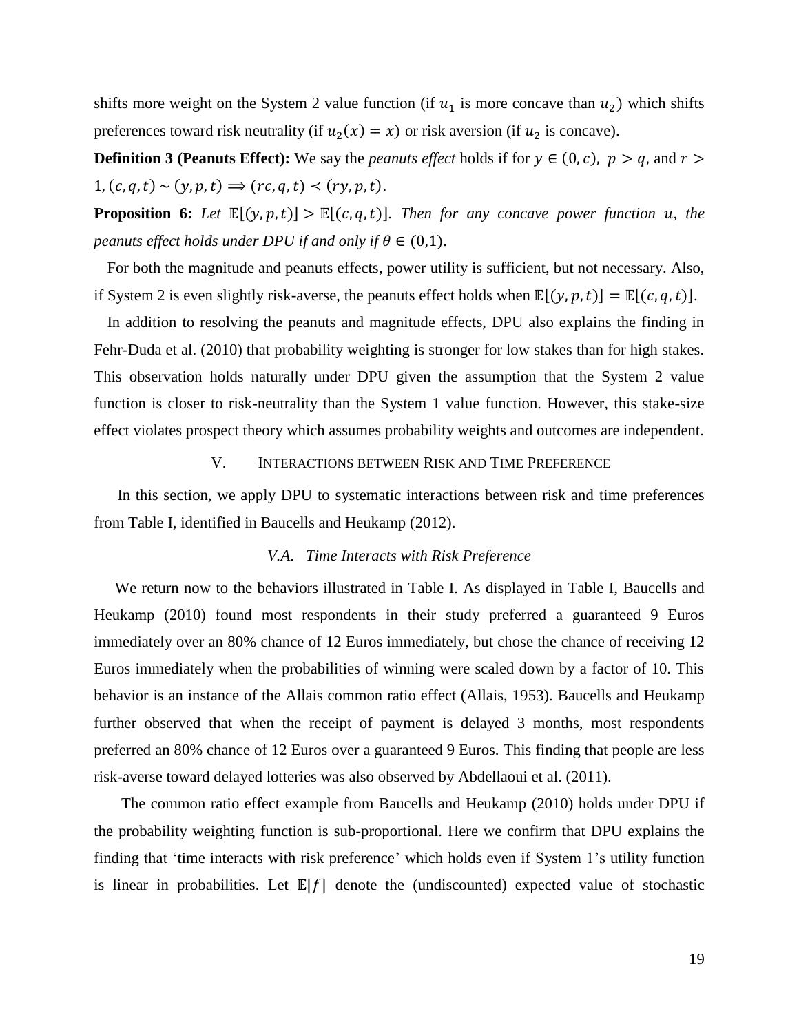shifts more weight on the System 2 value function (if $u_1$ is more concave than $u_2$) which shifts preferences toward risk neutrality (if $u_2(x) = x$) or risk aversion (if $u_2$ is concave).

**Definition 3 (Peanuts Effect):** We say the *peanuts effect* holds if for $y \in (0, c)$, $p > q$, and $r > 1$, $(c, q, t) \sim (y, p, t) \Longrightarrow (rc, q, t) \prec (ry, p, t)$.

**Proposition 6:** *Let* $\mathbb{E}[(y, p, t)] > \mathbb{E}[(c, q, t)]$. *Then for any concave power function* $u$, *the peanuts effect holds under DPU if and only if* $\theta \in (0,1)$.

For both the magnitude and peanuts effects, power utility is sufficient, but not necessary. Also, if System 2 is even slightly risk-averse, the peanuts effect holds when $\mathbb{E}[(y, p, t)] = \mathbb{E}[(c, q, t)]$.

In addition to resolving the peanuts and magnitude effects, DPU also explains the finding in Fehr-Duda et al. (2010) that probability weighting is stronger for low stakes than for high stakes. This observation holds naturally under DPU given the assumption that the System 2 value function is closer to risk-neutrality than the System 1 value function. However, this stake-size effect violates prospect theory which assumes probability weights and outcomes are independent.

## V. INTERACTIONS BETWEEN RISK AND TIME PREFERENCE

In this section, we apply DPU to systematic interactions between risk and time preferences from Table I, identified in Baucells and Heukamp (2012).

### *V.A. Time Interacts with Risk Preference*

We return now to the behaviors illustrated in Table I. As displayed in Table I, Baucells and Heukamp (2010) found most respondents in their study preferred a guaranteed 9 Euros immediately over an 80% chance of 12 Euros immediately, but chose the chance of receiving 12 Euros immediately when the probabilities of winning were scaled down by a factor of 10. This behavior is an instance of the Allais common ratio effect (Allais, 1953). Baucells and Heukamp further observed that when the receipt of payment is delayed 3 months, most respondents preferred an 80% chance of 12 Euros over a guaranteed 9 Euros. This finding that people are less risk-averse toward delayed lotteries was also observed by Abdellaoui et al. (2011).

The common ratio effect example from Baucells and Heukamp (2010) holds under DPU if the probability weighting function is sub-proportional. Here we confirm that DPU explains the finding that 'time interacts with risk preference' which holds even if System 1's utility function is linear in probabilities. Let $\mathbb{E}[f]$ denote the (undiscounted) expected value of stochastic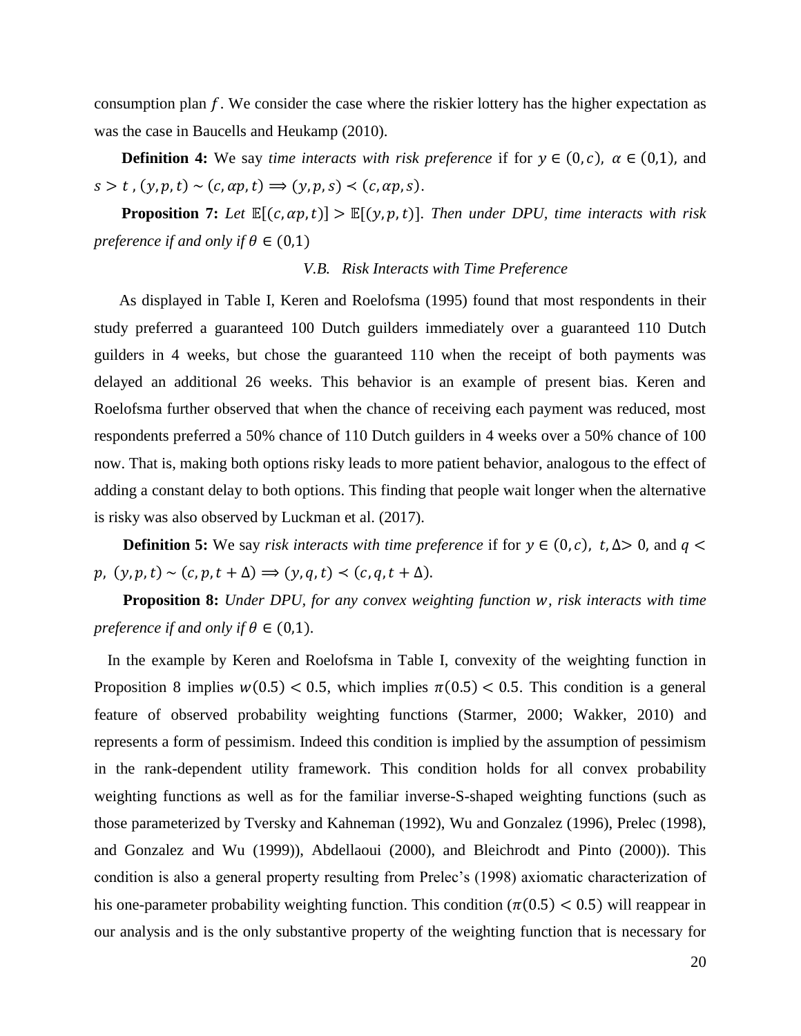consumption plan $f$. We consider the case where the riskier lottery has the higher expectation as was the case in Baucells and Heukamp (2010).

**Definition 4:** We say *time interacts with risk preference* if for $y \in (0, c)$, $\alpha \in (0,1)$, and $s > t$, $(y, p, t) \sim (c, \alpha p, t) \Rightarrow (y, p, s) \prec (c, \alpha p, s)$.

**Proposition 7:** *Let* $\mathbb{E}[(c, \alpha p, t)] > \mathbb{E}[(y, p, t)]$. *Then under DPU, time interacts with risk preference if and only if* $\theta \in (0,1)$

### *V.B. Risk Interacts with Time Preference*

As displayed in Table I, Keren and Roelofsma (1995) found that most respondents in their study preferred a guaranteed 100 Dutch guilders immediately over a guaranteed 110 Dutch guilders in 4 weeks, but chose the guaranteed 110 when the receipt of both payments was delayed an additional 26 weeks. This behavior is an example of present bias. Keren and Roelofsma further observed that when the chance of receiving each payment was reduced, most respondents preferred a 50% chance of 110 Dutch guilders in 4 weeks over a 50% chance of 100 now. That is, making both options risky leads to more patient behavior, analogous to the effect of adding a constant delay to both options. This finding that people wait longer when the alternative is risky was also observed by Luckman et al. (2017).

**Definition 5:** We say *risk interacts with time preference* if for $y \in (0, c)$, $t, \Delta > 0$, and $q < p$, $(y, p, t) \sim (c, p, t + \Delta) \Rightarrow (y, q, t) \prec (c, q, t + \Delta)$.

**Proposition 8:** *Under DPU, for any convex weighting function* $w$, *risk interacts with time preference if and only if* $\theta \in (0,1)$.

In the example by Keren and Roelofsma in Table I, convexity of the weighting function in Proposition 8 implies $w(0.5) < 0.5$, which implies $\pi(0.5) < 0.5$. This condition is a general feature of observed probability weighting functions (Starmer, 2000; Wakker, 2010) and represents a form of pessimism. Indeed this condition is implied by the assumption of pessimism in the rank-dependent utility framework. This condition holds for all convex probability weighting functions as well as for the familiar inverse-S-shaped weighting functions (such as those parameterized by Tversky and Kahneman (1992), Wu and Gonzalez (1996), Prelec (1998), and Gonzalez and Wu (1999)), Abdellaoui (2000), and Bleichrodt and Pinto (2000)). This condition is also a general property resulting from Prelec's (1998) axiomatic characterization of his one-parameter probability weighting function. This condition ($\pi(0.5) < 0.5$) will reappear in our analysis and is the only substantive property of the weighting function that is necessary for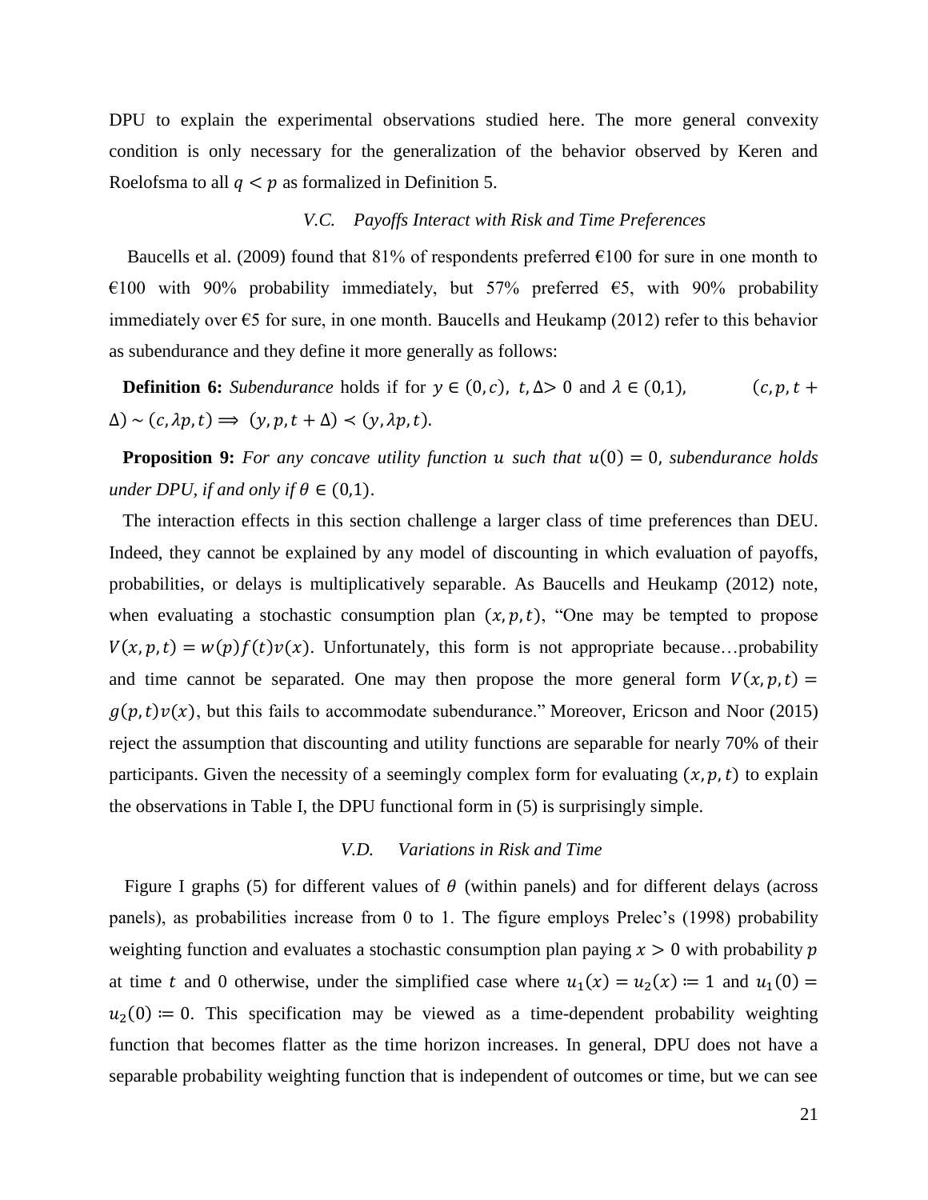DPU to explain the experimental observations studied here. The more general convexity condition is only necessary for the generalization of the behavior observed by Keren and Roelofsma to all $q < p$ as formalized in Definition 5.

### *V.C. Payoffs Interact with Risk and Time Preferences*

Baucells et al. (2009) found that 81% of respondents preferred €100 for sure in one month to €100 with 90% probability immediately, but 57% preferred €5, with 90% probability immediately over €5 for sure, in one month. Baucells and Heukamp (2012) refer to this behavior as subendurance and they define it more generally as follows:

**Definition 6:** *Subendurance* holds if for $y \in (0, c)$, $t, \Delta > 0$ and $\lambda \in (0,1)$, $(c, p, t + \Delta) \sim (c, \lambda p, t) \Longrightarrow (y, p, t + \Delta) \prec (y, \lambda p, t)$.

**Proposition 9:** *For any concave utility function $u$ such that $u(0) = 0$, subendurance holds under DPU, if and only if $\theta \in (0,1)$.*

The interaction effects in this section challenge a larger class of time preferences than DEU. Indeed, they cannot be explained by any model of discounting in which evaluation of payoffs, probabilities, or delays is multiplicatively separable. As Baucells and Heukamp (2012) note, when evaluating a stochastic consumption plan $(x, p, t)$, "One may be tempted to propose $V(x, p, t) = w(p)f(t)v(x)$. Unfortunately, this form is not appropriate because…probability and time cannot be separated. One may then propose the more general form $V(x, p, t) = g(p, t)v(x)$, but this fails to accommodate subendurance." Moreover, Ericson and Noor (2015) reject the assumption that discounting and utility functions are separable for nearly 70% of their participants. Given the necessity of a seemingly complex form for evaluating $(x, p, t)$ to explain the observations in Table I, the DPU functional form in (5) is surprisingly simple.

### *V.D. Variations in Risk and Time*

Figure I graphs (5) for different values of $\theta$ (within panels) and for different delays (across panels), as probabilities increase from 0 to 1. The figure employs Prelec's (1998) probability weighting function and evaluates a stochastic consumption plan paying $x > 0$ with probability $p$ at time $t$ and 0 otherwise, under the simplified case where $u_1(x) = u_2(x) \coloneqq 1$ and $u_1(0) = u_2(0) \coloneqq 0$. This specification may be viewed as a time-dependent probability weighting function that becomes flatter as the time horizon increases. In general, DPU does not have a separable probability weighting function that is independent of outcomes or time, but we can see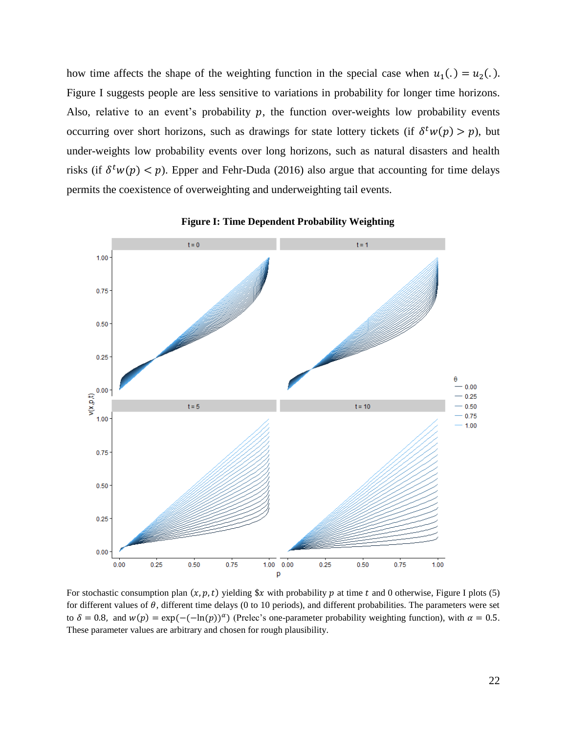how time affects the shape of the weighting function in the special case when $u_1(.) = u_2(.)$. Figure I suggests people are less sensitive to variations in probability for longer time horizons. Also, relative to an event's probability $p$, the function over-weights low probability events occurring over short horizons, such as drawings for state lottery tickets (if $\delta^t w(p) > p$), but under-weights low probability events over long horizons, such as natural disasters and health risks (if $\delta^t w(p) < p$). Epper and Fehr-Duda (2016) also argue that accounting for time delays permits the coexistence of overweighting and underweighting tail events.

**Figure I: Time Dependent Probability Weighting**

For stochastic consumption plan $(x, p, t)$ yielding \$$x$ with probability $p$ at time $t$ and 0 otherwise, Figure I plots (5) for different values of $\theta$, different time delays (0 to 10 periods), and different probabilities. The parameters were set to $\delta = 0.8$, and $w(p) = \exp(-(-\ln(p))^{\alpha})$ (Prelec's one-parameter probability weighting function), with $\alpha = 0.5$. These parameter values are arbitrary and chosen for rough plausibility.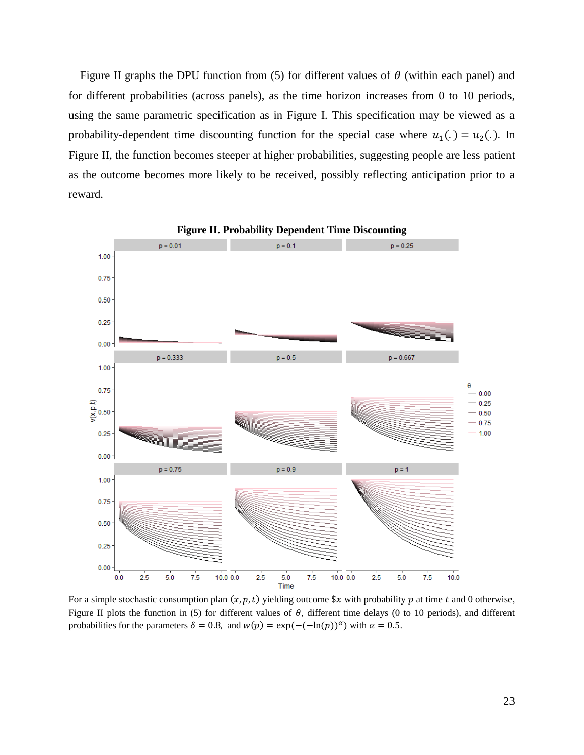Figure II graphs the DPU function from (5) for different values of $\theta$ (within each panel) and for different probabilities (across panels), as the time horizon increases from 0 to 10 periods, using the same parametric specification as in Figure I. This specification may be viewed as a probability-dependent time discounting function for the special case where $u_1(.) = u_2(.)$. In Figure II, the function becomes steeper at higher probabilities, suggesting people are less patient as the outcome becomes more likely to be received, possibly reflecting anticipation prior to a reward.

**Figure II. Probability Dependent Time Discounting**

For a simple stochastic consumption plan $(x, p, t)$ yielding outcome \$$x$ with probability $p$ at time $t$ and 0 otherwise, Figure II plots the function in (5) for different values of $\theta$, different time delays (0 to 10 periods), and different probabilities for the parameters $\delta = 0.8$, and $w(p) = \exp(-(-\ln(p))^{\alpha})$ with $\alpha = 0.5$.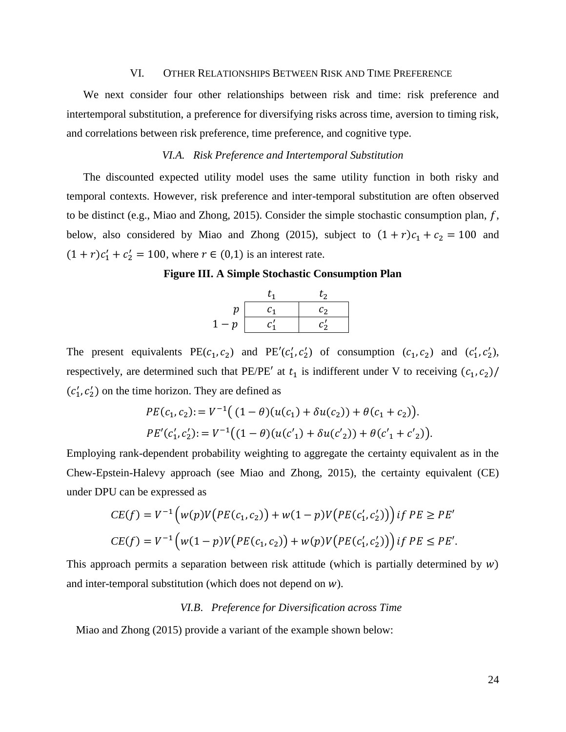## VI. Other Relationships Between Risk and Time Preference

We next consider four other relationships between risk and time: risk preference and intertemporal substitution, a preference for diversifying risks across time, aversion to timing risk, and correlations between risk preference, time preference, and cognitive type.

### *VI.A. Risk Preference and Intertemporal Substitution*

The discounted expected utility model uses the same utility function in both risky and temporal contexts. However, risk preference and inter-temporal substitution are often observed to be distinct (e.g., Miao and Zhong, 2015). Consider the simple stochastic consumption plan, $f$, below, also considered by Miao and Zhong (2015), subject to $(1+r)c_1 + c_2 = 100$ and $(1+r)c_1' + c_2' = 100$, where $r \in (0,1)$ is an interest rate.

**Figure III. A Simple Stochastic Consumption Plan**

| | $t_1$ | $t_2$ |
|---|---|---|
| $p$ | $c_1$ | $c_2$ |
| $1-p$ | $c_1'$ | $c_2'$ |

The present equivalents $\mathrm{PE}(c_1, c_2)$ and $\mathrm{PE}'(c_1', c_2')$ of consumption $(c_1, c_2)$ and $(c_1', c_2')$, respectively, are determined such that PE/PE$'$ at $t_1$ is indifferent under V to receiving $(c_1, c_2)/(c_1', c_2')$ on the time horizon. They are defined as

$$PE(c_1, c_2) := V^{-1}\big( (1-\theta)(u(c_1) + \delta u(c_2)) + \theta(c_1 + c_2)\big).$$

$$PE'(c_1', c_2') := V^{-1}\big((1-\theta)(u(c'_1) + \delta u(c'_2)) + \theta(c'_1 + c'_2)\big).$$

Employing rank-dependent probability weighting to aggregate the certainty equivalent as in the Chew-Epstein-Halevy approach (see Miao and Zhong, 2015), the certainty equivalent (CE) under DPU can be expressed as

$$CE(f) = V^{-1}\Big(w(p)V\big(PE(c_1, c_2)\big) + w(1-p)V\big(PE(c_1', c_2')\big)\Big)\, if\ PE \geq PE'$$

$$CE(f) = V^{-1}\Big(w(1-p)V\big(PE(c_1, c_2)\big) + w(p)V\big(PE(c_1', c_2')\big)\Big)\, if\ PE \leq PE'.$$

This approach permits a separation between risk attitude (which is partially determined by $w$) and inter-temporal substitution (which does not depend on $w$).

### *VI.B. Preference for Diversification across Time*

Miao and Zhong (2015) provide a variant of the example shown below: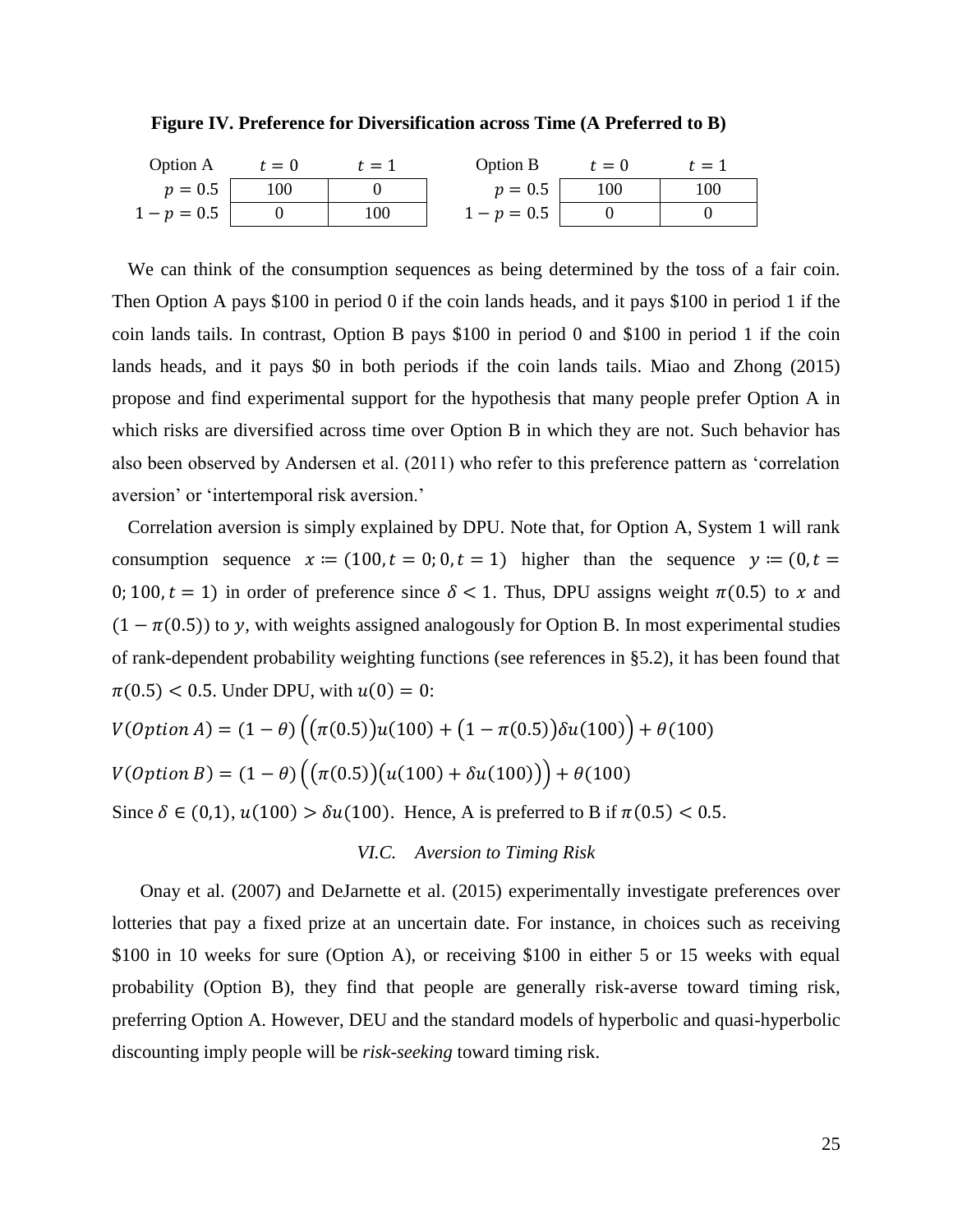**Figure IV. Preference for Diversification across Time (A Preferred to B)**

| Option A | $t = 0$ | $t = 1$ |
|---|---|---|
| $p = 0.5$ | 100 | 0 |
| $1 - p = 0.5$ | 0 | 100 |

| Option B | $t = 0$ | $t = 1$ |
|---|---|---|
| $p = 0.5$ | 100 | 100 |
| $1 - p = 0.5$ | 0 | 0 |

We can think of the consumption sequences as being determined by the toss of a fair coin. Then Option A pays \$100 in period 0 if the coin lands heads, and it pays \$100 in period 1 if the coin lands tails. In contrast, Option B pays \$100 in period 0 and \$100 in period 1 if the coin lands heads, and it pays \$0 in both periods if the coin lands tails. Miao and Zhong (2015) propose and find experimental support for the hypothesis that many people prefer Option A in which risks are diversified across time over Option B in which they are not. Such behavior has also been observed by Andersen et al. (2011) who refer to this preference pattern as 'correlation aversion' or 'intertemporal risk aversion.'

Correlation aversion is simply explained by DPU. Note that, for Option A, System 1 will rank consumption sequence $x \coloneqq (100, t = 0; 0, t = 1)$ higher than the sequence $y \coloneqq (0, t = 0; 100, t = 1)$ in order of preference since $\delta < 1$. Thus, DPU assigns weight $\pi(0.5)$ to $x$ and $(1 - \pi(0.5))$ to $y$, with weights assigned analogously for Option B. In most experimental studies of rank-dependent probability weighting functions (see references in §5.2), it has been found that $\pi(0.5) < 0.5$. Under DPU, with $u(0) = 0$:

$$V(Option\ A) = (1 - \theta)\Big(\big(\pi(0.5)\big)u(100) + \big(1 - \pi(0.5)\big)\delta u(100)\Big) + \theta(100)$$

$$V(Option\ B) = (1 - \theta)\Big(\big(\pi(0.5)\big)\big(u(100) + \delta u(100)\big)\Big) + \theta(100)$$

Since $\delta \in (0,1)$, $u(100) > \delta u(100)$. Hence, A is preferred to B if $\pi(0.5) < 0.5$.

### *VI.C. Aversion to Timing Risk*

Onay et al. (2007) and DeJarnette et al. (2015) experimentally investigate preferences over lotteries that pay a fixed prize at an uncertain date. For instance, in choices such as receiving \$100 in 10 weeks for sure (Option A), or receiving \$100 in either 5 or 15 weeks with equal probability (Option B), they find that people are generally risk-averse toward timing risk, preferring Option A. However, DEU and the standard models of hyperbolic and quasi-hyperbolic discounting imply people will be *risk-seeking* toward timing risk.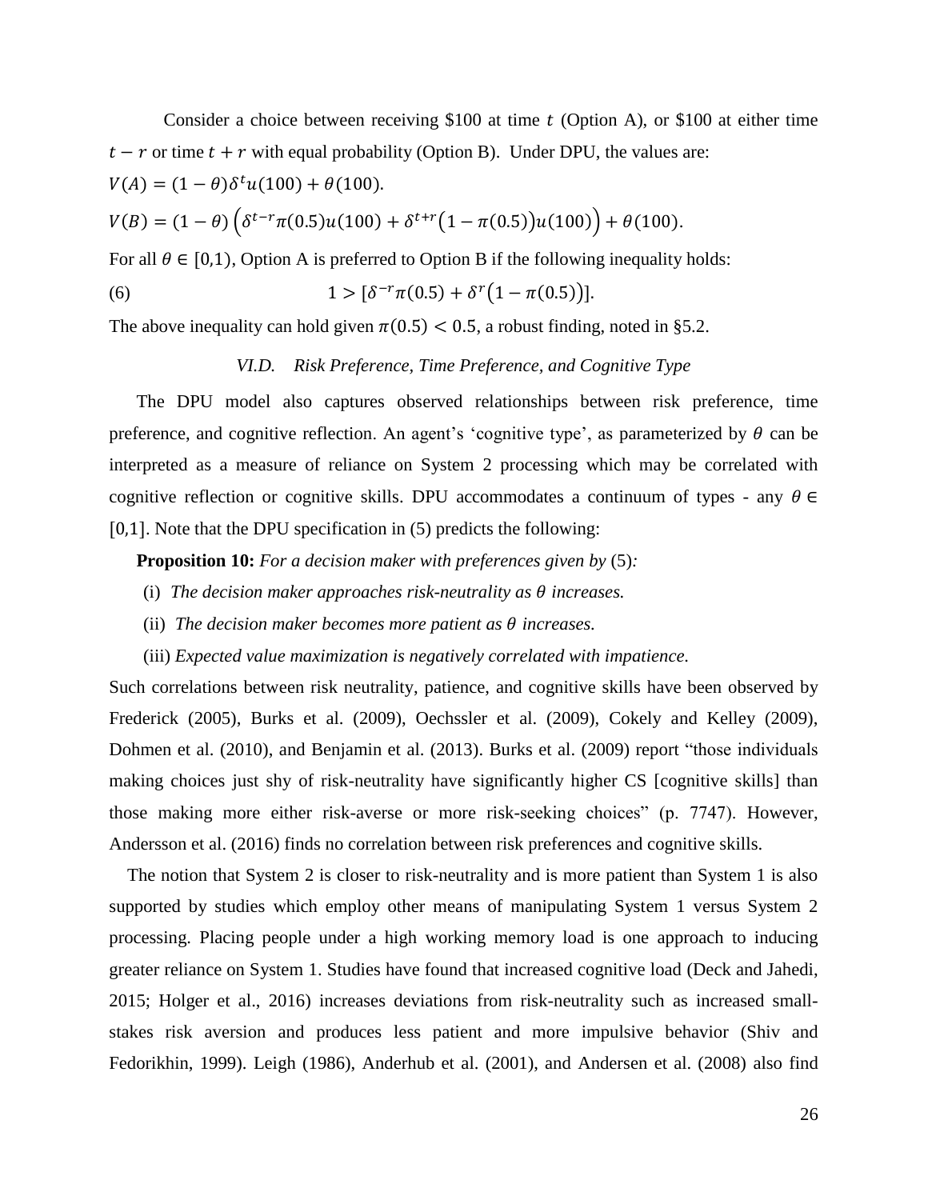Consider a choice between receiving \$100 at time $t$ (Option A), or \$100 at either time $t - r$ or time $t + r$ with equal probability (Option B). Under DPU, the values are:

$V(A) = (1 - \theta)\delta^t u(100) + \theta(100).$

$V(B) = (1 - \theta)\left(\delta^{t-r}\pi(0.5)u(100) + \delta^{t+r}\left(1 - \pi(0.5)\right)u(100)\right) + \theta(100).$

For all $\theta \in [0,1)$, Option A is preferred to Option B if the following inequality holds:

$$(6) \qquad 1 > [\delta^{-r}\pi(0.5) + \delta^r\left(1 - \pi(0.5)\right)].$$

The above inequality can hold given $\pi(0.5) < 0.5$, a robust finding, noted in §5.2.

### *VI.D. Risk Preference, Time Preference, and Cognitive Type*

The DPU model also captures observed relationships between risk preference, time preference, and cognitive reflection. An agent's 'cognitive type', as parameterized by $\theta$ can be interpreted as a measure of reliance on System 2 processing which may be correlated with cognitive reflection or cognitive skills. DPU accommodates a continuum of types - any $\theta \in [0,1]$. Note that the DPU specification in (5) predicts the following:

**Proposition 10:** *For a decision maker with preferences given by* (5)*:*

(i) *The decision maker approaches risk-neutrality as $\theta$ increases.*

(ii) *The decision maker becomes more patient as $\theta$ increases.*

(iii) *Expected value maximization is negatively correlated with impatience.*

Such correlations between risk neutrality, patience, and cognitive skills have been observed by Frederick (2005), Burks et al. (2009), Oechssler et al. (2009), Cokely and Kelley (2009), Dohmen et al. (2010), and Benjamin et al. (2013). Burks et al. (2009) report "those individuals making choices just shy of risk-neutrality have significantly higher CS [cognitive skills] than those making more either risk-averse or more risk-seeking choices" (p. 7747). However, Andersson et al. (2016) finds no correlation between risk preferences and cognitive skills.

The notion that System 2 is closer to risk-neutrality and is more patient than System 1 is also supported by studies which employ other means of manipulating System 1 versus System 2 processing. Placing people under a high working memory load is one approach to inducing greater reliance on System 1. Studies have found that increased cognitive load (Deck and Jahedi, 2015; Holger et al., 2016) increases deviations from risk-neutrality such as increased small-stakes risk aversion and produces less patient and more impulsive behavior (Shiv and Fedorikhin, 1999). Leigh (1986), Anderhub et al. (2001), and Andersen et al. (2008) also find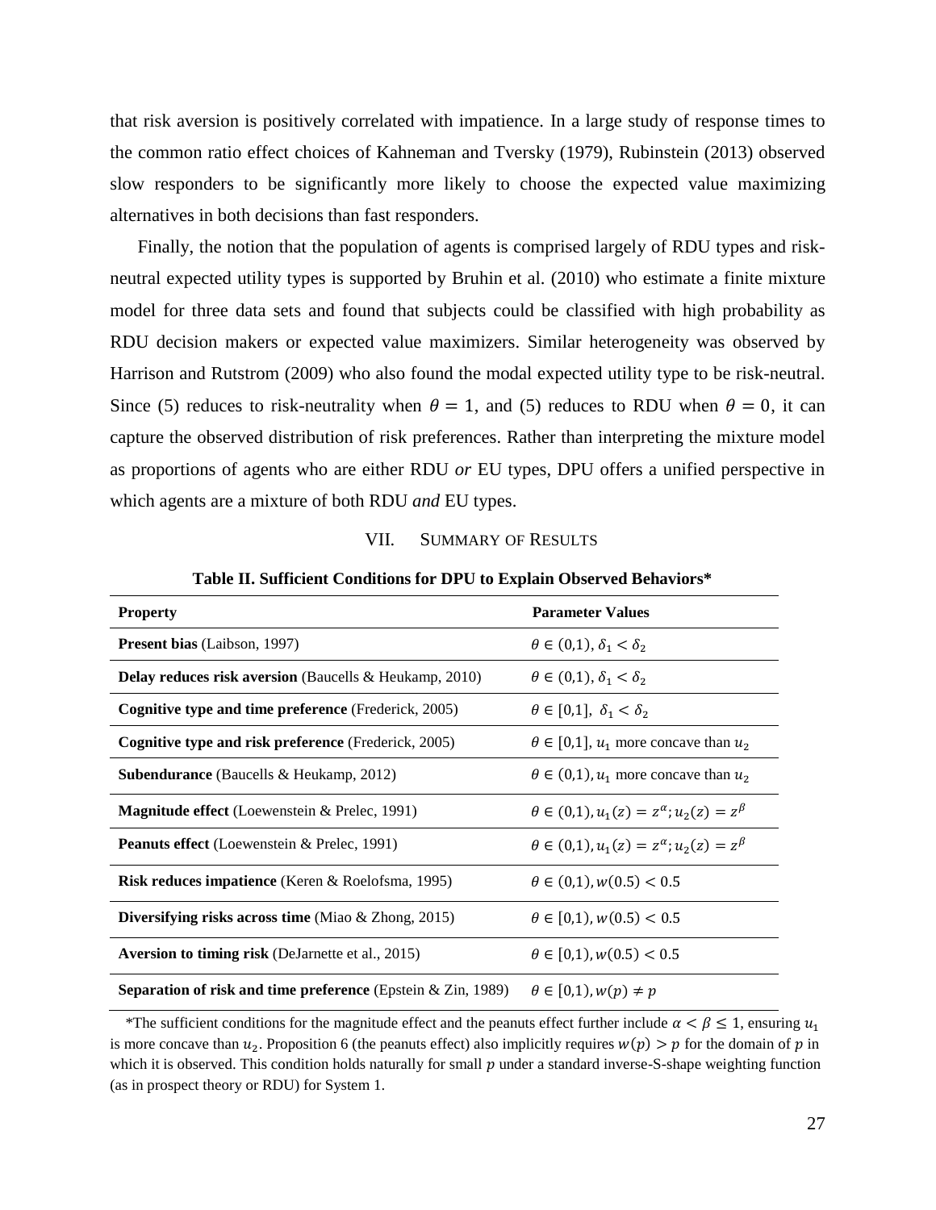that risk aversion is positively correlated with impatience. In a large study of response times to the common ratio effect choices of Kahneman and Tversky (1979), Rubinstein (2013) observed slow responders to be significantly more likely to choose the expected value maximizing alternatives in both decisions than fast responders.

Finally, the notion that the population of agents is comprised largely of RDU types and risk-neutral expected utility types is supported by Bruhin et al. (2010) who estimate a finite mixture model for three data sets and found that subjects could be classified with high probability as RDU decision makers or expected value maximizers. Similar heterogeneity was observed by Harrison and Rutstrom (2009) who also found the modal expected utility type to be risk-neutral. Since (5) reduces to risk-neutrality when $\theta = 1$, and (5) reduces to RDU when $\theta = 0$, it can capture the observed distribution of risk preferences. Rather than interpreting the mixture model as proportions of agents who are either RDU *or* EU types, DPU offers a unified perspective in which agents are a mixture of both RDU *and* EU types.

## VII. Summary of Results

**Table II. Sufficient Conditions for DPU to Explain Observed Behaviors***

| **Property** | **Parameter Values** |
|---|---|
| **Present bias** (Laibson, 1997) | $\theta \in (0,1)$, $\delta_1 < \delta_2$ |
| **Delay reduces risk aversion** (Baucells & Heukamp, 2010) | $\theta \in (0,1)$, $\delta_1 < \delta_2$ |
| **Cognitive type and time preference** (Frederick, 2005) | $\theta \in [0,1]$, $\delta_1 < \delta_2$ |
| **Cognitive type and risk preference** (Frederick, 2005) | $\theta \in [0,1]$, $u_1$ more concave than $u_2$ |
| **Subendurance** (Baucells & Heukamp, 2012) | $\theta \in (0,1)$, $u_1$ more concave than $u_2$ |
| **Magnitude effect** (Loewenstein & Prelec, 1991) | $\theta \in (0,1)$, $u_1(z) = z^{\alpha}$; $u_2(z) = z^{\beta}$ |
| **Peanuts effect** (Loewenstein & Prelec, 1991) | $\theta \in (0,1)$, $u_1(z) = z^{\alpha}$; $u_2(z) = z^{\beta}$ |
| **Risk reduces impatience** (Keren & Roelofsma, 1995) | $\theta \in (0,1)$, $w(0.5) < 0.5$ |
| **Diversifying risks across time** (Miao & Zhong, 2015) | $\theta \in [0,1)$, $w(0.5) < 0.5$ |
| **Aversion to timing risk** (DeJarnette et al., 2015) | $\theta \in [0,1)$, $w(0.5) < 0.5$ |
| **Separation of risk and time preference** (Epstein & Zin, 1989) | $\theta \in [0,1)$, $w(p) \neq p$ |

*The sufficient conditions for the magnitude effect and the peanuts effect further include $\alpha < \beta \leq 1$, ensuring $u_1$ is more concave than $u_2$. Proposition 6 (the peanuts effect) also implicitly requires $w(p) > p$ for the domain of $p$ in which it is observed. This condition holds naturally for small $p$ under a standard inverse-S-shape weighting function (as in prospect theory or RDU) for System 1.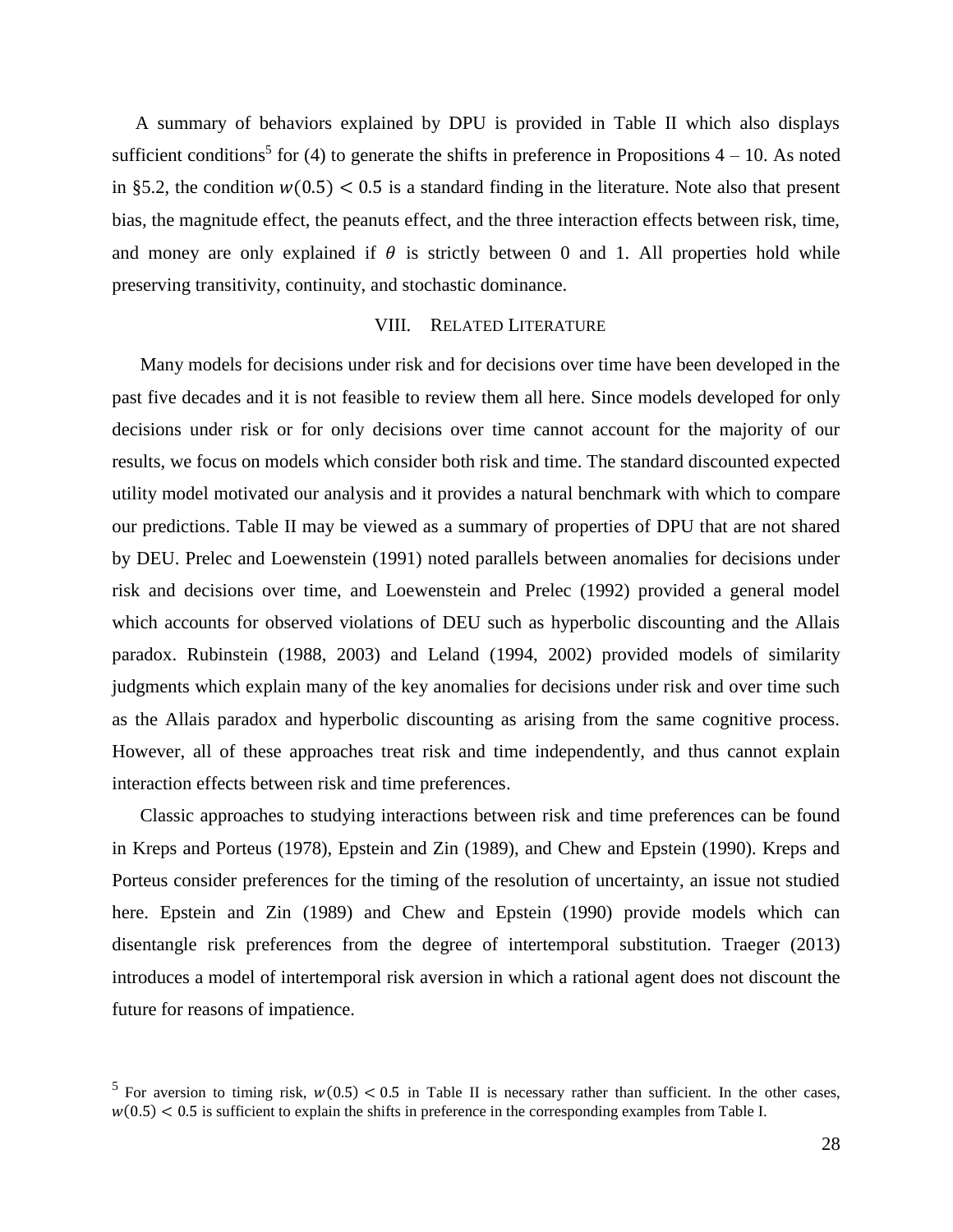A summary of behaviors explained by DPU is provided in Table II which also displays sufficient conditions[5] for (4) to generate the shifts in preference in Propositions 4 – 10. As noted in §5.2, the condition $w(0.5) < 0.5$ is a standard finding in the literature. Note also that present bias, the magnitude effect, the peanuts effect, and the three interaction effects between risk, time, and money are only explained if $\theta$ is strictly between 0 and 1. All properties hold while preserving transitivity, continuity, and stochastic dominance.

## VIII. RELATED LITERATURE

Many models for decisions under risk and for decisions over time have been developed in the past five decades and it is not feasible to review them all here. Since models developed for only decisions under risk or for only decisions over time cannot account for the majority of our results, we focus on models which consider both risk and time. The standard discounted expected utility model motivated our analysis and it provides a natural benchmark with which to compare our predictions. Table II may be viewed as a summary of properties of DPU that are not shared by DEU. Prelec and Loewenstein (1991) noted parallels between anomalies for decisions under risk and decisions over time, and Loewenstein and Prelec (1992) provided a general model which accounts for observed violations of DEU such as hyperbolic discounting and the Allais paradox. Rubinstein (1988, 2003) and Leland (1994, 2002) provided models of similarity judgments which explain many of the key anomalies for decisions under risk and over time such as the Allais paradox and hyperbolic discounting as arising from the same cognitive process. However, all of these approaches treat risk and time independently, and thus cannot explain interaction effects between risk and time preferences.

Classic approaches to studying interactions between risk and time preferences can be found in Kreps and Porteus (1978), Epstein and Zin (1989), and Chew and Epstein (1990). Kreps and Porteus consider preferences for the timing of the resolution of uncertainty, an issue not studied here. Epstein and Zin (1989) and Chew and Epstein (1990) provide models which can disentangle risk preferences from the degree of intertemporal substitution. Traeger (2013) introduces a model of intertemporal risk aversion in which a rational agent does not discount the future for reasons of impatience.

[5] For aversion to timing risk, $w(0.5) < 0.5$ in Table II is necessary rather than sufficient. In the other cases, $w(0.5) < 0.5$ is sufficient to explain the shifts in preference in the corresponding examples from Table I.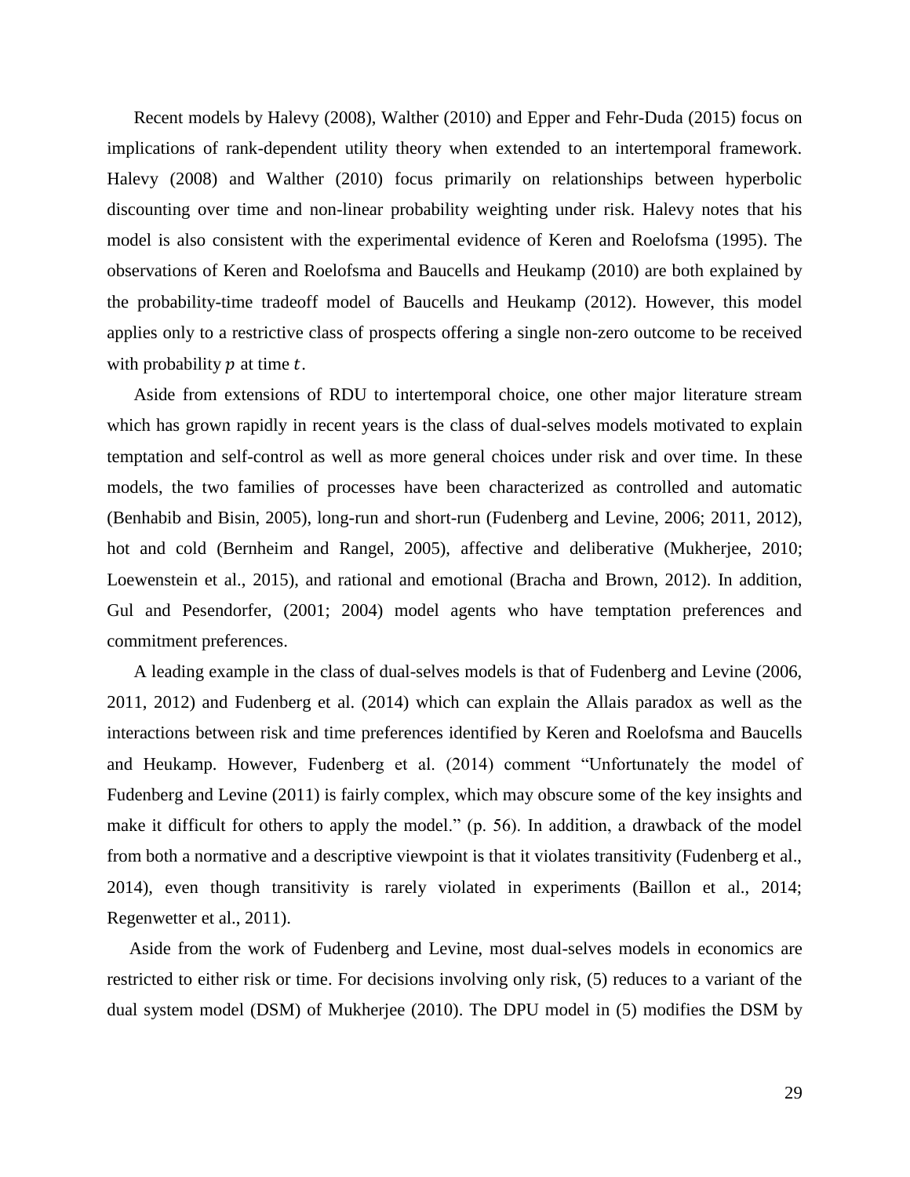Recent models by Halevy (2008), Walther (2010) and Epper and Fehr-Duda (2015) focus on implications of rank-dependent utility theory when extended to an intertemporal framework. Halevy (2008) and Walther (2010) focus primarily on relationships between hyperbolic discounting over time and non-linear probability weighting under risk. Halevy notes that his model is also consistent with the experimental evidence of Keren and Roelofsma (1995). The observations of Keren and Roelofsma and Baucells and Heukamp (2010) are both explained by the probability-time tradeoff model of Baucells and Heukamp (2012). However, this model applies only to a restrictive class of prospects offering a single non-zero outcome to be received with probability $p$ at time $t$.

Aside from extensions of RDU to intertemporal choice, one other major literature stream which has grown rapidly in recent years is the class of dual-selves models motivated to explain temptation and self-control as well as more general choices under risk and over time. In these models, the two families of processes have been characterized as controlled and automatic (Benhabib and Bisin, 2005), long-run and short-run (Fudenberg and Levine, 2006; 2011, 2012), hot and cold (Bernheim and Rangel, 2005), affective and deliberative (Mukherjee, 2010; Loewenstein et al., 2015), and rational and emotional (Bracha and Brown, 2012). In addition, Gul and Pesendorfer, (2001; 2004) model agents who have temptation preferences and commitment preferences.

A leading example in the class of dual-selves models is that of Fudenberg and Levine (2006, 2011, 2012) and Fudenberg et al. (2014) which can explain the Allais paradox as well as the interactions between risk and time preferences identified by Keren and Roelofsma and Baucells and Heukamp. However, Fudenberg et al. (2014) comment "Unfortunately the model of Fudenberg and Levine (2011) is fairly complex, which may obscure some of the key insights and make it difficult for others to apply the model." (p. 56). In addition, a drawback of the model from both a normative and a descriptive viewpoint is that it violates transitivity (Fudenberg et al., 2014), even though transitivity is rarely violated in experiments (Baillon et al., 2014; Regenwetter et al., 2011).

Aside from the work of Fudenberg and Levine, most dual-selves models in economics are restricted to either risk or time. For decisions involving only risk, (5) reduces to a variant of the dual system model (DSM) of Mukherjee (2010). The DPU model in (5) modifies the DSM by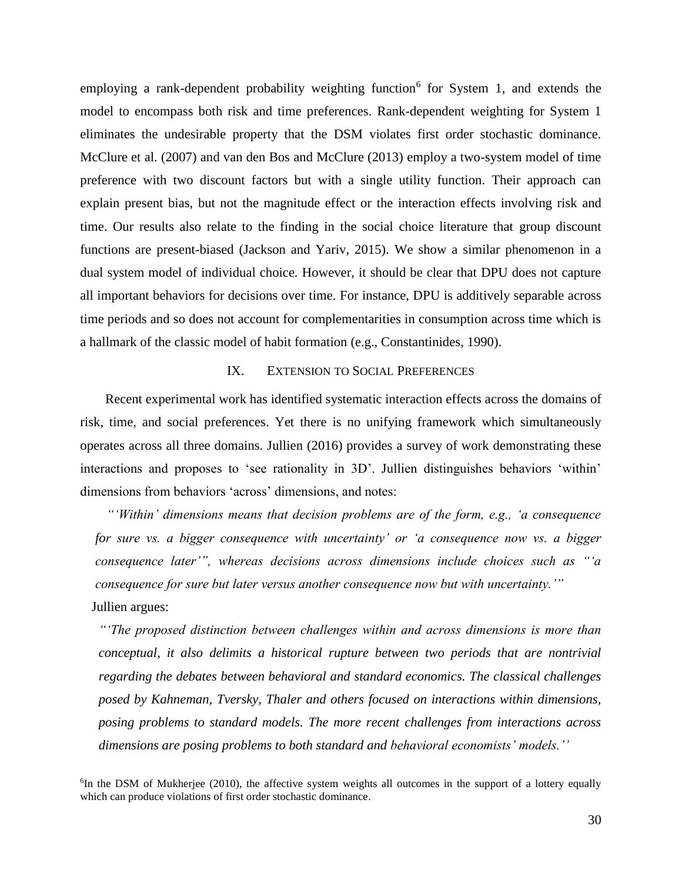employing a rank-dependent probability weighting function[6] for System 1, and extends the model to encompass both risk and time preferences. Rank-dependent weighting for System 1 eliminates the undesirable property that the DSM violates first order stochastic dominance. McClure et al. (2007) and van den Bos and McClure (2013) employ a two-system model of time preference with two discount factors but with a single utility function. Their approach can explain present bias, but not the magnitude effect or the interaction effects involving risk and time. Our results also relate to the finding in the social choice literature that group discount functions are present-biased (Jackson and Yariv, 2015). We show a similar phenomenon in a dual system model of individual choice. However, it should be clear that DPU does not capture all important behaviors for decisions over time. For instance, DPU is additively separable across time periods and so does not account for complementarities in consumption across time which is a hallmark of the classic model of habit formation (e.g., Constantinides, 1990).

## IX. Extension to Social Preferences

Recent experimental work has identified systematic interaction effects across the domains of risk, time, and social preferences. Yet there is no unifying framework which simultaneously operates across all three domains. Jullien (2016) provides a survey of work demonstrating these interactions and proposes to 'see rationality in 3D'. Jullien distinguishes behaviors 'within' dimensions from behaviors 'across' dimensions, and notes:

> *"'Within' dimensions means that decision problems are of the form, e.g., 'a consequence for sure vs. a bigger consequence with uncertainty' or 'a consequence now vs. a bigger consequence later'", whereas decisions across dimensions include choices such as "'a consequence for sure but later versus another consequence now but with uncertainty.'"*

Jullien argues:

> *"'The proposed distinction between challenges within and across dimensions is more than conceptual, it also delimits a historical rupture between two periods that are nontrivial regarding the debates between behavioral and standard economics. The classical challenges posed by Kahneman, Tversky, Thaler and others focused on interactions within dimensions, posing problems to standard models. The more recent challenges from interactions across dimensions are posing problems to both standard and behavioral economists' models.''*

[6] In the DSM of Mukherjee (2010), the affective system weights all outcomes in the support of a lottery equally which can produce violations of first order stochastic dominance.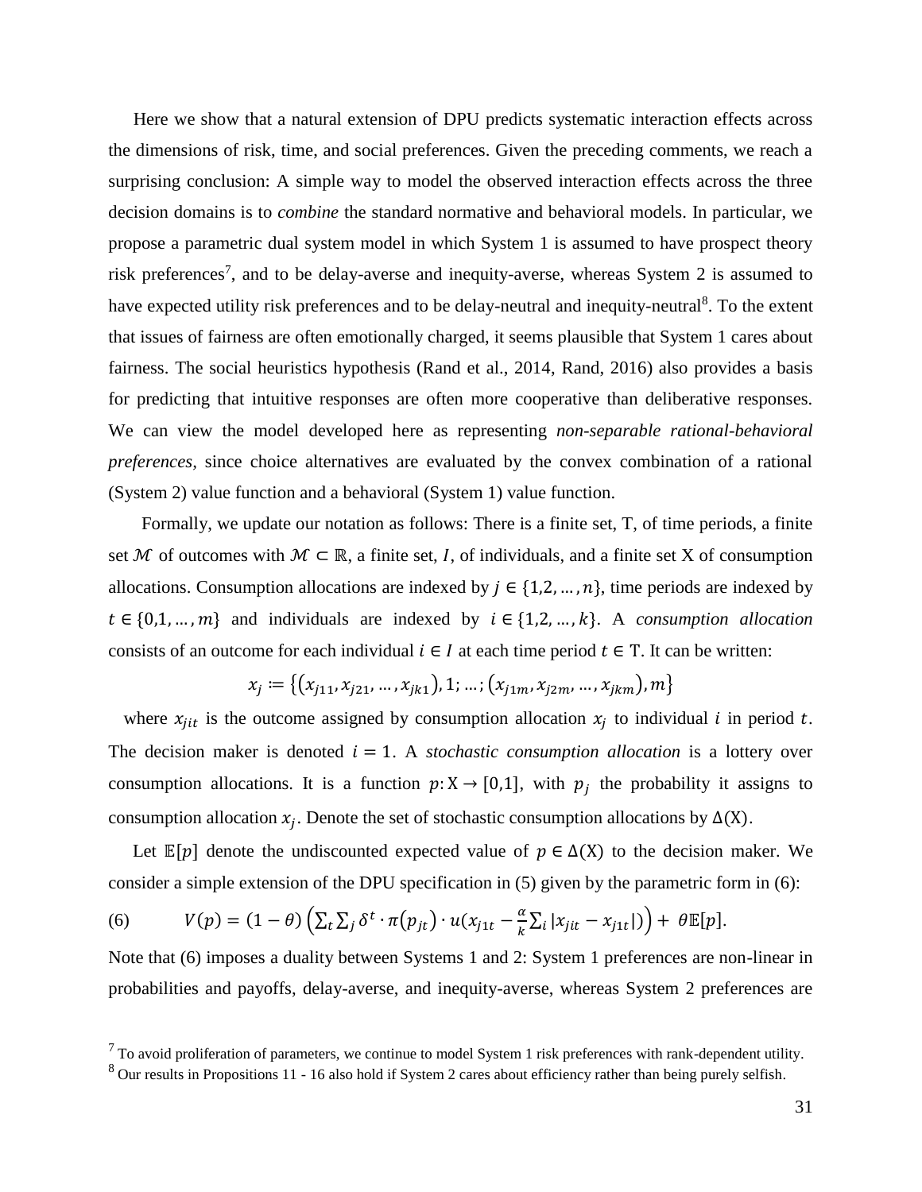Here we show that a natural extension of DPU predicts systematic interaction effects across the dimensions of risk, time, and social preferences. Given the preceding comments, we reach a surprising conclusion: A simple way to model the observed interaction effects across the three decision domains is to *combine* the standard normative and behavioral models. In particular, we propose a parametric dual system model in which System 1 is assumed to have prospect theory risk preferences[7], and to be delay-averse and inequity-averse, whereas System 2 is assumed to have expected utility risk preferences and to be delay-neutral and inequity-neutral[8]. To the extent that issues of fairness are often emotionally charged, it seems plausible that System 1 cares about fairness. The social heuristics hypothesis (Rand et al., 2014, Rand, 2016) also provides a basis for predicting that intuitive responses are often more cooperative than deliberative responses. We can view the model developed here as representing *non-separable rational-behavioral preferences,* since choice alternatives are evaluated by the convex combination of a rational (System 2) value function and a behavioral (System 1) value function.

Formally, we update our notation as follows: There is a finite set, T, of time periods, a finite set $\mathcal{M}$ of outcomes with $\mathcal{M} \subset \mathbb{R}$, a finite set, $I$, of individuals, and a finite set X of consumption allocations. Consumption allocations are indexed by $j \in \{1,2,\ldots,n\}$, time periods are indexed by $t \in \{0,1,\ldots,m\}$ and individuals are indexed by $i \in \{1,2,\ldots,k\}$. A *consumption allocation* consists of an outcome for each individual $i \in I$ at each time period $t \in \mathrm{T}$. It can be written:

$$x_j \coloneqq \{(x_{j11}, x_{j21}, \ldots, x_{jk1}), 1; \ldots; (x_{j1m}, x_{j2m}, \ldots, x_{jkm}), m\}$$

where $x_{jit}$ is the outcome assigned by consumption allocation $x_j$ to individual $i$ in period $t$. The decision maker is denoted $i = 1$. A *stochastic consumption allocation* is a lottery over consumption allocations. It is a function $p\colon \mathrm{X} \to [0,1]$, with $p_j$ the probability it assigns to consumption allocation $x_j$. Denote the set of stochastic consumption allocations by $\Delta(\mathrm{X})$.

Let $\mathbb{E}[p]$ denote the undiscounted expected value of $p \in \Delta(\mathrm{X})$ to the decision maker. We consider a simple extension of the DPU specification in (5) given by the parametric form in (6):

$$\text{(6)} \qquad V(p) = (1-\theta)\left(\sum_t \sum_j \delta^t \cdot \pi(p_{jt}) \cdot u\left(x_{j1t} - \frac{\alpha}{k}\sum_i |x_{jit} - x_{j1t}|\right)\right) + \theta\mathbb{E}[p].$$

Note that (6) imposes a duality between Systems 1 and 2: System 1 preferences are non-linear in probabilities and payoffs, delay-averse, and inequity-averse, whereas System 2 preferences are

[7] To avoid proliferation of parameters, we continue to model System 1 risk preferences with rank-dependent utility.

[8] Our results in Propositions 11 - 16 also hold if System 2 cares about efficiency rather than being purely selfish.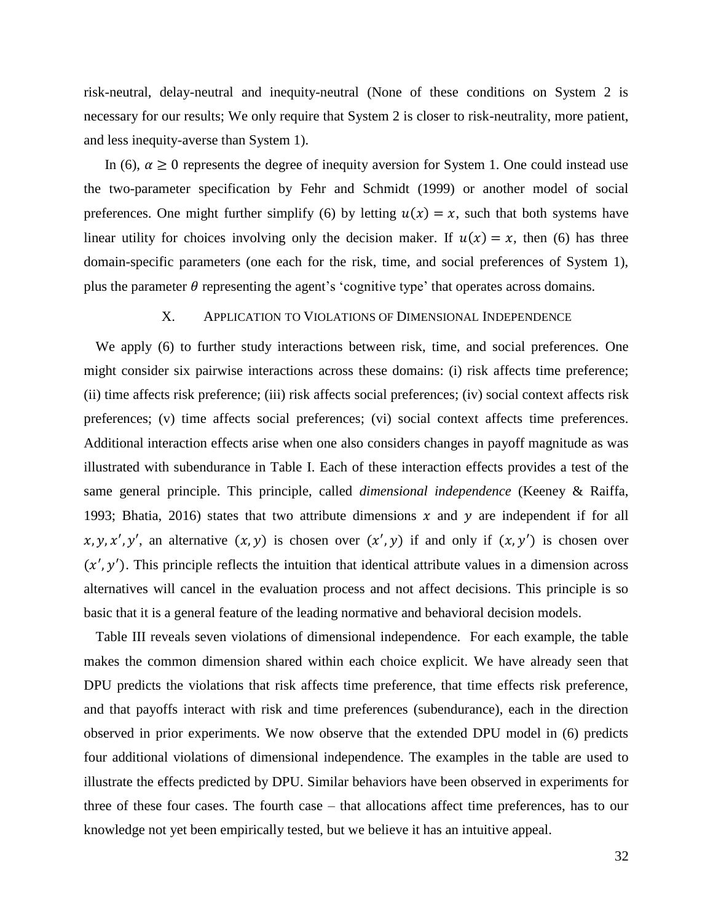risk-neutral, delay-neutral and inequity-neutral (None of these conditions on System 2 is necessary for our results; We only require that System 2 is closer to risk-neutrality, more patient, and less inequity-averse than System 1).

In (6), $\alpha \geq 0$ represents the degree of inequity aversion for System 1. One could instead use the two-parameter specification by Fehr and Schmidt (1999) or another model of social preferences. One might further simplify (6) by letting $u(x) = x$, such that both systems have linear utility for choices involving only the decision maker. If $u(x) = x$, then (6) has three domain-specific parameters (one each for the risk, time, and social preferences of System 1), plus the parameter $\theta$ representing the agent's 'cognitive type' that operates across domains.

## X. APPLICATION TO VIOLATIONS OF DIMENSIONAL INDEPENDENCE

We apply (6) to further study interactions between risk, time, and social preferences. One might consider six pairwise interactions across these domains: (i) risk affects time preference; (ii) time affects risk preference; (iii) risk affects social preferences; (iv) social context affects risk preferences; (v) time affects social preferences; (vi) social context affects time preferences. Additional interaction effects arise when one also considers changes in payoff magnitude as was illustrated with subendurance in Table I. Each of these interaction effects provides a test of the same general principle. This principle, called *dimensional independence* (Keeney & Raiffa, 1993; Bhatia, 2016) states that two attribute dimensions $x$ and $y$ are independent if for all $x, y, x', y'$, an alternative $(x, y)$ is chosen over $(x', y)$ if and only if $(x, y')$ is chosen over $(x', y')$. This principle reflects the intuition that identical attribute values in a dimension across alternatives will cancel in the evaluation process and not affect decisions. This principle is so basic that it is a general feature of the leading normative and behavioral decision models.

Table III reveals seven violations of dimensional independence. For each example, the table makes the common dimension shared within each choice explicit. We have already seen that DPU predicts the violations that risk affects time preference, that time effects risk preference, and that payoffs interact with risk and time preferences (subendurance), each in the direction observed in prior experiments. We now observe that the extended DPU model in (6) predicts four additional violations of dimensional independence. The examples in the table are used to illustrate the effects predicted by DPU. Similar behaviors have been observed in experiments for three of these four cases. The fourth case – that allocations affect time preferences, has to our knowledge not yet been empirically tested, but we believe it has an intuitive appeal.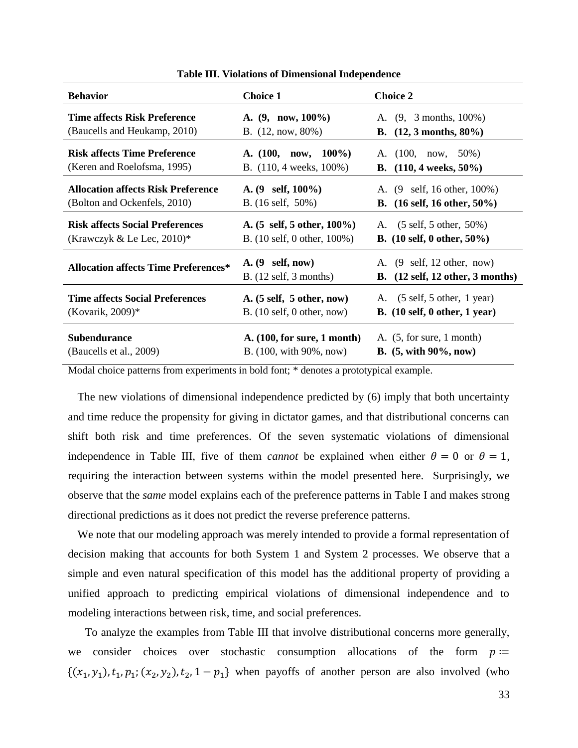**Table III. Violations of Dimensional Independence**

| Behavior | Choice 1 | Choice 2 |
|---|---|---|
| **Time affects Risk Preference**<br>(Baucells and Heukamp, 2010) | **A. (9, now, 100%)**<br>B. (12, now, 80%) | A. (9, 3 months, 100%)<br>**B. (12, 3 months, 80%)** |
| **Risk affects Time Preference**<br>(Keren and Roelofsma, 1995) | **A. (100, now, 100%)**<br>B. (110, 4 weeks, 100%) | A. (100, now, 50%)<br>**B. (110, 4 weeks, 50%)** |
| **Allocation affects Risk Preference**<br>(Bolton and Ockenfels, 2010) | **A. (9 self, 100%)**<br>B. (16 self, 50%) | A. (9 self, 16 other, 100%)<br>**B. (16 self, 16 other, 50%)** |
| **Risk affects Social Preferences**<br>(Krawczyk & Le Lec, 2010)* | **A. (5 self, 5 other, 100%)**<br>B. (10 self, 0 other, 100%) | A. (5 self, 5 other, 50%)<br>**B. (10 self, 0 other, 50%)** |
| **Allocation affects Time Preferences*** | **A. (9 self, now)**<br>B. (12 self, 3 months) | A. (9 self, 12 other, now)<br>**B. (12 self, 12 other, 3 months)** |
| **Time affects Social Preferences**<br>(Kovarik, 2009)* | **A. (5 self, 5 other, now)**<br>B. (10 self, 0 other, now) | A. (5 self, 5 other, 1 year)<br>**B. (10 self, 0 other, 1 year)** |
| **Subendurance**<br>(Baucells et al., 2009) | **A. (100, for sure, 1 month)**<br>B. (100, with 90%, now) | A. (5, for sure, 1 month)<br>**B. (5, with 90%, now)** |

Modal choice patterns from experiments in bold font; * denotes a prototypical example.

The new violations of dimensional independence predicted by (6) imply that both uncertainty and time reduce the propensity for giving in dictator games, and that distributional concerns can shift both risk and time preferences. Of the seven systematic violations of dimensional independence in Table III, five of them *cannot* be explained when either $\theta = 0$ or $\theta = 1$, requiring the interaction between systems within the model presented here. Surprisingly, we observe that the *same* model explains each of the preference patterns in Table I and makes strong directional predictions as it does not predict the reverse preference patterns.

We note that our modeling approach was merely intended to provide a formal representation of decision making that accounts for both System 1 and System 2 processes. We observe that a simple and even natural specification of this model has the additional property of providing a unified approach to predicting empirical violations of dimensional independence and to modeling interactions between risk, time, and social preferences.

To analyze the examples from Table III that involve distributional concerns more generally, we consider choices over stochastic consumption allocations of the form $p \coloneqq \{(x_1, y_1), t_1, p_1; (x_2, y_2), t_2, 1 - p_1\}$ when payoffs of another person are also involved (who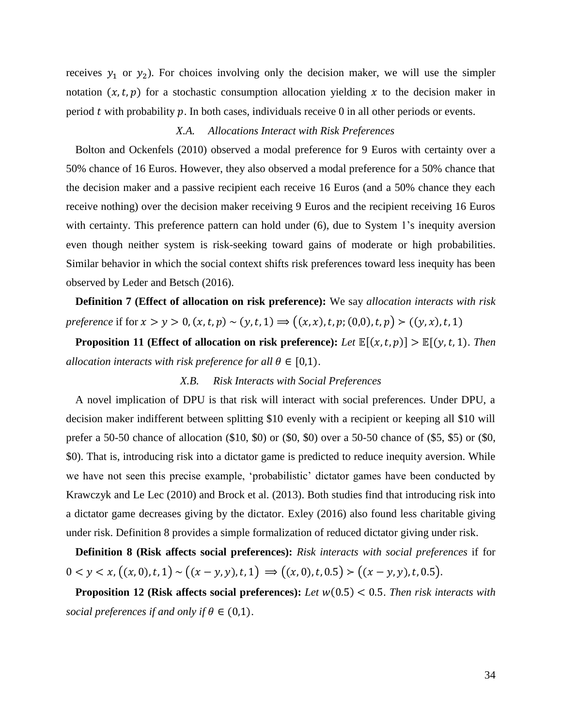receives $y_1$ or $y_2$). For choices involving only the decision maker, we will use the simpler notation $(x, t, p)$ for a stochastic consumption allocation yielding $x$ to the decision maker in period $t$ with probability $p$. In both cases, individuals receive 0 in all other periods or events.

### X.A. Allocations Interact with Risk Preferences

Bolton and Ockenfels (2010) observed a modal preference for 9 Euros with certainty over a 50% chance of 16 Euros. However, they also observed a modal preference for a 50% chance that the decision maker and a passive recipient each receive 16 Euros (and a 50% chance they each receive nothing) over the decision maker receiving 9 Euros and the recipient receiving 16 Euros with certainty. This preference pattern can hold under (6), due to System 1's inequity aversion even though neither system is risk-seeking toward gains of moderate or high probabilities. Similar behavior in which the social context shifts risk preferences toward less inequity has been observed by Leder and Betsch (2016).

**Definition 7 (Effect of allocation on risk preference):** We say *allocation interacts with risk preference* if for $x > y > 0, (x, t, p) \sim (y, t, 1) \Longrightarrow \big((x, x), t, p; (0,0), t, p\big) \succ ((y, x), t, 1)$

**Proposition 11 (Effect of allocation on risk preference):** *Let* $\mathbb{E}[(x, t, p)] > \mathbb{E}[(y, t, 1)$. *Then allocation interacts with risk preference for all* $\theta \in [0,1)$.

### X.B. Risk Interacts with Social Preferences

A novel implication of DPU is that risk will interact with social preferences. Under DPU, a decision maker indifferent between splitting \$10 evenly with a recipient or keeping all \$10 will prefer a 50-50 chance of allocation (\$10, \$0) or (\$0, \$0) over a 50-50 chance of (\$5, \$5) or (\$0, \$0). That is, introducing risk into a dictator game is predicted to reduce inequity aversion. While we have not seen this precise example, 'probabilistic' dictator games have been conducted by Krawczyk and Le Lec (2010) and Brock et al. (2013). Both studies find that introducing risk into a dictator game decreases giving by the dictator. Exley (2016) also found less charitable giving under risk. Definition 8 provides a simple formalization of reduced dictator giving under risk.

**Definition 8 (Risk affects social preferences):** *Risk interacts with social preferences* if for $0 < y < x, \big((x, 0), t, 1\big) \sim \big((x - y, y), t, 1\big) \Longrightarrow \big((x, 0), t, 0.5\big) \succ \big((x - y, y), t, 0.5\big)$.

**Proposition 12 (Risk affects social preferences):** *Let* $w(0.5) < 0.5$. *Then risk interacts with social preferences if and only if* $\theta \in (0,1)$.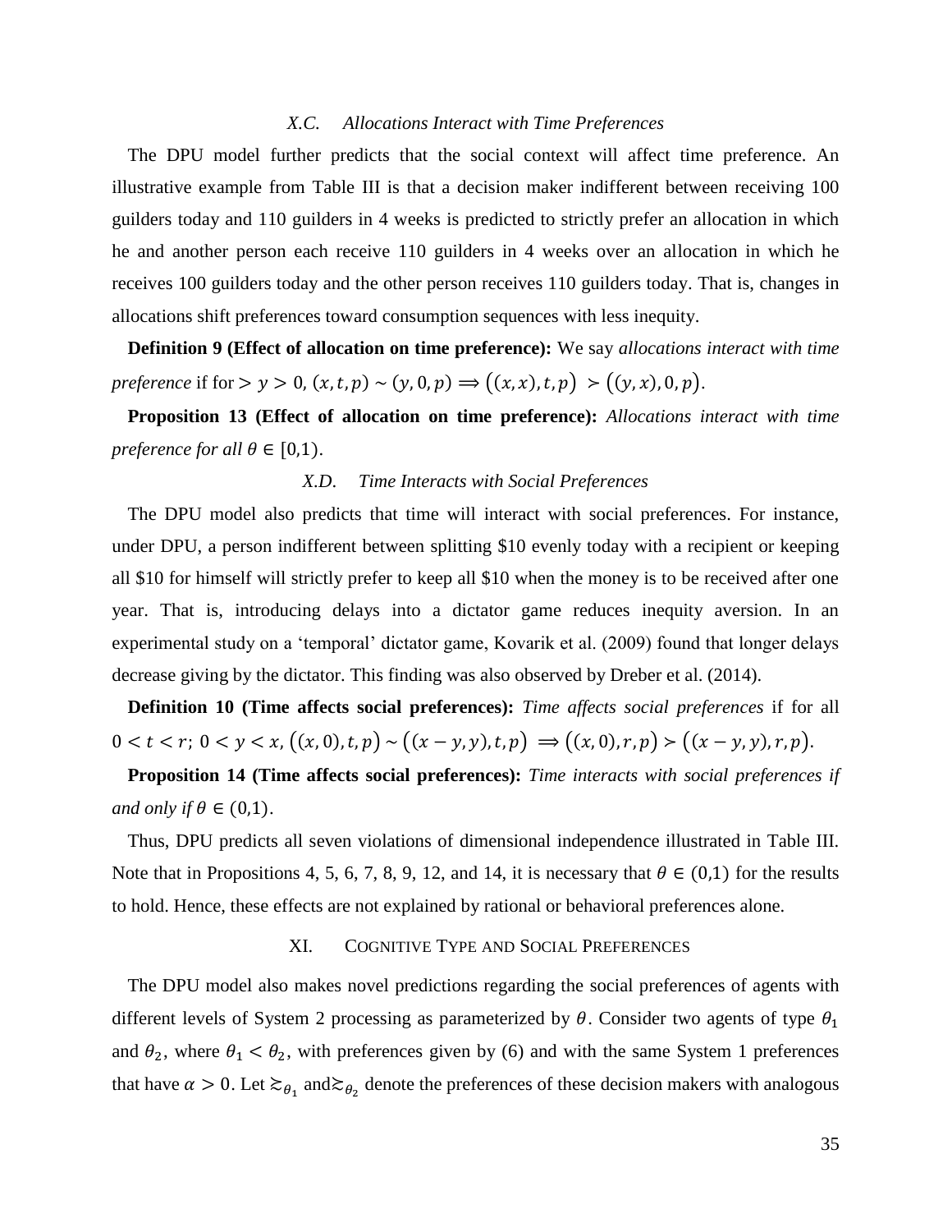### X.C. Allocations Interact with Time Preferences

The DPU model further predicts that the social context will affect time preference. An illustrative example from Table III is that a decision maker indifferent between receiving 100 guilders today and 110 guilders in 4 weeks is predicted to strictly prefer an allocation in which he and another person each receive 110 guilders in 4 weeks over an allocation in which he receives 100 guilders today and the other person receives 110 guilders today. That is, changes in allocations shift preferences toward consumption sequences with less inequity.

**Definition 9 (Effect of allocation on time preference):** We say *allocations interact with time preference* if for $> y > 0$, $(x, t, p) \sim (y, 0, p) \Rightarrow \big((x, x), t, p\big) \succ \big((y, x), 0, p\big)$.

**Proposition 13 (Effect of allocation on time preference):** *Allocations interact with time preference for all* $\theta \in [0,1)$.

### X.D. Time Interacts with Social Preferences

The DPU model also predicts that time will interact with social preferences. For instance, under DPU, a person indifferent between splitting \$10 evenly today with a recipient or keeping all \$10 for himself will strictly prefer to keep all \$10 when the money is to be received after one year. That is, introducing delays into a dictator game reduces inequity aversion. In an experimental study on a 'temporal' dictator game, Kovarik et al. (2009) found that longer delays decrease giving by the dictator. This finding was also observed by Dreber et al. (2014).

**Definition 10 (Time affects social preferences):** *Time affects social preferences* if for all $0 < t < r$; $0 < y < x$, $\big((x, 0), t, p\big) \sim \big((x - y, y), t, p\big) \Rightarrow \big((x, 0), r, p\big) \succ \big((x - y, y), r, p\big)$.

**Proposition 14 (Time affects social preferences):** *Time interacts with social preferences if and only if* $\theta \in (0,1)$.

Thus, DPU predicts all seven violations of dimensional independence illustrated in Table III. Note that in Propositions 4, 5, 6, 7, 8, 9, 12, and 14, it is necessary that $\theta \in (0,1)$ for the results to hold. Hence, these effects are not explained by rational or behavioral preferences alone.

## XI. Cognitive Type and Social Preferences

The DPU model also makes novel predictions regarding the social preferences of agents with different levels of System 2 processing as parameterized by $\theta$. Consider two agents of type $\theta_1$ and $\theta_2$, where $\theta_1 < \theta_2$, with preferences given by (6) and with the same System 1 preferences that have $\alpha > 0$. Let $\succsim_{\theta_1}$ and $\succsim_{\theta_2}$ denote the preferences of these decision makers with analogous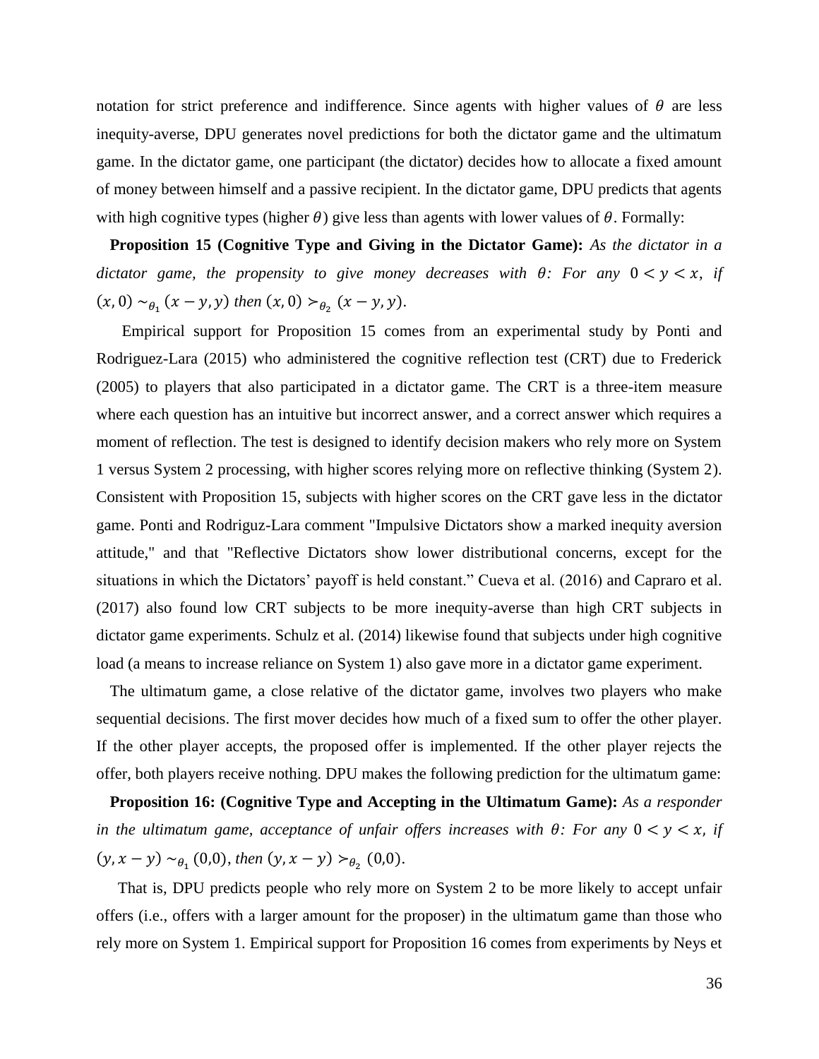notation for strict preference and indifference. Since agents with higher values of $\theta$ are less inequity-averse, DPU generates novel predictions for both the dictator game and the ultimatum game. In the dictator game, one participant (the dictator) decides how to allocate a fixed amount of money between himself and a passive recipient. In the dictator game, DPU predicts that agents with high cognitive types (higher $\theta$) give less than agents with lower values of $\theta$. Formally:

**Proposition 15 (Cognitive Type and Giving in the Dictator Game):** *As the dictator in a dictator game, the propensity to give money decreases with $\theta$: For any $0 < y < x$, if $(x, 0) \sim_{\theta_1} (x - y, y)$ then $(x, 0) \succ_{\theta_2} (x - y, y)$.*

Empirical support for Proposition 15 comes from an experimental study by Ponti and Rodriguez-Lara (2015) who administered the cognitive reflection test (CRT) due to Frederick (2005) to players that also participated in a dictator game. The CRT is a three-item measure where each question has an intuitive but incorrect answer, and a correct answer which requires a moment of reflection. The test is designed to identify decision makers who rely more on System 1 versus System 2 processing, with higher scores relying more on reflective thinking (System 2). Consistent with Proposition 15, subjects with higher scores on the CRT gave less in the dictator game. Ponti and Rodriguez-Lara comment "Impulsive Dictators show a marked inequity aversion attitude," and that "Reflective Dictators show lower distributional concerns, except for the situations in which the Dictators' payoff is held constant." Cueva et al. (2016) and Capraro et al. (2017) also found low CRT subjects to be more inequity-averse than high CRT subjects in dictator game experiments. Schulz et al. (2014) likewise found that subjects under high cognitive load (a means to increase reliance on System 1) also gave more in a dictator game experiment.

The ultimatum game, a close relative of the dictator game, involves two players who make sequential decisions. The first mover decides how much of a fixed sum to offer the other player. If the other player accepts, the proposed offer is implemented. If the other player rejects the offer, both players receive nothing. DPU makes the following prediction for the ultimatum game:

**Proposition 16: (Cognitive Type and Accepting in the Ultimatum Game):** *As a responder in the ultimatum game, acceptance of unfair offers increases with $\theta$: For any $0 < y < x$, if $(y, x - y) \sim_{\theta_1} (0,0)$, then $(y, x - y) \succ_{\theta_2} (0,0)$.*

That is, DPU predicts people who rely more on System 2 to be more likely to accept unfair offers (i.e., offers with a larger amount for the proposer) in the ultimatum game than those who rely more on System 1. Empirical support for Proposition 16 comes from experiments by Neys et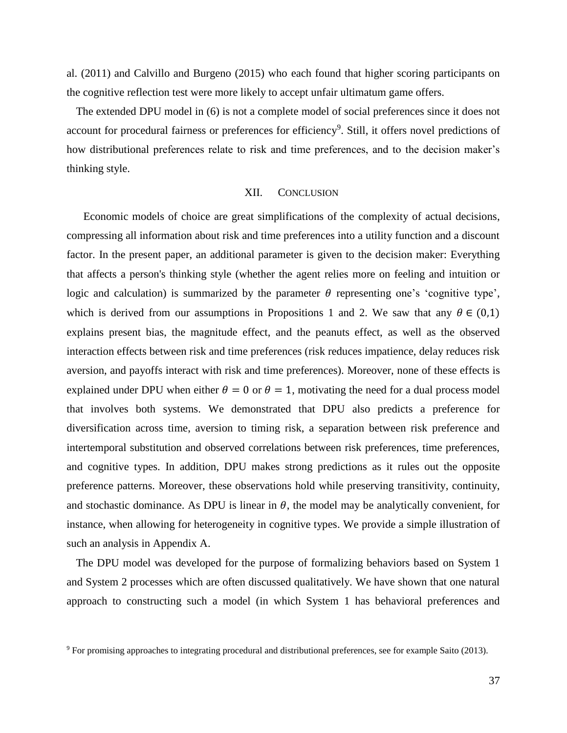al. (2011) and Calvillo and Burgeno (2015) who each found that higher scoring participants on the cognitive reflection test were more likely to accept unfair ultimatum game offers.

The extended DPU model in (6) is not a complete model of social preferences since it does not account for procedural fairness or preferences for efficiency[9]. Still, it offers novel predictions of how distributional preferences relate to risk and time preferences, and to the decision maker's thinking style.

## XII. CONCLUSION

Economic models of choice are great simplifications of the complexity of actual decisions, compressing all information about risk and time preferences into a utility function and a discount factor. In the present paper, an additional parameter is given to the decision maker: Everything that affects a person's thinking style (whether the agent relies more on feeling and intuition or logic and calculation) is summarized by the parameter $\theta$ representing one's 'cognitive type', which is derived from our assumptions in Propositions 1 and 2. We saw that any $\theta \in (0,1)$ explains present bias, the magnitude effect, and the peanuts effect, as well as the observed interaction effects between risk and time preferences (risk reduces impatience, delay reduces risk aversion, and payoffs interact with risk and time preferences). Moreover, none of these effects is explained under DPU when either $\theta = 0$ or $\theta = 1$, motivating the need for a dual process model that involves both systems. We demonstrated that DPU also predicts a preference for diversification across time, aversion to timing risk, a separation between risk preference and intertemporal substitution and observed correlations between risk preferences, time preferences, and cognitive types. In addition, DPU makes strong predictions as it rules out the opposite preference patterns. Moreover, these observations hold while preserving transitivity, continuity, and stochastic dominance. As DPU is linear in $\theta$, the model may be analytically convenient, for instance, when allowing for heterogeneity in cognitive types. We provide a simple illustration of such an analysis in Appendix A.

The DPU model was developed for the purpose of formalizing behaviors based on System 1 and System 2 processes which are often discussed qualitatively. We have shown that one natural approach to constructing such a model (in which System 1 has behavioral preferences and

[9] For promising approaches to integrating procedural and distributional preferences, see for example Saito (2013).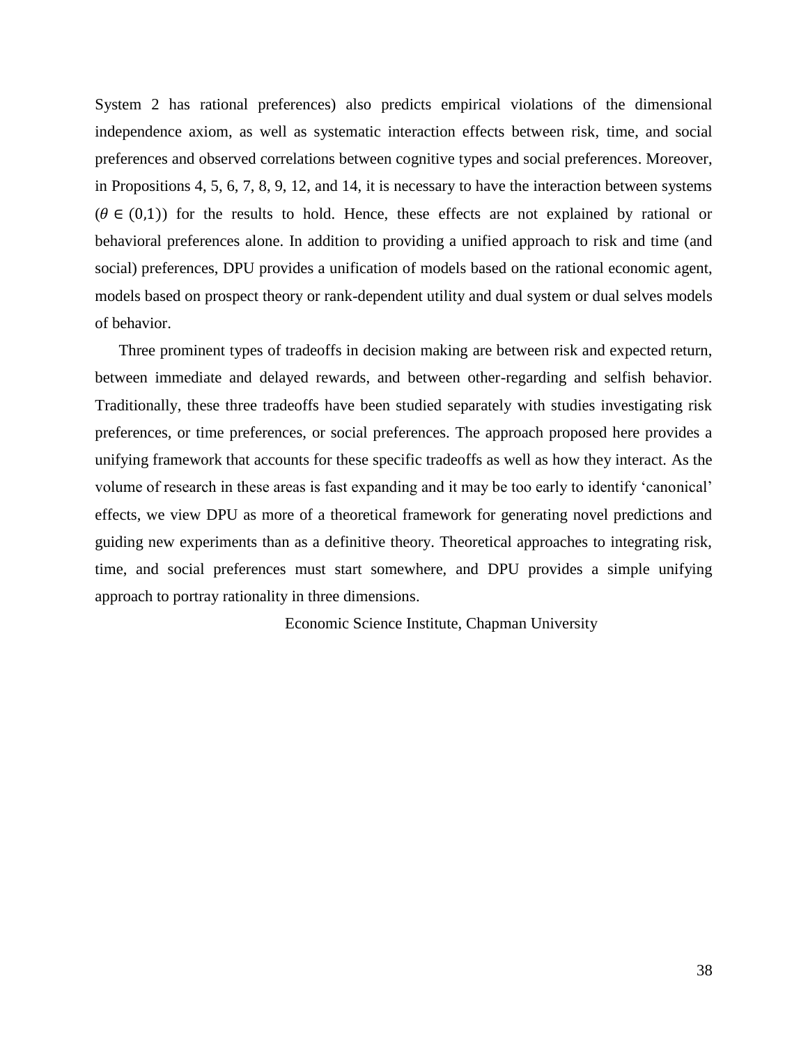System 2 has rational preferences) also predicts empirical violations of the dimensional independence axiom, as well as systematic interaction effects between risk, time, and social preferences and observed correlations between cognitive types and social preferences. Moreover, in Propositions 4, 5, 6, 7, 8, 9, 12, and 14, it is necessary to have the interaction between systems ($\theta \in (0,1)$) for the results to hold. Hence, these effects are not explained by rational or behavioral preferences alone. In addition to providing a unified approach to risk and time (and social) preferences, DPU provides a unification of models based on the rational economic agent, models based on prospect theory or rank-dependent utility and dual system or dual selves models of behavior.

Three prominent types of tradeoffs in decision making are between risk and expected return, between immediate and delayed rewards, and between other-regarding and selfish behavior. Traditionally, these three tradeoffs have been studied separately with studies investigating risk preferences, or time preferences, or social preferences. The approach proposed here provides a unifying framework that accounts for these specific tradeoffs as well as how they interact. As the volume of research in these areas is fast expanding and it may be too early to identify 'canonical' effects, we view DPU as more of a theoretical framework for generating novel predictions and guiding new experiments than as a definitive theory. Theoretical approaches to integrating risk, time, and social preferences must start somewhere, and DPU provides a simple unifying approach to portray rationality in three dimensions.

Economic Science Institute, Chapman University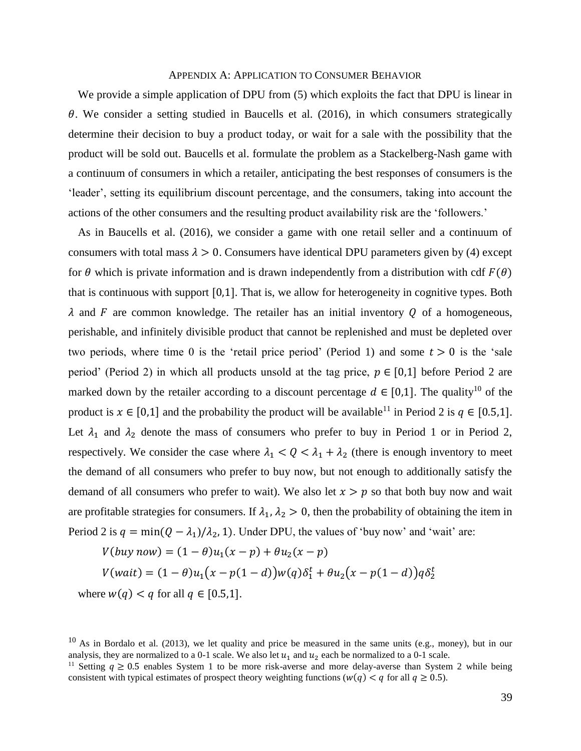## Appendix A: Application to Consumer Behavior

We provide a simple application of DPU from (5) which exploits the fact that DPU is linear in $\theta$. We consider a setting studied in Baucells et al. (2016), in which consumers strategically determine their decision to buy a product today, or wait for a sale with the possibility that the product will be sold out. Baucells et al. formulate the problem as a Stackelberg-Nash game with a continuum of consumers in which a retailer, anticipating the best responses of consumers is the 'leader', setting its equilibrium discount percentage, and the consumers, taking into account the actions of the other consumers and the resulting product availability risk are the 'followers.'

As in Baucells et al. (2016), we consider a game with one retail seller and a continuum of consumers with total mass $\lambda > 0$. Consumers have identical DPU parameters given by (4) except for $\theta$ which is private information and is drawn independently from a distribution with cdf $F(\theta)$ that is continuous with support $[0,1]$. That is, we allow for heterogeneity in cognitive types. Both $\lambda$ and $F$ are common knowledge. The retailer has an initial inventory $Q$ of a homogeneous, perishable, and infinitely divisible product that cannot be replenished and must be depleted over two periods, where time 0 is the 'retail price period' (Period 1) and some $t > 0$ is the 'sale period' (Period 2) in which all products unsold at the tag price, $p \in [0,1]$ before Period 2 are marked down by the retailer according to a discount percentage $d \in [0,1]$. The quality[10] of the product is $x \in [0,1]$ and the probability the product will be available[11] in Period 2 is $q \in [0.5,1]$. Let $\lambda_1$ and $\lambda_2$ denote the mass of consumers who prefer to buy in Period 1 or in Period 2, respectively. We consider the case where $\lambda_1 < Q < \lambda_1 + \lambda_2$ (there is enough inventory to meet the demand of all consumers who prefer to buy now, but not enough to additionally satisfy the demand of all consumers who prefer to wait). We also let $x > p$ so that both buy now and wait are profitable strategies for consumers. If $\lambda_1, \lambda_2 > 0$, then the probability of obtaining the item in Period 2 is $q = \min((Q - \lambda_1)/\lambda_2, 1)$. Under DPU, the values of 'buy now' and 'wait' are:

$$V(buy\ now) = (1-\theta)u_1(x-p) + \theta u_2(x-p)$$

$$V(wait) = (1-\theta)u_1\big(x - p(1-d)\big)w(q)\delta_1^t + \theta u_2\big(x - p(1-d)\big)q\delta_2^t$$

where $w(q) < q$ for all $q \in [0.5,1]$.

---

[10] As in Bordalo et al. (2013), we let quality and price be measured in the same units (e.g., money), but in our analysis, they are normalized to a 0-1 scale. We also let $u_1$ and $u_2$ each be normalized to a 0-1 scale.

[11] Setting $q \geq 0.5$ enables System 1 to be more risk-averse and more delay-averse than System 2 while being consistent with typical estimates of prospect theory weighting functions ($w(q) < q$ for all $q \geq 0.5$).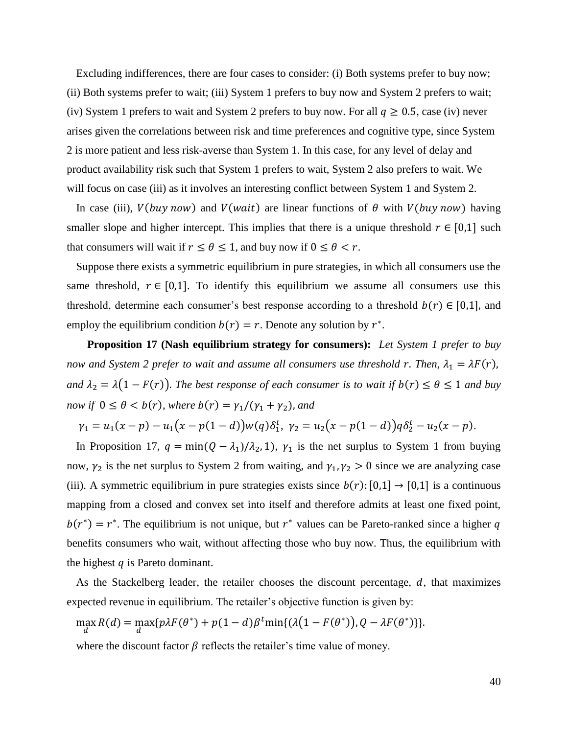Excluding indifferences, there are four cases to consider: (i) Both systems prefer to buy now; (ii) Both systems prefer to wait; (iii) System 1 prefers to buy now and System 2 prefers to wait; (iv) System 1 prefers to wait and System 2 prefers to buy now. For all $q \geq 0.5$, case (iv) never arises given the correlations between risk and time preferences and cognitive type, since System 2 is more patient and less risk-averse than System 1. In this case, for any level of delay and product availability risk such that System 1 prefers to wait, System 2 also prefers to wait. We will focus on case (iii) as it involves an interesting conflict between System 1 and System 2.

In case (iii), $V(buy\ now)$ and $V(wait)$ are linear functions of $\theta$ with $V(buy\ now)$ having smaller slope and higher intercept. This implies that there is a unique threshold $r \in [0,1]$ such that consumers will wait if $r \leq \theta \leq 1$, and buy now if $0 \leq \theta < r$.

Suppose there exists a symmetric equilibrium in pure strategies, in which all consumers use the same threshold, $r \in [0,1]$. To identify this equilibrium we assume all consumers use this threshold, determine each consumer's best response according to a threshold $b(r) \in [0,1]$, and employ the equilibrium condition $b(r) = r$. Denote any solution by $r^*$.

**Proposition 17 (Nash equilibrium strategy for consumers):** *Let System 1 prefer to buy now and System 2 prefer to wait and assume all consumers use threshold $r$. Then, $\lambda_1 = \lambda F(r)$, and $\lambda_2 = \lambda(1 - F(r))$. The best response of each consumer is to wait if $b(r) \leq \theta \leq 1$ and buy now if $0 \leq \theta < b(r)$, where $b(r) = \gamma_1/(\gamma_1 + \gamma_2)$, and*

$$\gamma_1 = u_1(x - p) - u_1\big(x - p(1 - d)\big)w(q)\delta_1^t,\ \gamma_2 = u_2\big(x - p(1 - d)\big)q\delta_2^t - u_2(x - p).$$

In Proposition 17, $q = \min((Q - \lambda_1)/\lambda_2, 1)$, $\gamma_1$ is the net surplus to System 1 from buying now, $\gamma_2$ is the net surplus to System 2 from waiting, and $\gamma_1, \gamma_2 > 0$ since we are analyzing case (iii). A symmetric equilibrium in pure strategies exists since $b(r): [0,1] \to [0,1]$ is a continuous mapping from a closed and convex set into itself and therefore admits at least one fixed point, $b(r^*) = r^*$. The equilibrium is not unique, but $r^*$ values can be Pareto-ranked since a higher $q$ benefits consumers who wait, without affecting those who buy now. Thus, the equilibrium with the highest $q$ is Pareto dominant.

As the Stackelberg leader, the retailer chooses the discount percentage, $d$, that maximizes expected revenue in equilibrium. The retailer's objective function is given by:

$$\max_d R(d) = \max_d \{p\lambda F(\theta^*) + p(1 - d)\beta^t \min\{(\lambda(1 - F(\theta^*)), Q - \lambda F(\theta^*)\}\}.$$

where the discount factor $\beta$ reflects the retailer's time value of money.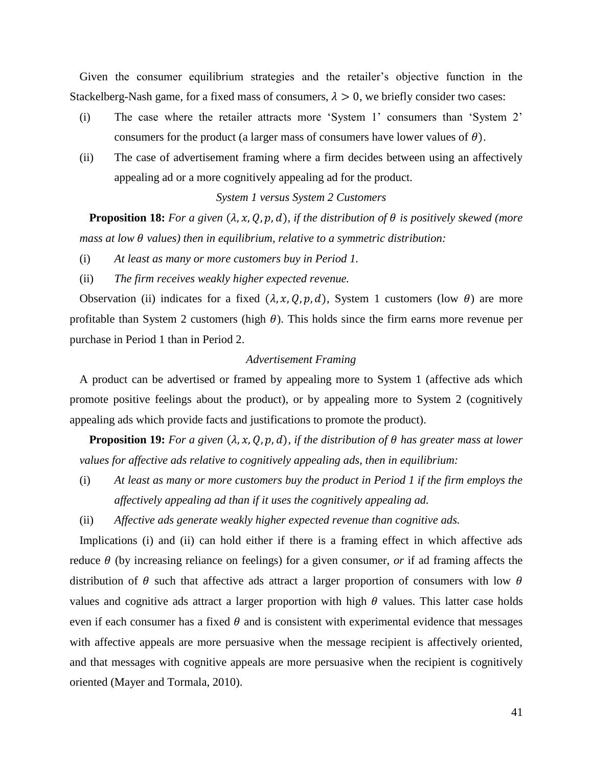Given the consumer equilibrium strategies and the retailer's objective function in the Stackelberg-Nash game, for a fixed mass of consumers, $\lambda > 0$, we briefly consider two cases:

(i) The case where the retailer attracts more 'System 1' consumers than 'System 2' consumers for the product (a larger mass of consumers have lower values of $\theta$).

(ii) The case of advertisement framing where a firm decides between using an affectively appealing ad or a more cognitively appealing ad for the product.

*System 1 versus System 2 Customers*

**Proposition 18:** *For a given $(\lambda, x, Q, p, d)$, if the distribution of $\theta$ is positively skewed (more mass at low $\theta$ values) then in equilibrium, relative to a symmetric distribution:*

(i) *At least as many or more customers buy in Period 1.*

(ii) *The firm receives weakly higher expected revenue.*

Observation (ii) indicates for a fixed $(\lambda, x, Q, p, d)$, System 1 customers (low $\theta$) are more profitable than System 2 customers (high $\theta$). This holds since the firm earns more revenue per purchase in Period 1 than in Period 2.

*Advertisement Framing*

A product can be advertised or framed by appealing more to System 1 (affective ads which promote positive feelings about the product), or by appealing more to System 2 (cognitively appealing ads which provide facts and justifications to promote the product).

**Proposition 19:** *For a given $(\lambda, x, Q, p, d)$, if the distribution of $\theta$ has greater mass at lower values for affective ads relative to cognitively appealing ads, then in equilibrium:*

(i) *At least as many or more customers buy the product in Period 1 if the firm employs the affectively appealing ad than if it uses the cognitively appealing ad.*

(ii) *Affective ads generate weakly higher expected revenue than cognitive ads.*

Implications (i) and (ii) can hold either if there is a framing effect in which affective ads reduce $\theta$ (by increasing reliance on feelings) for a given consumer, *or* if ad framing affects the distribution of $\theta$ such that affective ads attract a larger proportion of consumers with low $\theta$ values and cognitive ads attract a larger proportion with high $\theta$ values. This latter case holds even if each consumer has a fixed $\theta$ and is consistent with experimental evidence that messages with affective appeals are more persuasive when the message recipient is affectively oriented, and that messages with cognitive appeals are more persuasive when the recipient is cognitively oriented (Mayer and Tormala, 2010).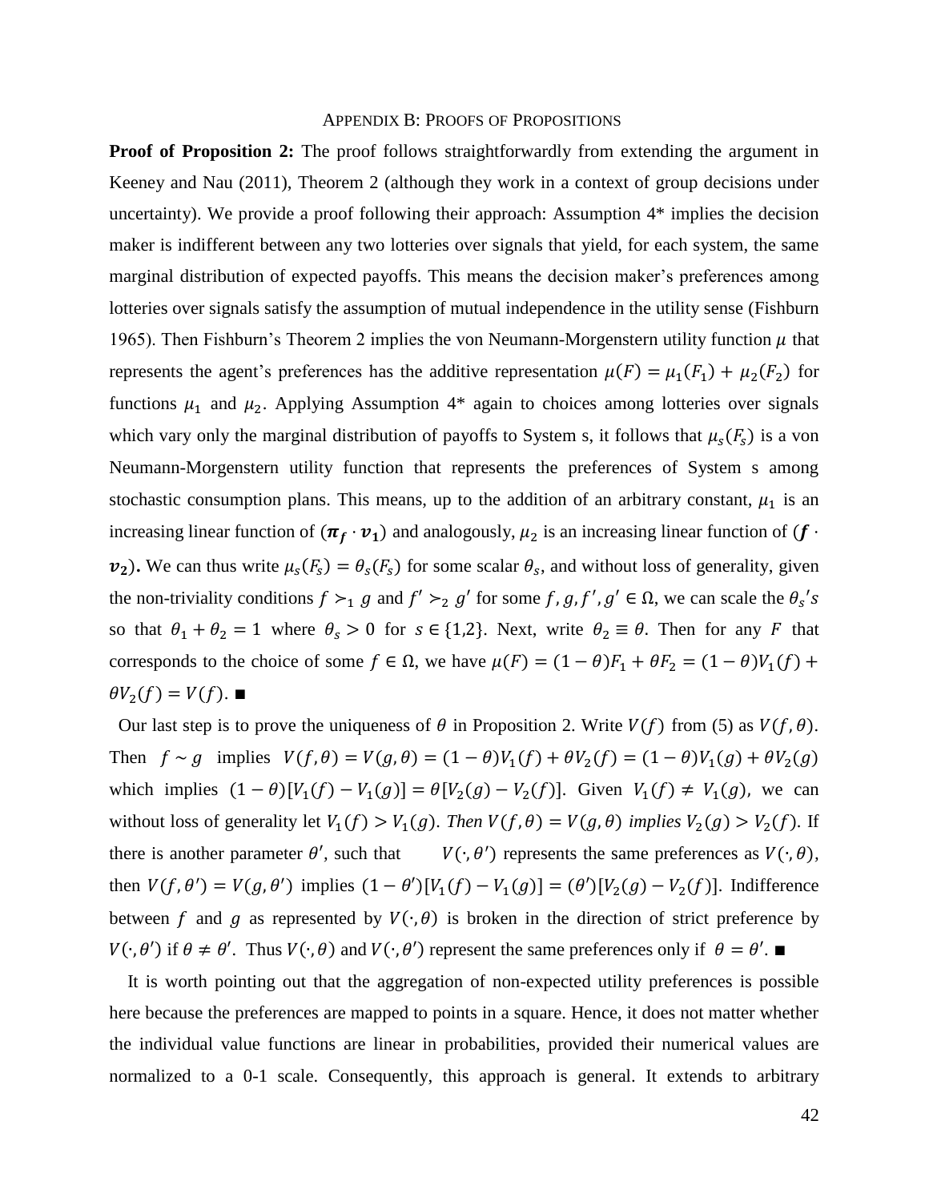## Appendix B: Proofs of Propositions

**Proof of Proposition 2:** The proof follows straightforwardly from extending the argument in Keeney and Nau (2011), Theorem 2 (although they work in a context of group decisions under uncertainty). We provide a proof following their approach: Assumption 4* implies the decision maker is indifferent between any two lotteries over signals that yield, for each system, the same marginal distribution of expected payoffs. This means the decision maker's preferences among lotteries over signals satisfy the assumption of mutual independence in the utility sense (Fishburn 1965). Then Fishburn's Theorem 2 implies the von Neumann-Morgenstern utility function $\mu$ that represents the agent's preferences has the additive representation $\mu(F) = \mu_1(F_1) + \mu_2(F_2)$ for functions $\mu_1$ and $\mu_2$. Applying Assumption 4* again to choices among lotteries over signals which vary only the marginal distribution of payoffs to System s, it follows that $\mu_s(F_s)$ is a von Neumann-Morgenstern utility function that represents the preferences of System s among stochastic consumption plans. This means, up to the addition of an arbitrary constant, $\mu_1$ is an increasing linear function of $(\boldsymbol{\pi_f} \cdot \boldsymbol{v_1})$ and analogously, $\mu_2$ is an increasing linear function of $(\boldsymbol{f} \cdot \boldsymbol{v_2})$**.** We can thus write $\mu_s(F_s) = \theta_s(F_s)$ for some scalar $\theta_s$, and without loss of generality, given the non-triviality conditions $f \succ_1 g$ and $f' \succ_2 g'$ for some $f, g, f', g' \in \Omega$, we can scale the $\theta_s's$ so that $\theta_1 + \theta_2 = 1$ where $\theta_s > 0$ for $s \in \{1,2\}$. Next, write $\theta_2 \equiv \theta$. Then for any $F$ that corresponds to the choice of some $f \in \Omega$, we have $\mu(F) = (1-\theta)F_1 + \theta F_2 = (1-\theta)V_1(f) + \theta V_2(f) = V(f)$. ■

Our last step is to prove the uniqueness of $\theta$ in Proposition 2. Write $V(f)$ from (5) as $V(f, \theta)$. Then $f \sim g$ implies $V(f,\theta) = V(g,\theta) = (1-\theta)V_1(f) + \theta V_2(f) = (1-\theta)V_1(g) + \theta V_2(g)$ which implies $(1-\theta)[V_1(f) - V_1(g)] = \theta[V_2(g) - V_2(f)]$. Given $V_1(f) \neq V_1(g)$, we can without loss of generality let $V_1(f) > V_1(g)$. *Then $V(f,\theta) = V(g,\theta)$ implies $V_2(g) > V_2(f)$.* If there is another parameter $\theta'$, such that $V(\cdot,\theta')$ represents the same preferences as $V(\cdot,\theta)$, then $V(f,\theta') = V(g,\theta')$ implies $(1-\theta')[V_1(f) - V_1(g)] = (\theta')[V_2(g) - V_2(f)]$. Indifference between $f$ and $g$ as represented by $V(\cdot,\theta)$ is broken in the direction of strict preference by $V(\cdot,\theta')$ if $\theta \neq \theta'$. Thus $V(\cdot,\theta)$ and $V(\cdot,\theta')$ represent the same preferences only if $\theta = \theta'$. ■

It is worth pointing out that the aggregation of non-expected utility preferences is possible here because the preferences are mapped to points in a square. Hence, it does not matter whether the individual value functions are linear in probabilities, provided their numerical values are normalized to a 0-1 scale. Consequently, this approach is general. It extends to arbitrary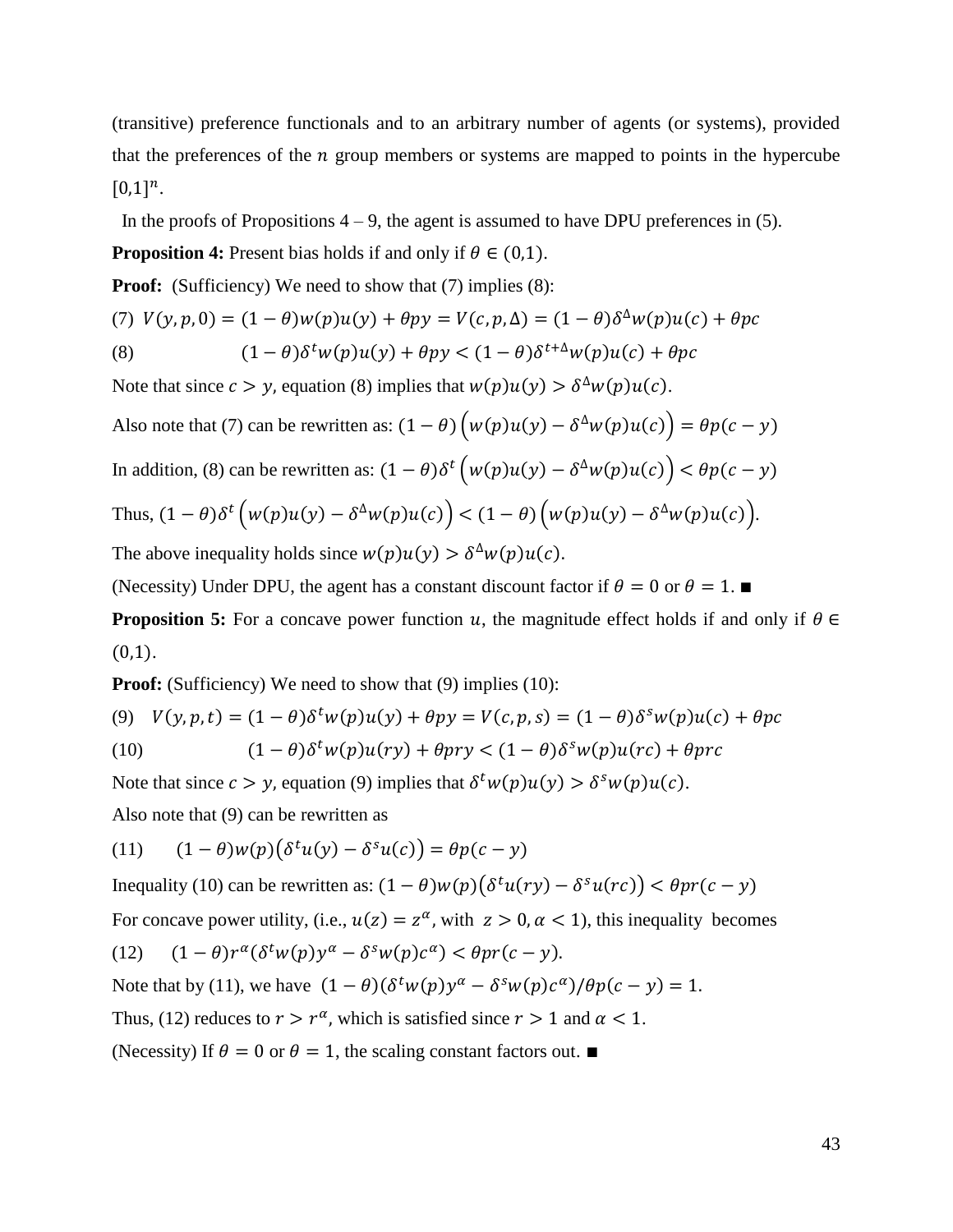(transitive) preference functionals and to an arbitrary number of agents (or systems), provided that the preferences of the $n$ group members or systems are mapped to points in the hypercube $[0,1]^n$.

In the proofs of Propositions 4 – 9, the agent is assumed to have DPU preferences in (5).

**Proposition 4:** Present bias holds if and only if $\theta \in (0,1)$.

**Proof:** (Sufficiency) We need to show that (7) implies (8):

(7) $V(y,p,0) = (1-\theta)w(p)u(y) + \theta py = V(c,p,\Delta) = (1-\theta)\delta^{\Delta}w(p)u(c) + \theta pc$

(8) $\quad (1-\theta)\delta^t w(p)u(y) + \theta py < (1-\theta)\delta^{t+\Delta}w(p)u(c) + \theta pc$

Note that since $c > y$, equation (8) implies that $w(p)u(y) > \delta^{\Delta}w(p)u(c)$.

Also note that (7) can be rewritten as: $(1-\theta)\left(w(p)u(y) - \delta^{\Delta}w(p)u(c)\right) = \theta p(c-y)$

In addition, (8) can be rewritten as: $(1-\theta)\delta^t\left(w(p)u(y) - \delta^{\Delta}w(p)u(c)\right) < \theta p(c-y)$

Thus, $(1-\theta)\delta^t\left(w(p)u(y) - \delta^{\Delta}w(p)u(c)\right) < (1-\theta)\left(w(p)u(y) - \delta^{\Delta}w(p)u(c)\right)$.

The above inequality holds since $w(p)u(y) > \delta^{\Delta}w(p)u(c)$.

(Necessity) Under DPU, the agent has a constant discount factor if $\theta = 0$ or $\theta = 1$. ■

**Proposition 5:** For a concave power function $u$, the magnitude effect holds if and only if $\theta \in (0,1)$.

**Proof:** (Sufficiency) We need to show that (9) implies (10):

(9) $\quad V(y,p,t) = (1-\theta)\delta^t w(p)u(y) + \theta py = V(c,p,s) = (1-\theta)\delta^s w(p)u(c) + \theta pc$

(10) $\quad (1-\theta)\delta^t w(p)u(ry) + \theta pry < (1-\theta)\delta^s w(p)u(rc) + \theta prc$

Note that since $c > y$, equation (9) implies that $\delta^t w(p)u(y) > \delta^s w(p)u(c)$.

Also note that (9) can be rewritten as

(11) $\quad (1-\theta)w(p)\left(\delta^t u(y) - \delta^s u(c)\right) = \theta p(c-y)$

Inequality (10) can be rewritten as: $(1-\theta)w(p)\left(\delta^t u(ry) - \delta^s u(rc)\right) < \theta pr(c-y)$

For concave power utility, (i.e., $u(z) = z^{\alpha}$, with $z > 0, \alpha < 1$), this inequality becomes

(12) $\quad (1-\theta)r^{\alpha}(\delta^t w(p)y^{\alpha} - \delta^s w(p)c^{\alpha}) < \theta pr(c-y)$.

Note that by (11), we have $(1-\theta)(\delta^t w(p)y^{\alpha} - \delta^s w(p)c^{\alpha})/\theta p(c-y) = 1$.

Thus, (12) reduces to $r > r^{\alpha}$, which is satisfied since $r > 1$ and $\alpha < 1$.

(Necessity) If $\theta = 0$ or $\theta = 1$, the scaling constant factors out. ■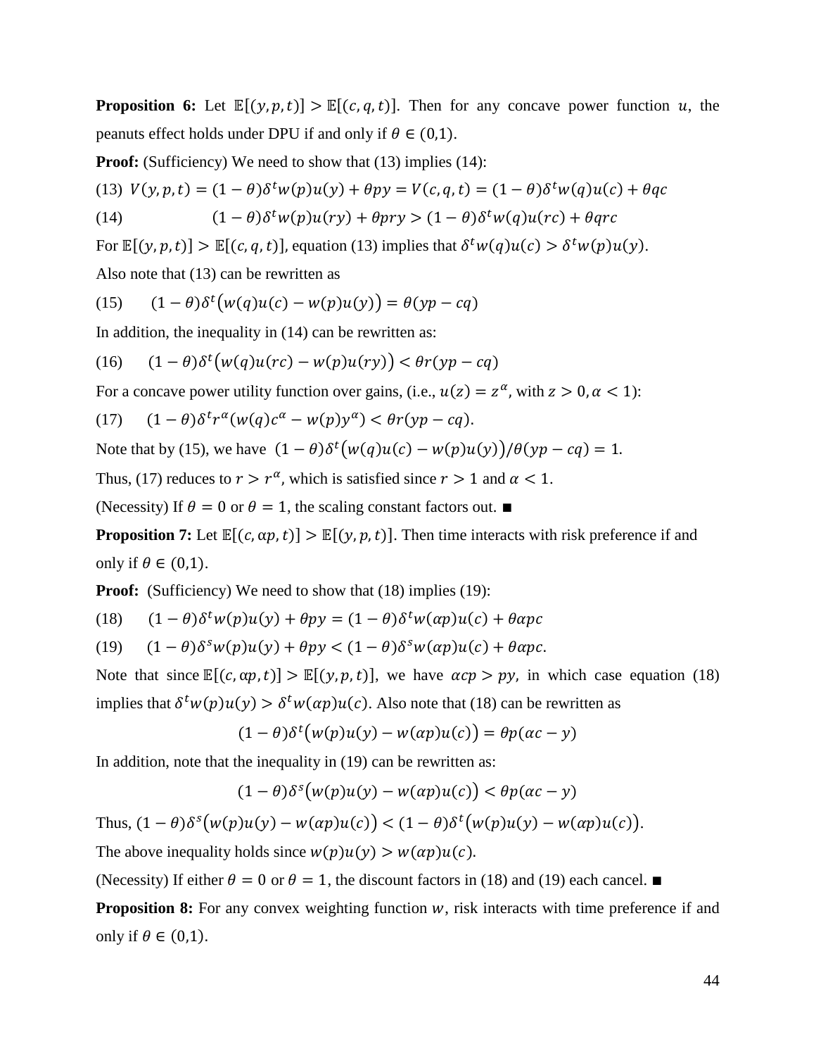**Proposition 6:** Let $\mathbb{E}[(y,p,t)] > \mathbb{E}[(c,q,t)]$. Then for any concave power function $u$, the peanuts effect holds under DPU if and only if $\theta \in (0,1)$.

**Proof:** (Sufficiency) We need to show that (13) implies (14):

(13) $V(y,p,t) = (1-\theta)\delta^t w(p)u(y) + \theta py = V(c,q,t) = (1-\theta)\delta^t w(q)u(c) + \theta qc$

(14) $$(1-\theta)\delta^t w(p)u(ry) + \theta pry > (1-\theta)\delta^t w(q)u(rc) + \theta qrc$$

For $\mathbb{E}[(y,p,t)] > \mathbb{E}[(c,q,t)]$, equation (13) implies that $\delta^t w(q)u(c) > \delta^t w(p)u(y)$.

Also note that (13) can be rewritten as

(15) $$(1-\theta)\delta^t\big(w(q)u(c) - w(p)u(y)\big) = \theta(yp - cq)$$

In addition, the inequality in (14) can be rewritten as:

(16) $$(1-\theta)\delta^t\big(w(q)u(rc) - w(p)u(ry)\big) < \theta r(yp - cq)$$

For a concave power utility function over gains, (i.e., $u(z) = z^\alpha$, with $z > 0, \alpha < 1$):

(17) $$(1-\theta)\delta^t r^\alpha(w(q)c^\alpha - w(p)y^\alpha) < \theta r(yp - cq).$$

Note that by (15), we have $(1-\theta)\delta^t\big(w(q)u(c) - w(p)u(y)\big)/\theta(yp - cq) = 1$.

Thus, (17) reduces to $r > r^\alpha$, which is satisfied since $r > 1$ and $\alpha < 1$.

(Necessity) If $\theta = 0$ or $\theta = 1$, the scaling constant factors out. ■

**Proposition 7:** Let $\mathbb{E}[(c,\alpha p,t)] > \mathbb{E}[(y,p,t)]$. Then time interacts with risk preference if and only if $\theta \in (0,1)$.

**Proof:** (Sufficiency) We need to show that (18) implies (19):

(18) $$(1-\theta)\delta^t w(p)u(y) + \theta py = (1-\theta)\delta^t w(\alpha p)u(c) + \theta\alpha pc$$

(19) $$(1-\theta)\delta^s w(p)u(y) + \theta py < (1-\theta)\delta^s w(\alpha p)u(c) + \theta\alpha pc.$$

Note that since $\mathbb{E}[(c,\alpha p,t)] > \mathbb{E}[(y,p,t)]$, we have $\alpha cp > py$, in which case equation (18) implies that $\delta^t w(p)u(y) > \delta^t w(\alpha p)u(c)$. Also note that (18) can be rewritten as

$$(1-\theta)\delta^t\big(w(p)u(y) - w(\alpha p)u(c)\big) = \theta p(\alpha c - y)$$

In addition, note that the inequality in (19) can be rewritten as:

$$(1-\theta)\delta^s\big(w(p)u(y) - w(\alpha p)u(c)\big) < \theta p(\alpha c - y)$$

Thus, $(1-\theta)\delta^s\big(w(p)u(y) - w(\alpha p)u(c)\big) < (1-\theta)\delta^t\big(w(p)u(y) - w(\alpha p)u(c)\big)$.

The above inequality holds since $w(p)u(y) > w(\alpha p)u(c)$.

(Necessity) If either $\theta = 0$ or $\theta = 1$, the discount factors in (18) and (19) each cancel. ■

**Proposition 8:** For any convex weighting function $w$, risk interacts with time preference if and only if $\theta \in (0,1)$.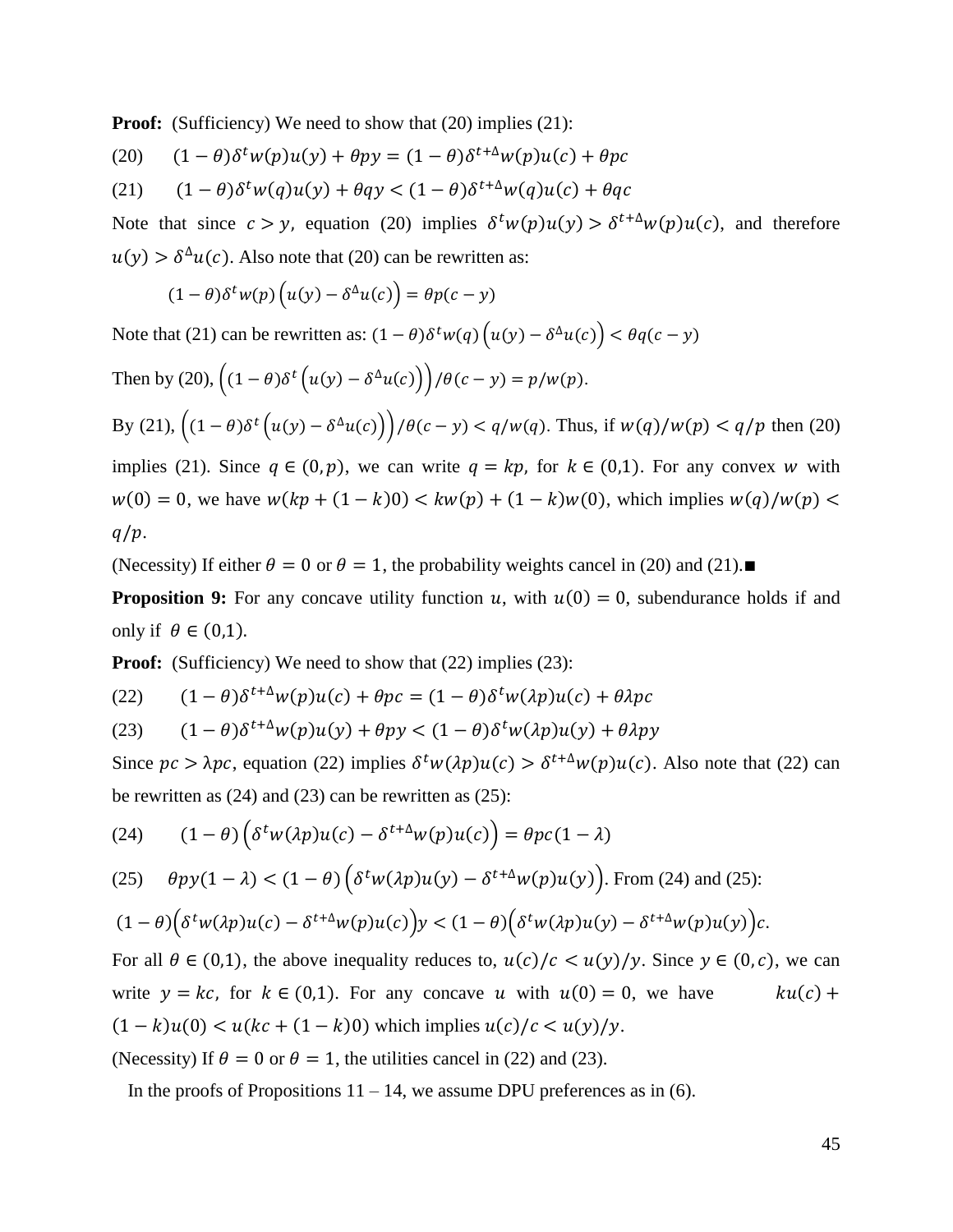**Proof:** (Sufficiency) We need to show that (20) implies (21):

(20) $\quad (1-\theta)\delta^t w(p)u(y) + \theta py = (1-\theta)\delta^{t+\Delta}w(p)u(c) + \theta pc$

(21) $\quad (1-\theta)\delta^t w(q)u(y) + \theta qy < (1-\theta)\delta^{t+\Delta}w(q)u(c) + \theta qc$

Note that since $c > y$, equation (20) implies $\delta^t w(p)u(y) > \delta^{t+\Delta}w(p)u(c)$, and therefore $u(y) > \delta^{\Delta}u(c)$. Also note that (20) can be rewritten as:

$$(1-\theta)\delta^t w(p)\left(u(y) - \delta^{\Delta}u(c)\right) = \theta p(c-y)$$

Note that (21) can be rewritten as: $(1-\theta)\delta^t w(q)\left(u(y) - \delta^{\Delta}u(c)\right) < \theta q(c-y)$

Then by (20), $\left((1-\theta)\delta^t\left(u(y) - \delta^{\Delta}u(c)\right)\right)/\theta(c-y) = p/w(p)$.

By (21), $\left((1-\theta)\delta^t\left(u(y) - \delta^{\Delta}u(c)\right)\right)/\theta(c-y) < q/w(q)$. Thus, if $w(q)/w(p) < q/p$ then (20) implies (21). Since $q \in (0,p)$, we can write $q = kp$, for $k \in (0,1)$. For any convex $w$ with $w(0) = 0$, we have $w(kp + (1-k)0) < kw(p) + (1-k)w(0)$, which implies $w(q)/w(p) < q/p$.

(Necessity) If either $\theta = 0$ or $\theta = 1$, the probability weights cancel in (20) and (21).■

**Proposition 9:** For any concave utility function $u$, with $u(0) = 0$, subendurance holds if and only if $\theta \in (0,1)$.

**Proof:** (Sufficiency) We need to show that (22) implies (23):

(22) $\quad (1-\theta)\delta^{t+\Delta}w(p)u(c) + \theta pc = (1-\theta)\delta^t w(\lambda p)u(c) + \theta\lambda pc$

(23) $\quad (1-\theta)\delta^{t+\Delta}w(p)u(y) + \theta py < (1-\theta)\delta^t w(\lambda p)u(y) + \theta\lambda py$

Since $pc > \lambda pc$, equation (22) implies $\delta^t w(\lambda p)u(c) > \delta^{t+\Delta}w(p)u(c)$. Also note that (22) can be rewritten as (24) and (23) can be rewritten as (25):

(24) $\quad (1-\theta)\left(\delta^t w(\lambda p)u(c) - \delta^{t+\Delta}w(p)u(c)\right) = \theta pc(1-\lambda)$

(25) $\quad \theta py(1-\lambda) < (1-\theta)\left(\delta^t w(\lambda p)u(y) - \delta^{t+\Delta}w(p)u(y)\right)$. From (24) and (25):

$$(1-\theta)\left(\delta^t w(\lambda p)u(c) - \delta^{t+\Delta}w(p)u(c)\right)y < (1-\theta)\left(\delta^t w(\lambda p)u(y) - \delta^{t+\Delta}w(p)u(y)\right)c.$$

For all $\theta \in (0,1)$, the above inequality reduces to, $u(c)/c < u(y)/y$. Since $y \in (0,c)$, we can write $y = kc$, for $k \in (0,1)$. For any concave $u$ with $u(0) = 0$, we have $ku(c) + (1-k)u(0) < u(kc + (1-k)0)$ which implies $u(c)/c < u(y)/y$.

(Necessity) If $\theta = 0$ or $\theta = 1$, the utilities cancel in (22) and (23).

In the proofs of Propositions 11 – 14, we assume DPU preferences as in (6).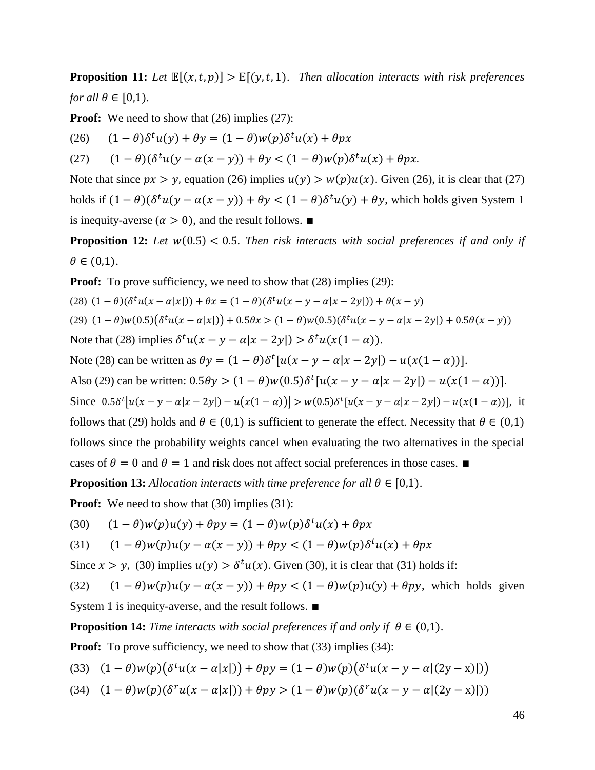**Proposition 11:** *Let* $\mathbb{E}[(x,t,p)] > \mathbb{E}[(y,t,1)$. *Then allocation interacts with risk preferences for all* $\theta \in [0,1)$.

**Proof:** We need to show that (26) implies (27):

(26) $\quad (1-\theta)\delta^t u(y) + \theta y = (1-\theta)w(p)\delta^t u(x) + \theta px$

(27) $\quad (1-\theta)(\delta^t u(y - \alpha(x-y)) + \theta y < (1-\theta)w(p)\delta^t u(x) + \theta px.$

Note that since $px > y$, equation (26) implies $u(y) > w(p)u(x)$. Given (26), it is clear that (27) holds if $(1-\theta)(\delta^t u(y-\alpha(x-y)) + \theta y < (1-\theta)\delta^t u(y) + \theta y$, which holds given System 1 is inequity-averse ($\alpha > 0$), and the result follows. ■

**Proposition 12:** *Let* $w(0.5) < 0.5$. *Then risk interacts with social preferences if and only if* $\theta \in (0,1)$.

**Proof:** To prove sufficiency, we need to show that (28) implies (29):

(28) $(1-\theta)(\delta^t u(x-\alpha|x|)) + \theta x = (1-\theta)(\delta^t u(x-y-\alpha|x-2y|)) + \theta(x-y)$

(29) $(1-\theta)w(0.5)\left(\delta^t u(x-\alpha|x|)\right) + 0.5\theta x > (1-\theta)w(0.5)(\delta^t u(x-y-\alpha|x-2y|) + 0.5\theta(x-y))$

Note that (28) implies $\delta^t u(x-y-\alpha|x-2y|) > \delta^t u(x(1-\alpha))$.

Note (28) can be written as $\theta y = (1-\theta)\delta^t[u(x-y-\alpha|x-2y|) - u(x(1-\alpha))]$.

Also (29) can be written: $0.5\theta y > (1-\theta)w(0.5)\delta^t[u(x-y-\alpha|x-2y|) - u(x(1-\alpha))]$.

Since $0.5\delta^t\left[u(x-y-\alpha|x-2y|) - u\left(x(1-\alpha)\right)\right] > w(0.5)\delta^t[u(x-y-\alpha|x-2y|) - u(x(1-\alpha))]$, it follows that (29) holds and $\theta \in (0,1)$ is sufficient to generate the effect. Necessity that $\theta \in (0,1)$ follows since the probability weights cancel when evaluating the two alternatives in the special cases of $\theta = 0$ and $\theta = 1$ and risk does not affect social preferences in those cases. ■

**Proposition 13:** *Allocation interacts with time preference for all* $\theta \in [0,1)$.

**Proof:** We need to show that (30) implies (31):

(30) $\quad (1-\theta)w(p)u(y) + \theta py = (1-\theta)w(p)\delta^t u(x) + \theta px$

(31) $\quad (1-\theta)w(p)u(y-\alpha(x-y)) + \theta py < (1-\theta)w(p)\delta^t u(x) + \theta px$

Since $x > y$, (30) implies $u(y) > \delta^t u(x)$. Given (30), it is clear that (31) holds if:

(32) $\quad (1-\theta)w(p)u(y-\alpha(x-y)) + \theta py < (1-\theta)w(p)u(y) + \theta py$, which holds given System 1 is inequity-averse, and the result follows. ■

**Proposition 14:** *Time interacts with social preferences if and only if* $\theta \in (0,1)$.

**Proof:** To prove sufficiency, we need to show that (33) implies (34):

(33) $\quad (1-\theta)w(p)\left(\delta^t u(x-\alpha|x|)\right) + \theta py = (1-\theta)w(p)\left(\delta^t u(x-y-\alpha|(2y-x)|)\right)$

(34) $\quad (1-\theta)w(p)(\delta^r u(x-\alpha|x|)) + \theta py > (1-\theta)w(p)(\delta^r u(x-y-\alpha|(2y-x)|))$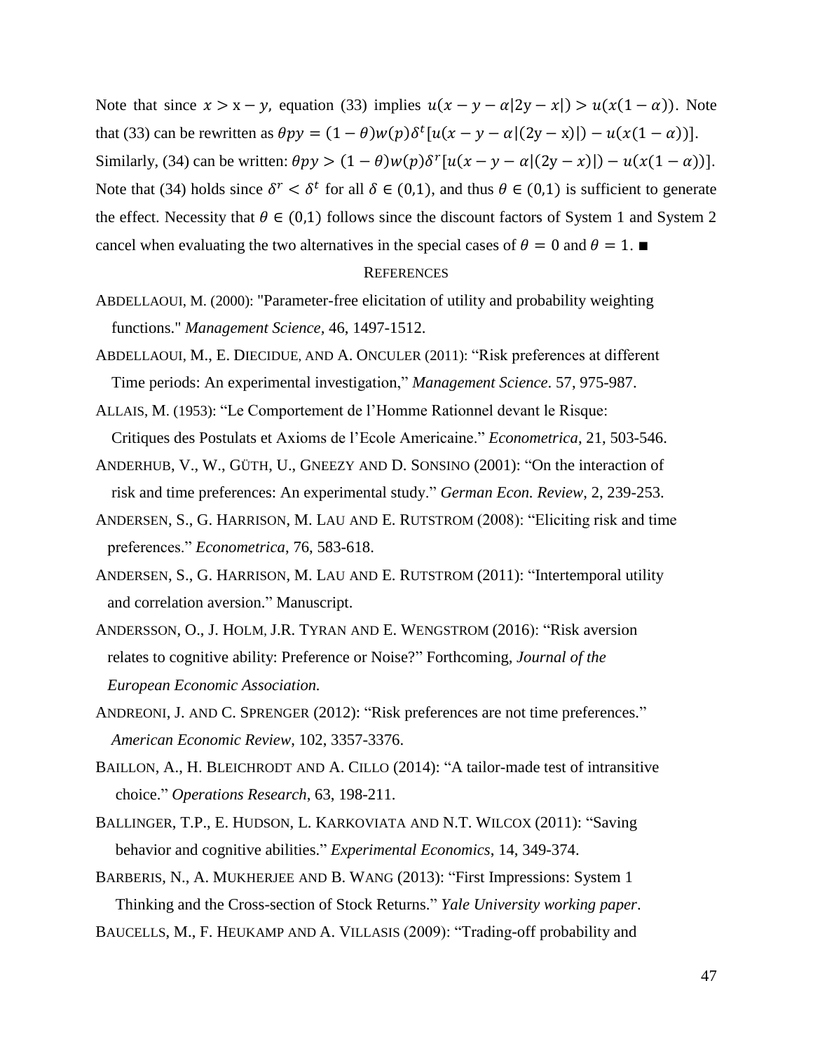Note that since $x > x - y$, equation (33) implies $u(x - y - \alpha|2y - x|) > u(x(1 - \alpha))$. Note that (33) can be rewritten as $\theta py = (1 - \theta)w(p)\delta^t[u(x - y - \alpha|(2y - x)|) - u(x(1 - \alpha))]$. Similarly, (34) can be written: $\theta py > (1 - \theta)w(p)\delta^r[u(x - y - \alpha|(2y - x)|) - u(x(1 - \alpha))]$. Note that (34) holds since $\delta^r < \delta^t$ for all $\delta \in (0,1)$, and thus $\theta \in (0,1)$ is sufficient to generate the effect. Necessity that $\theta \in (0,1)$ follows since the discount factors of System 1 and System 2 cancel when evaluating the two alternatives in the special cases of $\theta = 0$ and $\theta = 1$. ■

## References

ABDELLAOUI, M. (2000): "Parameter-free elicitation of utility and probability weighting functions." *Management Science*, 46, 1497-1512.

ABDELLAOUI, M., E. DIECIDUE, AND A. ONCULER (2011): "Risk preferences at different Time periods: An experimental investigation," *Management Science*. 57, 975-987.

ALLAIS, M. (1953): "Le Comportement de l'Homme Rationnel devant le Risque: Critiques des Postulats et Axioms de l'Ecole Americaine." *Econometrica*, 21, 503-546.

ANDERHUB, V., W., GÜTH, U., GNEEZY AND D. SONSINO (2001): "On the interaction of risk and time preferences: An experimental study." *German Econ. Review*, 2, 239-253.

ANDERSEN, S., G. HARRISON, M. LAU AND E. RUTSTROM (2008): "Eliciting risk and time preferences." *Econometrica*, 76, 583-618.

ANDERSEN, S., G. HARRISON, M. LAU AND E. RUTSTROM (2011): "Intertemporal utility and correlation aversion." Manuscript.

ANDERSSON, O., J. HOLM, J.R. TYRAN AND E. WENGSTROM (2016): "Risk aversion relates to cognitive ability: Preference or Noise?" Forthcoming, *Journal of the European Economic Association.*

ANDREONI, J. AND C. SPRENGER (2012): "Risk preferences are not time preferences." *American Economic Review*, 102, 3357-3376.

BAILLON, A., H. BLEICHRODT AND A. CILLO (2014): "A tailor-made test of intransitive choice." *Operations Research*, 63, 198-211.

BALLINGER, T.P., E. HUDSON, L. KARKOVIATA AND N.T. WILCOX (2011): "Saving behavior and cognitive abilities." *Experimental Economics*, 14, 349-374.

BARBERIS, N., A. MUKHERJEE AND B. WANG (2013): "First Impressions: System 1 Thinking and the Cross-section of Stock Returns." *Yale University working paper*.

BAUCELLS, M., F. HEUKAMP AND A. VILLASIS (2009): "Trading-off probability and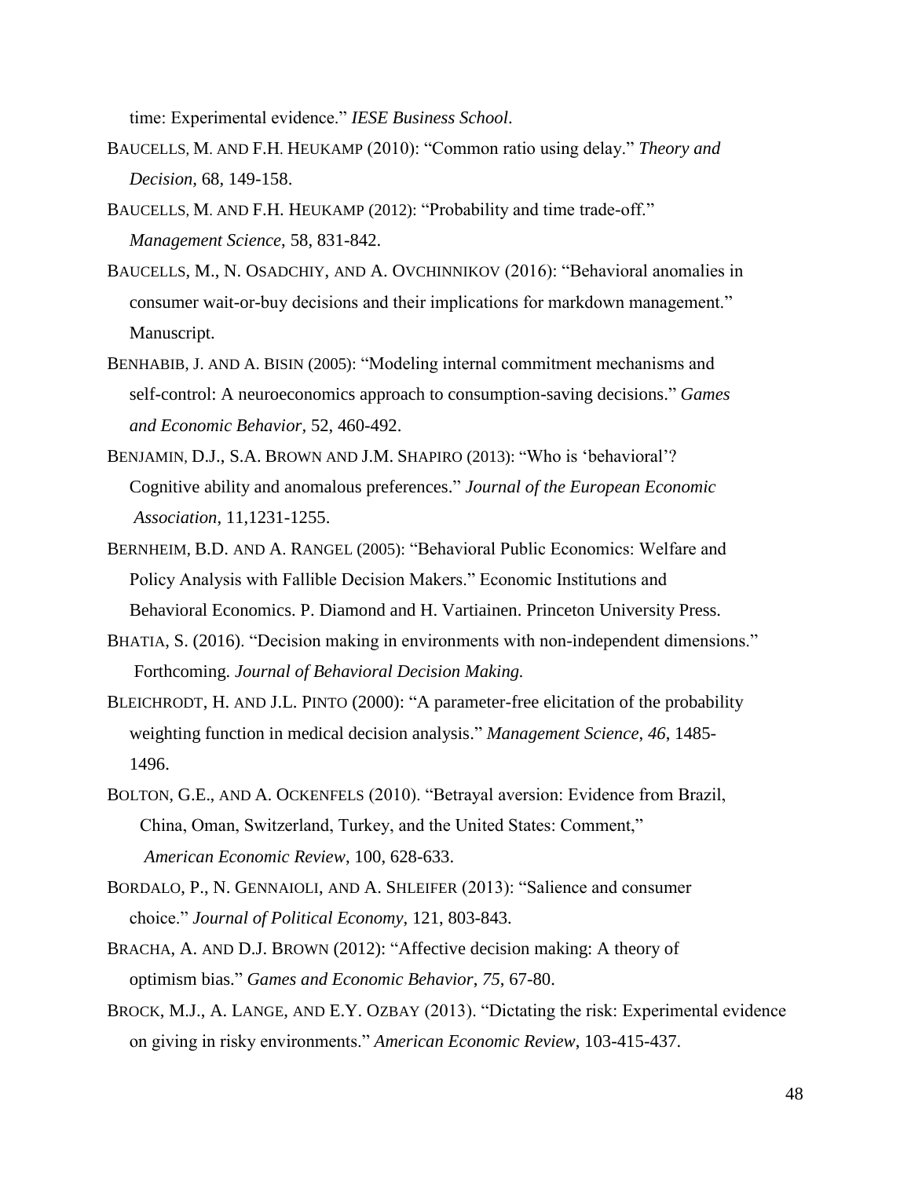time: Experimental evidence." *IESE Business School*.

BAUCELLS, M. AND F.H. HEUKAMP (2010): "Common ratio using delay." *Theory and Decision*, 68, 149-158.

BAUCELLS, M. AND F.H. HEUKAMP (2012): "Probability and time trade-off." *Management Science*, 58, 831-842.

BAUCELLS, M., N. OSADCHIY, AND A. OVCHINNIKOV (2016): "Behavioral anomalies in consumer wait-or-buy decisions and their implications for markdown management." Manuscript.

BENHABIB, J. AND A. BISIN (2005): "Modeling internal commitment mechanisms and self-control: A neuroeconomics approach to consumption-saving decisions." *Games and Economic Behavior,* 52, 460-492.

BENJAMIN, D.J., S.A. BROWN AND J.M. SHAPIRO (2013): "Who is 'behavioral'? Cognitive ability and anomalous preferences." *Journal of the European Economic Association*, 11,1231-1255.

BERNHEIM, B.D. AND A. RANGEL (2005): "Behavioral Public Economics: Welfare and Policy Analysis with Fallible Decision Makers." Economic Institutions and Behavioral Economics. P. Diamond and H. Vartiainen. Princeton University Press.

BHATIA, S. (2016). "Decision making in environments with non-independent dimensions." Forthcoming. *Journal of Behavioral Decision Making.*

BLEICHRODT, H. AND J.L. PINTO (2000): "A parameter-free elicitation of the probability weighting function in medical decision analysis." *Management Science*, *46*, 1485-1496.

BOLTON, G.E., AND A. OCKENFELS (2010). "Betrayal aversion: Evidence from Brazil, China, Oman, Switzerland, Turkey, and the United States: Comment," *American Economic Review*, 100, 628-633.

BORDALO, P., N. GENNAIOLI, AND A. SHLEIFER (2013): "Salience and consumer choice." *Journal of Political Economy*, 121, 803-843.

BRACHA, A. AND D.J. BROWN (2012): "Affective decision making: A theory of optimism bias." *Games and Economic Behavior*, *75*, 67-80.

BROCK, M.J., A. LANGE, AND E.Y. OZBAY (2013). "Dictating the risk: Experimental evidence on giving in risky environments." *American Economic Review*, 103-415-437.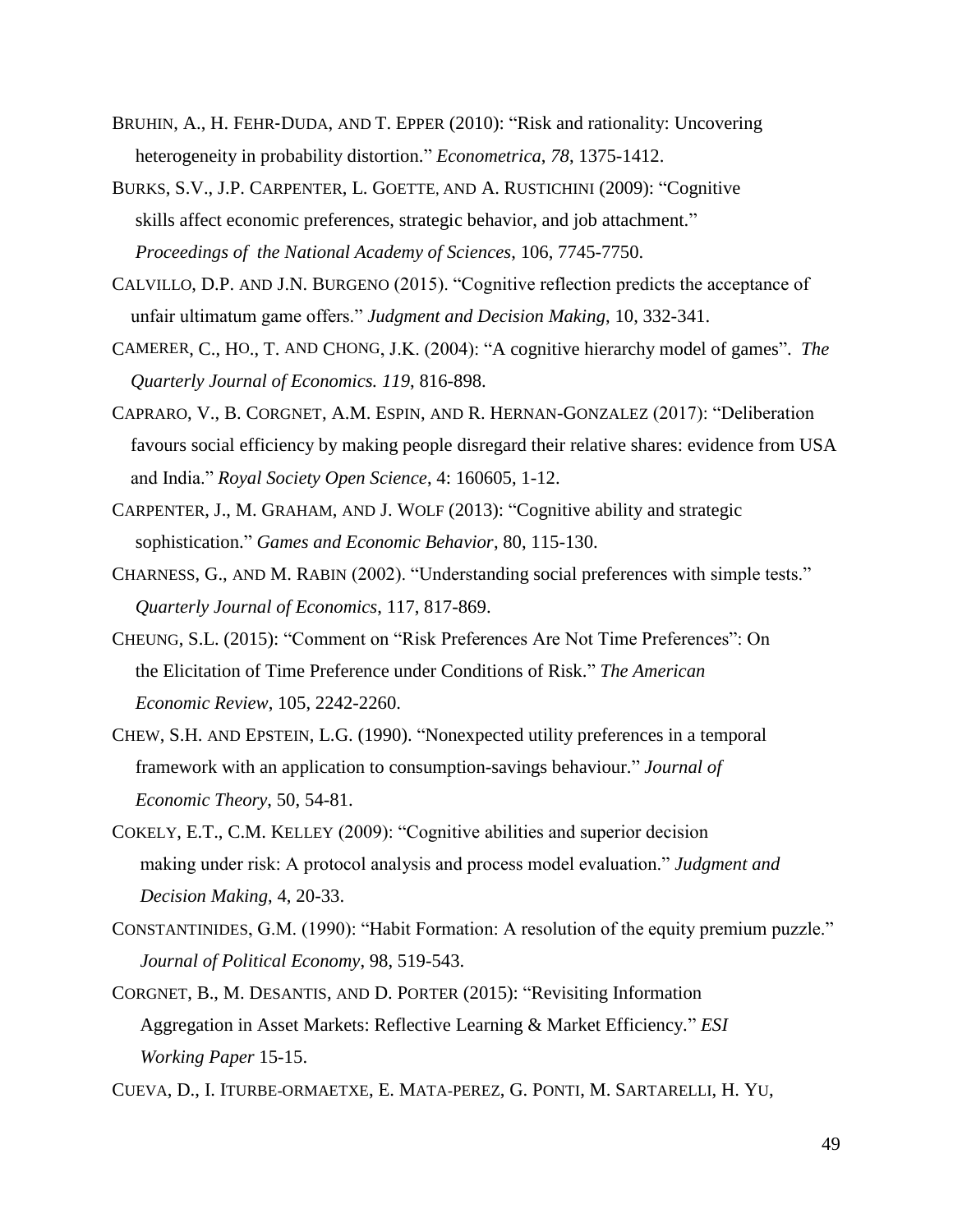BRUHIN, A., H. FEHR-DUDA, AND T. EPPER (2010): "Risk and rationality: Uncovering heterogeneity in probability distortion." *Econometrica*, *78*, 1375-1412.

BURKS, S.V., J.P. CARPENTER, L. GOETTE, AND A. RUSTICHINI (2009): "Cognitive skills affect economic preferences, strategic behavior, and job attachment." *Proceedings of the National Academy of Sciences*, 106, 7745-7750.

CALVILLO, D.P. AND J.N. BURGENO (2015). "Cognitive reflection predicts the acceptance of unfair ultimatum game offers." *Judgment and Decision Making*, 10, 332-341.

CAMERER, C., HO., T. AND CHONG, J.K. (2004): "A cognitive hierarchy model of games". *The Quarterly Journal of Economics. 119*, 816-898.

CAPRARO, V., B. CORGNET, A.M. ESPIN, AND R. HERNAN-GONZALEZ (2017): "Deliberation favours social efficiency by making people disregard their relative shares: evidence from USA and India." *Royal Society Open Science*, 4: 160605, 1-12.

CARPENTER, J., M. GRAHAM, AND J. WOLF (2013): "Cognitive ability and strategic sophistication." *Games and Economic Behavior*, 80, 115-130.

CHARNESS, G., AND M. RABIN (2002). "Understanding social preferences with simple tests." *Quarterly Journal of Economics*, 117, 817-869.

CHEUNG, S.L. (2015): "Comment on "Risk Preferences Are Not Time Preferences": On the Elicitation of Time Preference under Conditions of Risk." *The American Economic Review*, 105, 2242-2260.

CHEW, S.H. AND EPSTEIN, L.G. (1990). "Nonexpected utility preferences in a temporal framework with an application to consumption-savings behaviour." *Journal of Economic Theory*, 50, 54-81.

COKELY, E.T., C.M. KELLEY (2009): "Cognitive abilities and superior decision making under risk: A protocol analysis and process model evaluation." *Judgment and Decision Making*, 4, 20-33.

CONSTANTINIDES, G.M. (1990): "Habit Formation: A resolution of the equity premium puzzle." *Journal of Political Economy*, 98, 519-543.

CORGNET, B., M. DESANTIS, AND D. PORTER (2015): "Revisiting Information Aggregation in Asset Markets: Reflective Learning & Market Efficiency." *ESI Working Paper* 15-15.

CUEVA, D., I. ITURBE-ORMAETXE, E. MATA-PEREZ, G. PONTI, M. SARTARELLI, H. YU,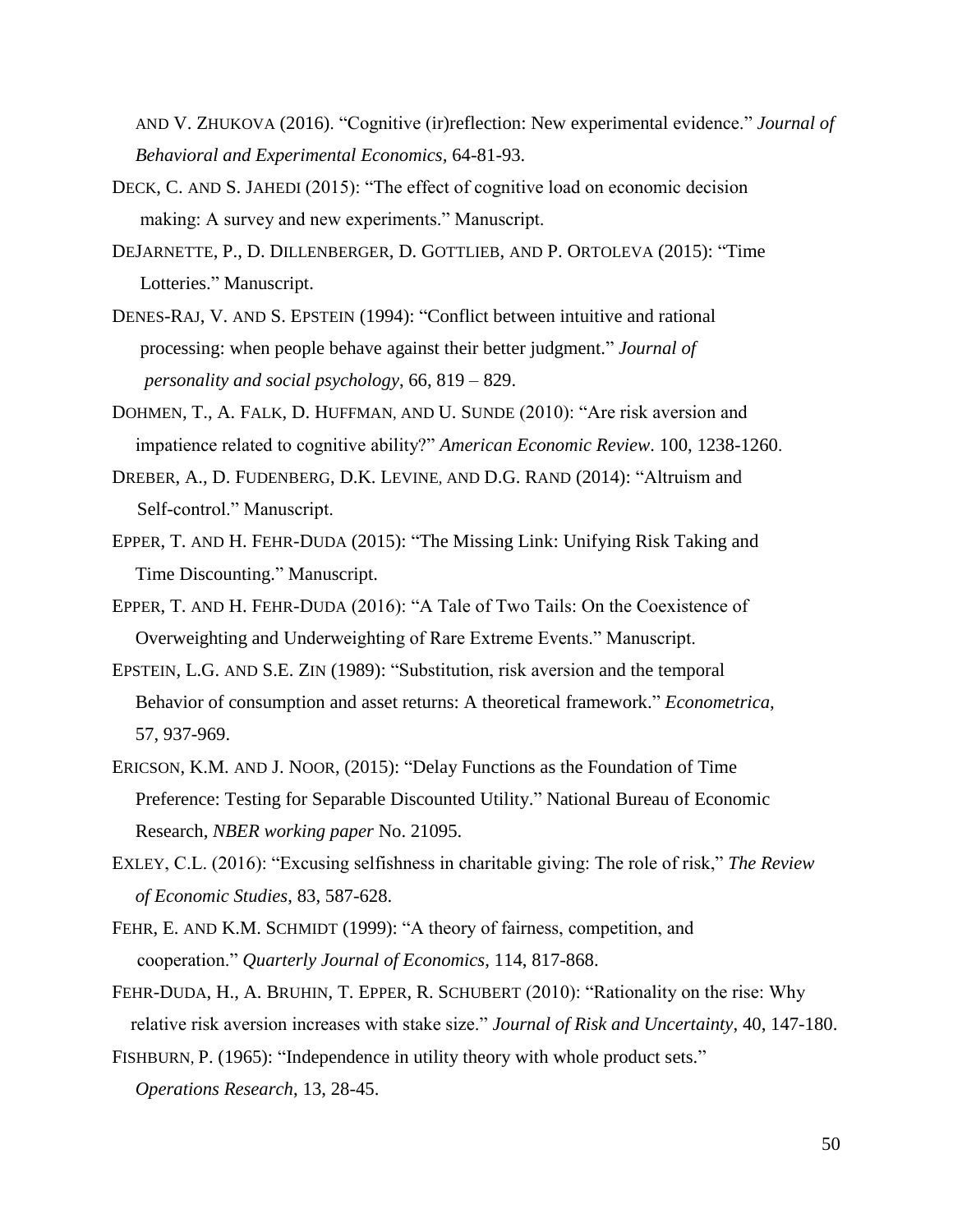AND V. ZHUKOVA (2016). “Cognitive (ir)reflection: New experimental evidence.” *Journal of Behavioral and Experimental Economics,* 64-81-93.

DECK, C. AND S. JAHEDI (2015): “The effect of cognitive load on economic decision making: A survey and new experiments.” Manuscript.

DEJARNETTE, P., D. DILLENBERGER, D. GOTTLIEB, AND P. ORTOLEVA (2015): “Time Lotteries.” Manuscript.

DENES-RAJ, V. AND S. EPSTEIN (1994): “Conflict between intuitive and rational processing: when people behave against their better judgment.” *Journal of personality and social psychology*, 66, 819 – 829.

DOHMEN, T., A. FALK, D. HUFFMAN, AND U. SUNDE (2010): “Are risk aversion and impatience related to cognitive ability?” *American Economic Review*. 100, 1238-1260.

DREBER, A., D. FUDENBERG, D.K. LEVINE, AND D.G. RAND (2014): “Altruism and Self-control.” Manuscript.

EPPER, T. AND H. FEHR-DUDA (2015): “The Missing Link: Unifying Risk Taking and Time Discounting.” Manuscript.

EPPER, T. AND H. FEHR-DUDA (2016): “A Tale of Two Tails: On the Coexistence of Overweighting and Underweighting of Rare Extreme Events.” Manuscript.

EPSTEIN, L.G. AND S.E. ZIN (1989): “Substitution, risk aversion and the temporal Behavior of consumption and asset returns: A theoretical framework.” *Econometrica,* 57, 937-969.

ERICSON, K.M. AND J. NOOR, (2015): “Delay Functions as the Foundation of Time Preference: Testing for Separable Discounted Utility.” National Bureau of Economic Research, *NBER working paper* No. 21095.

EXLEY, C.L. (2016): “Excusing selfishness in charitable giving: The role of risk,” *The Review of Economic Studies*, 83, 587-628.

FEHR, E. AND K.M. SCHMIDT (1999): “A theory of fairness, competition, and cooperation.” *Quarterly Journal of Economics*, 114, 817-868.

FEHR-DUDA, H., A. BRUHIN, T. EPPER, R. SCHUBERT (2010): “Rationality on the rise: Why relative risk aversion increases with stake size.” *Journal of Risk and Uncertainty*, 40, 147-180.

FISHBURN, P. (1965): “Independence in utility theory with whole product sets.” *Operations Research*, 13, 28-45.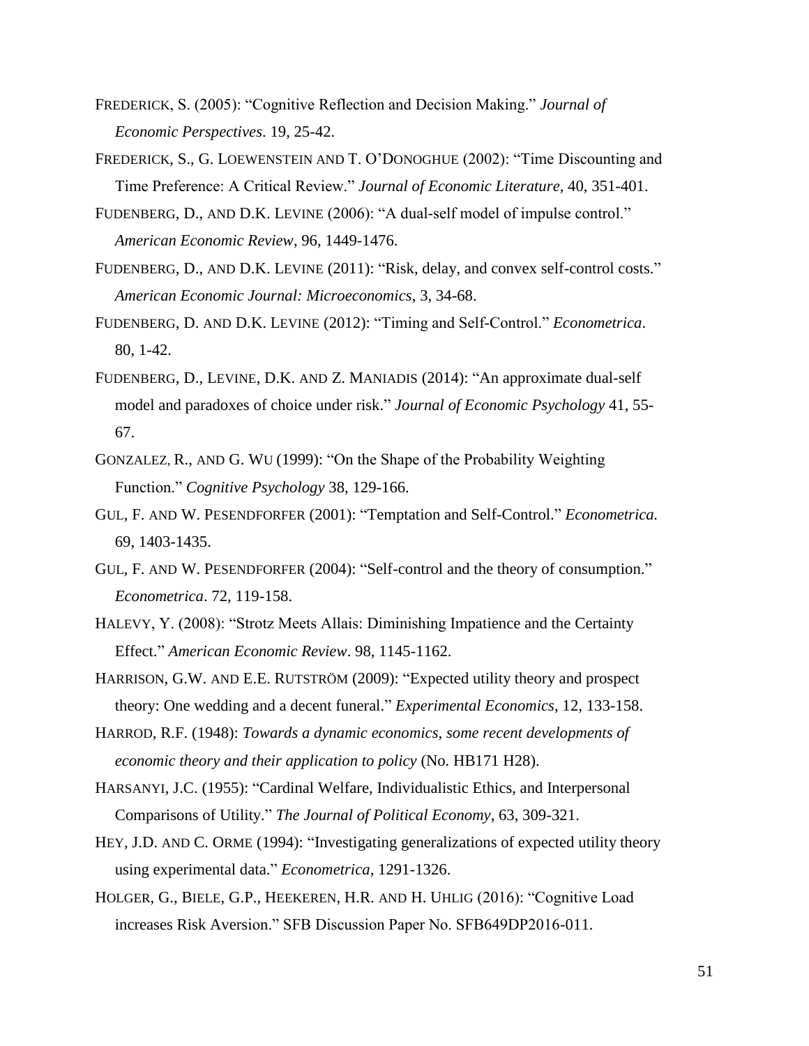FREDERICK, S. (2005): "Cognitive Reflection and Decision Making." *Journal of Economic Perspectives*. 19, 25-42.

FREDERICK, S., G. LOEWENSTEIN AND T. O'DONOGHUE (2002): "Time Discounting and Time Preference: A Critical Review." *Journal of Economic Literature*, 40, 351-401.

FUDENBERG, D., AND D.K. LEVINE (2006): "A dual-self model of impulse control." *American Economic Review*, 96, 1449-1476.

FUDENBERG, D., AND D.K. LEVINE (2011): "Risk, delay, and convex self-control costs." *American Economic Journal: Microeconomics*, 3, 34-68.

FUDENBERG, D. AND D.K. LEVINE (2012): "Timing and Self-Control." *Econometrica*. 80, 1-42.

FUDENBERG, D., LEVINE, D.K. AND Z. MANIADIS (2014): "An approximate dual-self model and paradoxes of choice under risk." *Journal of Economic Psychology* 41, 55-67.

GONZALEZ, R., AND G. WU (1999): "On the Shape of the Probability Weighting Function." *Cognitive Psychology* 38, 129-166.

GUL, F. AND W. PESENDFORFER (2001): "Temptation and Self-Control." *Econometrica.* 69, 1403-1435.

GUL, F. AND W. PESENDFORFER (2004): "Self-control and the theory of consumption." *Econometrica*. 72, 119-158.

HALEVY, Y. (2008): "Strotz Meets Allais: Diminishing Impatience and the Certainty Effect." *American Economic Review*. 98, 1145-1162.

HARRISON, G.W. AND E.E. RUTSTRÖM (2009): "Expected utility theory and prospect theory: One wedding and a decent funeral." *Experimental Economics*, 12, 133-158.

HARROD, R.F. (1948): *Towards a dynamic economics, some recent developments of economic theory and their application to policy* (No. HB171 H28).

HARSANYI, J.C. (1955): "Cardinal Welfare, Individualistic Ethics, and Interpersonal Comparisons of Utility." *The Journal of Political Economy*, 63, 309-321.

HEY, J.D. AND C. ORME (1994): "Investigating generalizations of expected utility theory using experimental data." *Econometrica*, 1291-1326.

HOLGER, G., BIELE, G.P., HEEKEREN, H.R. AND H. UHLIG (2016): "Cognitive Load increases Risk Aversion." SFB Discussion Paper No. SFB649DP2016-011.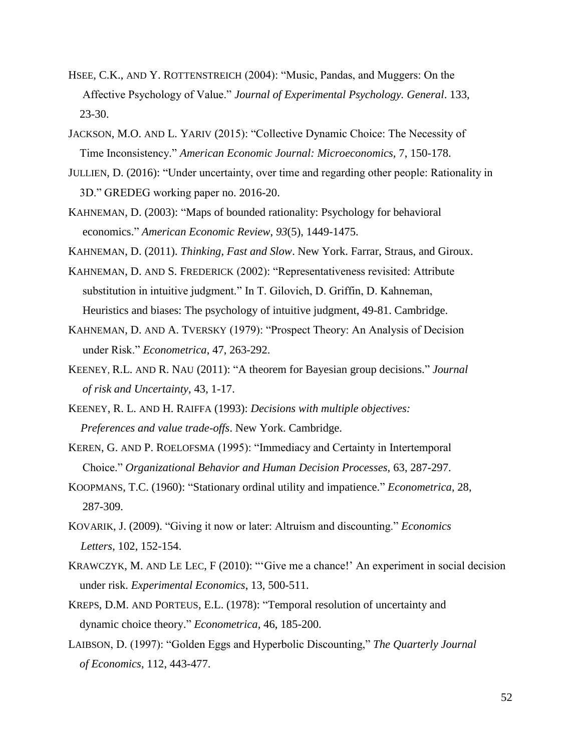HSEE, C.K., AND Y. ROTTENSTREICH (2004): "Music, Pandas, and Muggers: On the Affective Psychology of Value." *Journal of Experimental Psychology. General*. 133, 23-30.

JACKSON, M.O. AND L. YARIV (2015): "Collective Dynamic Choice: The Necessity of Time Inconsistency." *American Economic Journal: Microeconomics,* 7, 150-178.

JULLIEN, D. (2016): "Under uncertainty, over time and regarding other people: Rationality in 3D." GREDEG working paper no. 2016-20.

KAHNEMAN, D. (2003): "Maps of bounded rationality: Psychology for behavioral economics." *American Economic Review*, *93*(5), 1449-1475.

KAHNEMAN, D. (2011). *Thinking, Fast and Slow*. New York. Farrar, Straus, and Giroux.

KAHNEMAN, D. AND S. FREDERICK (2002): "Representativeness revisited: Attribute substitution in intuitive judgment." In T. Gilovich, D. Griffin, D. Kahneman, Heuristics and biases: The psychology of intuitive judgment, 49-81. Cambridge.

KAHNEMAN, D. AND A. TVERSKY (1979): "Prospect Theory: An Analysis of Decision under Risk." *Econometrica*, 47, 263-292.

KEENEY, R.L. AND R. NAU (2011): "A theorem for Bayesian group decisions." *Journal of risk and Uncertainty*, 43, 1-17.

KEENEY, R. L. AND H. RAIFFA (1993): *Decisions with multiple objectives: Preferences and value trade-offs*. New York. Cambridge.

KEREN, G. AND P. ROELOFSMA (1995): "Immediacy and Certainty in Intertemporal Choice." *Organizational Behavior and Human Decision Processes,* 63, 287-297.

KOOPMANS, T.C. (1960): "Stationary ordinal utility and impatience." *Econometrica*, 28, 287-309.

KOVARIK, J. (2009). "Giving it now or later: Altruism and discounting." *Economics Letters*, 102, 152-154.

KRAWCZYK, M. AND LE LEC, F (2010): "'Give me a chance!' An experiment in social decision under risk. *Experimental Economics*, 13, 500-511.

KREPS, D.M. AND PORTEUS, E.L. (1978): "Temporal resolution of uncertainty and dynamic choice theory." *Econometrica,* 46, 185-200.

LAIBSON, D. (1997): "Golden Eggs and Hyperbolic Discounting," *The Quarterly Journal of Economics*, 112, 443-477.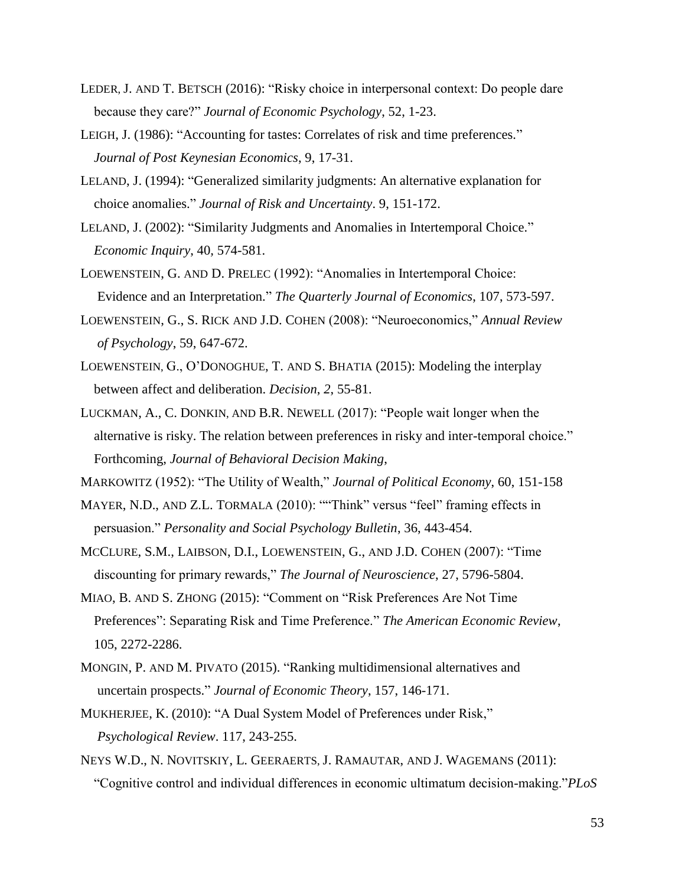LEDER, J. AND T. BETSCH (2016): "Risky choice in interpersonal context: Do people dare because they care?" *Journal of Economic Psychology*, 52, 1-23.

LEIGH, J. (1986): "Accounting for tastes: Correlates of risk and time preferences." *Journal of Post Keynesian Economics*, 9, 17-31.

LELAND, J. (1994): "Generalized similarity judgments: An alternative explanation for choice anomalies." *Journal of Risk and Uncertainty*. 9, 151-172.

LELAND, J. (2002): "Similarity Judgments and Anomalies in Intertemporal Choice." *Economic Inquiry*, 40, 574-581.

LOEWENSTEIN, G. AND D. PRELEC (1992): "Anomalies in Intertemporal Choice: Evidence and an Interpretation." *The Quarterly Journal of Economics*, 107, 573-597.

LOEWENSTEIN, G., S. RICK AND J.D. COHEN (2008): "Neuroeconomics," *Annual Review of Psychology*, 59, 647-672.

LOEWENSTEIN, G., O'DONOGHUE, T. AND S. BHATIA (2015): Modeling the interplay between affect and deliberation. *Decision*, *2*, 55-81.

LUCKMAN, A., C. DONKIN, AND B.R. NEWELL (2017): "People wait longer when the alternative is risky. The relation between preferences in risky and inter-temporal choice." Forthcoming, *Journal of Behavioral Decision Making,*

MARKOWITZ (1952): "The Utility of Wealth," *Journal of Political Economy*, 60, 151-158

MAYER, N.D., AND Z.L. TORMALA (2010): ""Think" versus "feel" framing effects in persuasion." *Personality and Social Psychology Bulletin*, 36, 443-454.

MCCLURE, S.M., LAIBSON, D.I., LOEWENSTEIN, G., AND J.D. COHEN (2007): "Time discounting for primary rewards," *The Journal of Neuroscience*, 27, 5796-5804.

MIAO, B. AND S. ZHONG (2015): "Comment on "Risk Preferences Are Not Time Preferences": Separating Risk and Time Preference." *The American Economic Review*, 105, 2272-2286.

MONGIN, P. AND M. PIVATO (2015). "Ranking multidimensional alternatives and uncertain prospects." *Journal of Economic Theory*, 157, 146-171.

MUKHERJEE, K. (2010): "A Dual System Model of Preferences under Risk," *Psychological Review*. 117, 243-255.

NEYS W.D., N. NOVITSKIY, L. GEERAERTS, J. RAMAUTAR, AND J. WAGEMANS (2011): "Cognitive control and individual differences in economic ultimatum decision-making."*PLoS*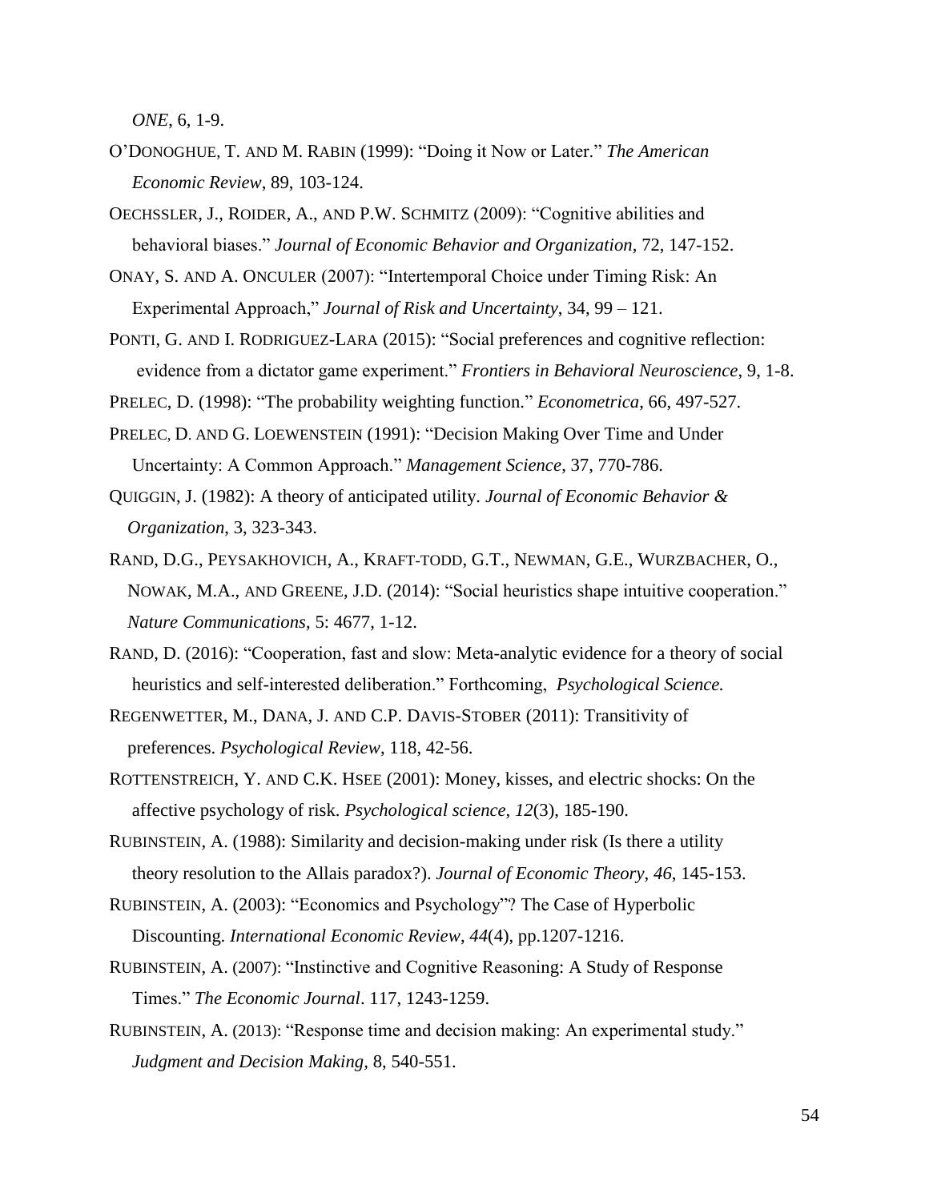*ONE*, 6, 1-9.

O'Donoghue, T. and M. Rabin (1999): "Doing it Now or Later." *The American Economic Review*, 89, 103-124.

Oechssler, J., Roider, A., and P.W. Schmitz (2009): "Cognitive abilities and behavioral biases." *Journal of Economic Behavior and Organization*, 72, 147-152.

Onay, S. and A. Onculer (2007): "Intertemporal Choice under Timing Risk: An Experimental Approach," *Journal of Risk and Uncertainty*, 34, 99 – 121.

Ponti, G. and I. Rodriguez-Lara (2015): "Social preferences and cognitive reflection: evidence from a dictator game experiment." *Frontiers in Behavioral Neuroscience*, 9, 1-8.

Prelec, D. (1998): "The probability weighting function." *Econometrica*, 66, 497-527.

Prelec, D. and G. Loewenstein (1991): "Decision Making Over Time and Under Uncertainty: A Common Approach." *Management Science*, 37, 770-786.

Quiggin, J. (1982): A theory of anticipated utility. *Journal of Economic Behavior & Organization*, 3, 323-343.

Rand, D.G., Peysakhovich, A., Kraft-todd, G.T., Newman, G.E., Wurzbacher, O., Nowak, M.A., and Greene, J.D. (2014): "Social heuristics shape intuitive cooperation." *Nature Communications*, 5: 4677, 1-12.

Rand, D. (2016): "Cooperation, fast and slow: Meta-analytic evidence for a theory of social heuristics and self-interested deliberation." Forthcoming, *Psychological Science.*

Regenwetter, M., Dana, J. and C.P. Davis-Stober (2011): Transitivity of preferences. *Psychological Review*, 118, 42-56.

Rottenstreich, Y. and C.K. Hsee (2001): Money, kisses, and electric shocks: On the affective psychology of risk. *Psychological science*, *12*(3), 185-190.

Rubinstein, A. (1988): Similarity and decision-making under risk (Is there a utility theory resolution to the Allais paradox?). *Journal of Economic Theory*, *46*, 145-153.

Rubinstein, A. (2003): "Economics and Psychology"? The Case of Hyperbolic Discounting. *International Economic Review*, *44*(4), pp.1207-1216.

Rubinstein, A. (2007): "Instinctive and Cognitive Reasoning: A Study of Response Times." *The Economic Journal*. 117, 1243-1259.

Rubinstein, A. (2013): "Response time and decision making: An experimental study." *Judgment and Decision Making*, 8, 540-551.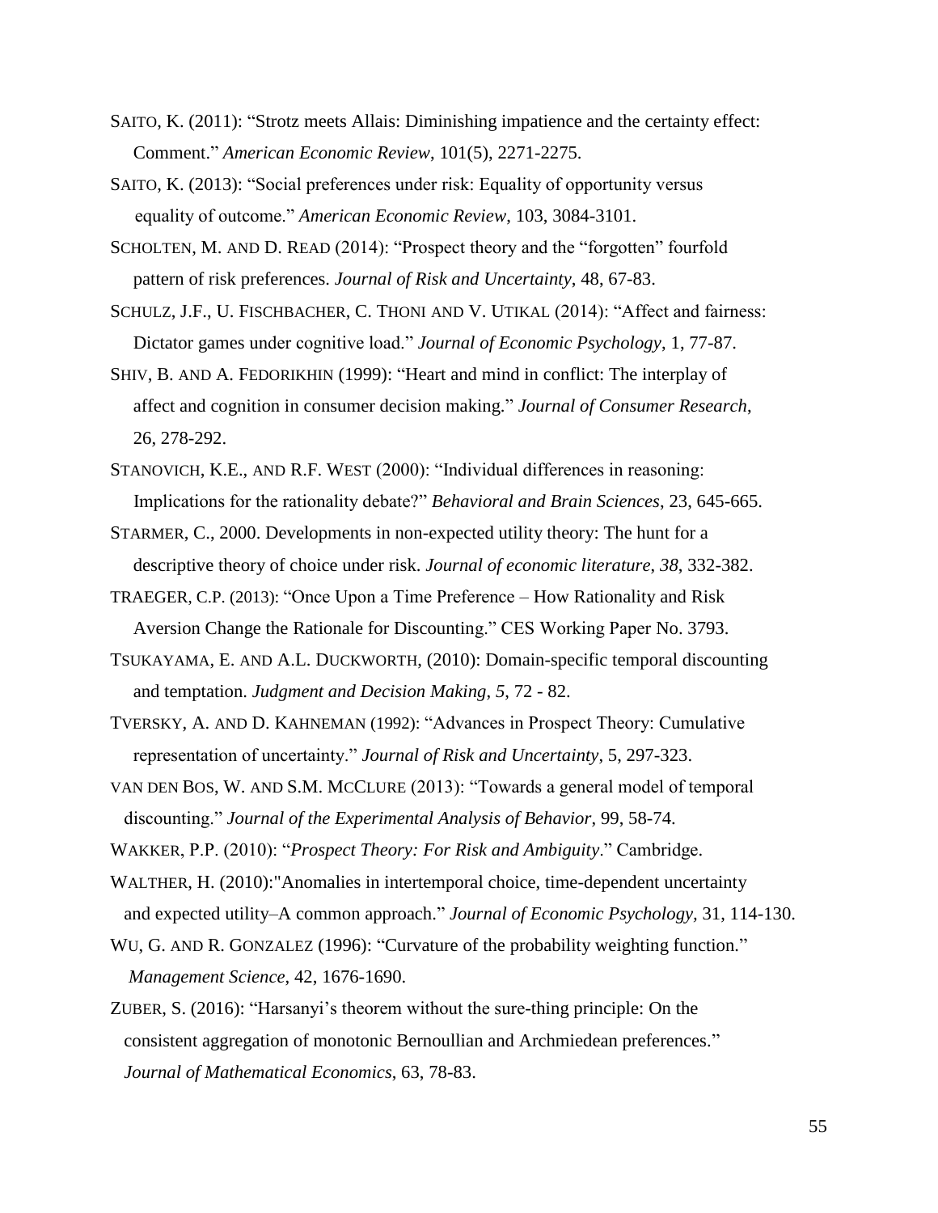SAITO, K. (2011): “Strotz meets Allais: Diminishing impatience and the certainty effect: Comment.” *American Economic Review*, 101(5), 2271-2275.

SAITO, K. (2013): “Social preferences under risk: Equality of opportunity versus equality of outcome.” *American Economic Review*, 103, 3084-3101.

SCHOLTEN, M. AND D. READ (2014): “Prospect theory and the “forgotten” fourfold pattern of risk preferences. *Journal of Risk and Uncertainty*, 48, 67-83.

SCHULZ, J.F., U. FISCHBACHER, C. THONI AND V. UTIKAL (2014): “Affect and fairness: Dictator games under cognitive load.” *Journal of Economic Psychology*, 1, 77-87.

SHIV, B. AND A. FEDORIKHIN (1999): “Heart and mind in conflict: The interplay of affect and cognition in consumer decision making.” *Journal of Consumer Research*, 26, 278-292.

STANOVICH, K.E., AND R.F. WEST (2000): “Individual differences in reasoning: Implications for the rationality debate?” *Behavioral and Brain Sciences*, 23, 645-665.

STARMER, C., 2000. Developments in non-expected utility theory: The hunt for a descriptive theory of choice under risk. *Journal of economic literature*, *38*, 332-382.

TRAEGER, C.P. (2013): “Once Upon a Time Preference – How Rationality and Risk Aversion Change the Rationale for Discounting.” CES Working Paper No. 3793.

TSUKAYAMA, E. AND A.L. DUCKWORTH, (2010): Domain-specific temporal discounting and temptation. *Judgment and Decision Making*, *5*, 72 - 82.

TVERSKY, A. AND D. KAHNEMAN (1992): “Advances in Prospect Theory: Cumulative representation of uncertainty.” *Journal of Risk and Uncertainty*, 5, 297-323.

VAN DEN BOS, W. AND S.M. MCCLURE (2013): “Towards a general model of temporal discounting.” *Journal of the Experimental Analysis of Behavior*, 99, 58-74.

WAKKER, P.P. (2010): “*Prospect Theory: For Risk and Ambiguity*.” Cambridge.

WALTHER, H. (2010):"Anomalies in intertemporal choice, time-dependent uncertainty and expected utility–A common approach.” *Journal of Economic Psychology*, 31, 114-130.

WU, G. AND R. GONZALEZ (1996): “Curvature of the probability weighting function.” *Management Science*, 42, 1676-1690.

ZUBER, S. (2016): “Harsanyi’s theorem without the sure-thing principle: On the consistent aggregation of monotonic Bernoullian and Archmiedean preferences.” *Journal of Mathematical Economics*, 63, 78-83.